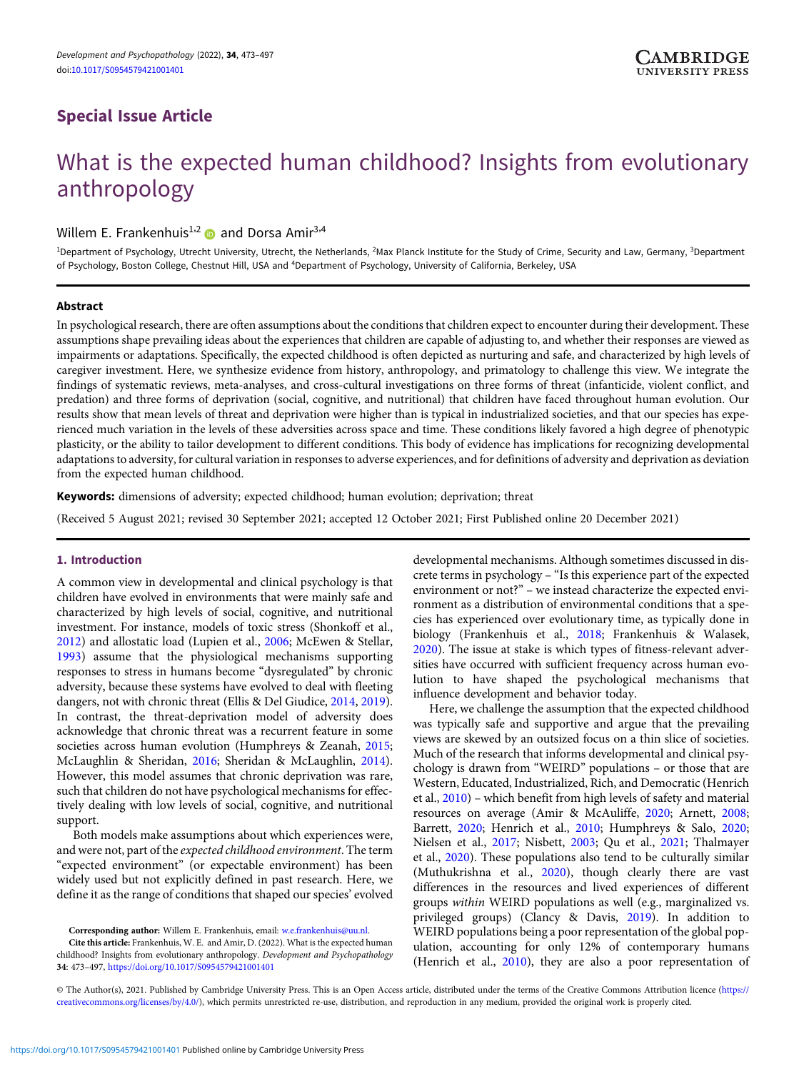Special Issue Article

# What is the expected human childhood? Insights from evolutionary anthropology

Willem E. Frankenhuis[1,2] and Dorsa Amir[3,4]

[1]Department of Psychology, Utrecht University, Utrecht, the Netherlands, [2]Max Planck Institute for the Study of Crime, Security and Law, Germany, [3]Department of Psychology, Boston College, Chestnut Hill, USA and [4]Department of Psychology, University of California, Berkeley, USA

## Abstract

In psychological research, there are often assumptions about the conditions that children expect to encounter during their development. These assumptions shape prevailing ideas about the experiences that children are capable of adjusting to, and whether their responses are viewed as impairments or adaptations. Specifically, the expected childhood is often depicted as nurturing and safe, and characterized by high levels of caregiver investment. Here, we synthesize evidence from history, anthropology, and primatology to challenge this view. We integrate the findings of systematic reviews, meta-analyses, and cross-cultural investigations on three forms of threat (infanticide, violent conflict, and predation) and three forms of deprivation (social, cognitive, and nutritional) that children have faced throughout human evolution. Our results show that mean levels of threat and deprivation were higher than is typical in industrialized societies, and that our species has experienced much variation in the levels of these adversities across space and time. These conditions likely favored a high degree of phenotypic plasticity, or the ability to tailor development to different conditions. This body of evidence has implications for recognizing developmental adaptations to adversity, for cultural variation in responses to adverse experiences, and for definitions of adversity and deprivation as deviation from the expected human childhood.

**Keywords:** dimensions of adversity; expected childhood; human evolution; deprivation; threat

(Received 5 August 2021; revised 30 September 2021; accepted 12 October 2021; First Published online 20 December 2021)

## 1. Introduction

A common view in developmental and clinical psychology is that children have evolved in environments that were mainly safe and characterized by high levels of social, cognitive, and nutritional investment. For instance, models of toxic stress (Shonkoff et al., 2012) and allostatic load (Lupien et al., 2006; McEwen & Stellar, 1993) assume that the physiological mechanisms supporting responses to stress in humans become "dysregulated" by chronic adversity, because these systems have evolved to deal with fleeting dangers, not with chronic threat (Ellis & Del Giudice, 2014, 2019). In contrast, the threat-deprivation model of adversity does acknowledge that chronic threat was a recurrent feature in some societies across human evolution (Humphreys & Zeanah, 2015; McLaughlin & Sheridan, 2016; Sheridan & McLaughlin, 2014). However, this model assumes that chronic deprivation was rare, such that children do not have psychological mechanisms for effectively dealing with low levels of social, cognitive, and nutritional support.

Both models make assumptions about which experiences were, and were not, part of the *expected childhood environment*. The term "expected environment" (or expectable environment) has been widely used but not explicitly defined in past research. Here, we define it as the range of conditions that shaped our species' evolved developmental mechanisms. Although sometimes discussed in discrete terms in psychology – "Is this experience part of the expected environment or not?" – we instead characterize the expected environment as a distribution of environmental conditions that a species has experienced over evolutionary time, as typically done in biology (Frankenhuis et al., 2018; Frankenhuis & Walasek, 2020). The issue at stake is which types of fitness-relevant adversities have occurred with sufficient frequency across human evolution to have shaped the psychological mechanisms that influence development and behavior today.

Here, we challenge the assumption that the expected childhood was typically safe and supportive and argue that the prevailing views are skewed by an outsized focus on a thin slice of societies. Much of the research that informs developmental and clinical psychology is drawn from "WEIRD" populations – or those that are Western, Educated, Industrialized, Rich, and Democratic (Henrich et al., 2010) – which benefit from high levels of safety and material resources on average (Amir & McAuliffe, 2020; Arnett, 2008; Barrett, 2020; Henrich et al., 2010; Humphreys & Salo, 2020; Nielsen et al., 2017; Nisbett, 2003; Qu et al., 2021; Thalmayer et al., 2020). These populations also tend to be culturally similar (Muthukrishna et al., 2020), though clearly there are vast differences in the resources and lived experiences of different groups *within* WEIRD populations as well (e.g., marginalized vs. privileged groups) (Clancy & Davis, 2019). In addition to WEIRD populations being a poor representation of the global population, accounting for only 12% of contemporary humans (Henrich et al., 2010), they are also a poor representation of

**Corresponding author:** Willem E. Frankenhuis, email: w.e.frankenhuis@uu.nl.

**Cite this article:** Frankenhuis, W. E. and Amir, D. (2022). What is the expected human childhood? Insights from evolutionary anthropology. *Development and Psychopathology* **34**: 473–497, https://doi.org/10.1017/S0954579421001401

© The Author(s), 2021. Published by Cambridge University Press. This is an Open Access article, distributed under the terms of the Creative Commons Attribution licence (https://creativecommons.org/licenses/by/4.0/), which permits unrestricted re-use, distribution, and reproduction in any medium, provided the original work is properly cited.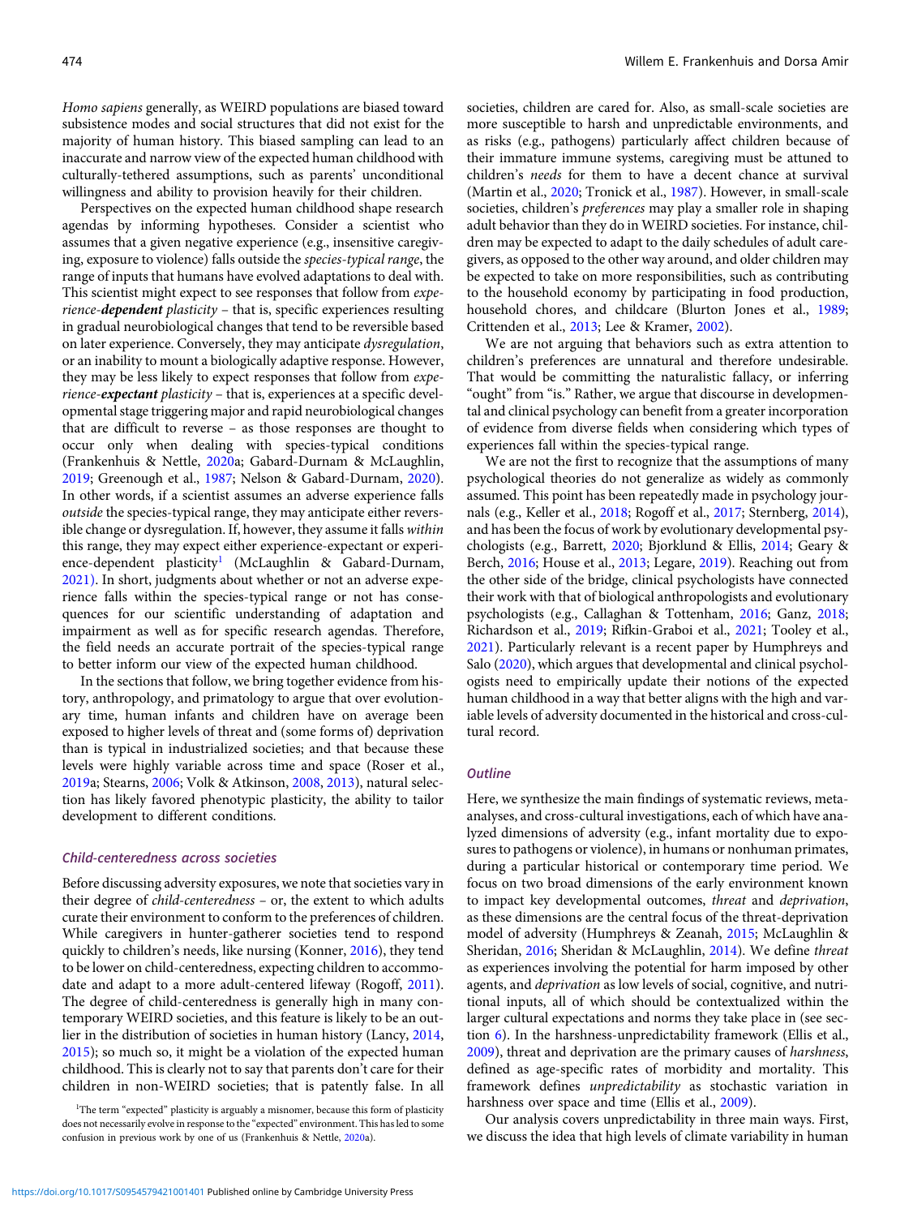*Homo sapiens* generally, as WEIRD populations are biased toward subsistence modes and social structures that did not exist for the majority of human history. This biased sampling can lead to an inaccurate and narrow view of the expected human childhood with culturally-tethered assumptions, such as parents' unconditional willingness and ability to provision heavily for their children.

Perspectives on the expected human childhood shape research agendas by informing hypotheses. Consider a scientist who assumes that a given negative experience (e.g., insensitive caregiving, exposure to violence) falls outside the *species-typical range*, the range of inputs that humans have evolved adaptations to deal with. This scientist might expect to see responses that follow from *experience-**dependent** plasticity* – that is, specific experiences resulting in gradual neurobiological changes that tend to be reversible based on later experience. Conversely, they may anticipate *dysregulation*, or an inability to mount a biologically adaptive response. However, they may be less likely to expect responses that follow from *experience-**expectant** plasticity* – that is, experiences at a specific developmental stage triggering major and rapid neurobiological changes that are difficult to reverse – as those responses are thought to occur only when dealing with species-typical conditions (Frankenhuis & Nettle, 2020a; Gabard-Durnam & McLaughlin, 2019; Greenough et al., 1987; Nelson & Gabard-Durnam, 2020). In other words, if a scientist assumes an adverse experience falls *outside* the species-typical range, they may anticipate either reversible change or dysregulation. If, however, they assume it falls *within* this range, they may expect either experience-expectant or experience-dependent plasticity[1] (McLaughlin & Gabard-Durnam, 2021). In short, judgments about whether or not an adverse experience falls within the species-typical range or not has consequences for our scientific understanding of adaptation and impairment as well as for specific research agendas. Therefore, the field needs an accurate portrait of the species-typical range to better inform our view of the expected human childhood.

In the sections that follow, we bring together evidence from history, anthropology, and primatology to argue that over evolutionary time, human infants and children have on average been exposed to higher levels of threat and (some forms of) deprivation than is typical in industrialized societies; and that because these levels were highly variable across time and space (Roser et al., 2019a; Stearns, 2006; Volk & Atkinson, 2008, 2013), natural selection has likely favored phenotypic plasticity, the ability to tailor development to different conditions.

### *Child-centeredness across societies*

Before discussing adversity exposures, we note that societies vary in their degree of *child-centeredness* – or, the extent to which adults curate their environment to conform to the preferences of children. While caregivers in hunter-gatherer societies tend to respond quickly to children's needs, like nursing (Konner, 2016), they tend to be lower on child-centeredness, expecting children to accommodate and adapt to a more adult-centered lifeway (Rogoff, 2011). The degree of child-centeredness is generally high in many contemporary WEIRD societies, and this feature is likely to be an outlier in the distribution of societies in human history (Lancy, 2014, 2015); so much so, it might be a violation of the expected human childhood. This is clearly not to say that parents don't care for their children in non-WEIRD societies; that is patently false. In all societies, children are cared for. Also, as small-scale societies are more susceptible to harsh and unpredictable environments, and as risks (e.g., pathogens) particularly affect children because of their immature immune systems, caregiving must be attuned to children's *needs* for them to have a decent chance at survival (Martin et al., 2020; Tronick et al., 1987). However, in small-scale societies, children's *preferences* may play a smaller role in shaping adult behavior than they do in WEIRD societies. For instance, children may be expected to adapt to the daily schedules of adult caregivers, as opposed to the other way around, and older children may be expected to take on more responsibilities, such as contributing to the household economy by participating in food production, household chores, and childcare (Blurton Jones et al., 1989; Crittenden et al., 2013; Lee & Kramer, 2002).

We are not arguing that behaviors such as extra attention to children's preferences are unnatural and therefore undesirable. That would be committing the naturalistic fallacy, or inferring "ought" from "is." Rather, we argue that discourse in developmental and clinical psychology can benefit from a greater incorporation of evidence from diverse fields when considering which types of experiences fall within the species-typical range.

We are not the first to recognize that the assumptions of many psychological theories do not generalize as widely as commonly assumed. This point has been repeatedly made in psychology journals (e.g., Keller et al., 2018; Rogoff et al., 2017; Sternberg, 2014), and has been the focus of work by evolutionary developmental psychologists (e.g., Barrett, 2020; Bjorklund & Ellis, 2014; Geary & Berch, 2016; House et al., 2013; Legare, 2019). Reaching out from the other side of the bridge, clinical psychologists have connected their work with that of biological anthropologists and evolutionary psychologists (e.g., Callaghan & Tottenham, 2016; Ganz, 2018; Richardson et al., 2019; Rifkin-Graboi et al., 2021; Tooley et al., 2021). Particularly relevant is a recent paper by Humphreys and Salo (2020), which argues that developmental and clinical psychologists need to empirically update their notions of the expected human childhood in a way that better aligns with the high and variable levels of adversity documented in the historical and cross-cultural record.

### *Outline*

Here, we synthesize the main findings of systematic reviews, meta-analyses, and cross-cultural investigations, each of which have analyzed dimensions of adversity (e.g., infant mortality due to exposures to pathogens or violence), in humans or nonhuman primates, during a particular historical or contemporary time period. We focus on two broad dimensions of the early environment known to impact key developmental outcomes, *threat* and *deprivation*, as these dimensions are the central focus of the threat-deprivation model of adversity (Humphreys & Zeanah, 2015; McLaughlin & Sheridan, 2016; Sheridan & McLaughlin, 2014). We define *threat* as experiences involving the potential for harm imposed by other agents, and *deprivation* as low levels of social, cognitive, and nutritional inputs, all of which should be contextualized within the larger cultural expectations and norms they take place in (see section 6). In the harshness-unpredictability framework (Ellis et al., 2009), threat and deprivation are the primary causes of *harshness*, defined as age-specific rates of morbidity and mortality. This framework defines *unpredictability* as stochastic variation in harshness over space and time (Ellis et al., 2009).

Our analysis covers unpredictability in three main ways. First, we discuss the idea that high levels of climate variability in human

[1] The term "expected" plasticity is arguably a misnomer, because this form of plasticity does not necessarily evolve in response to the "expected" environment. This has led to some confusion in previous work by one of us (Frankenhuis & Nettle, 2020a).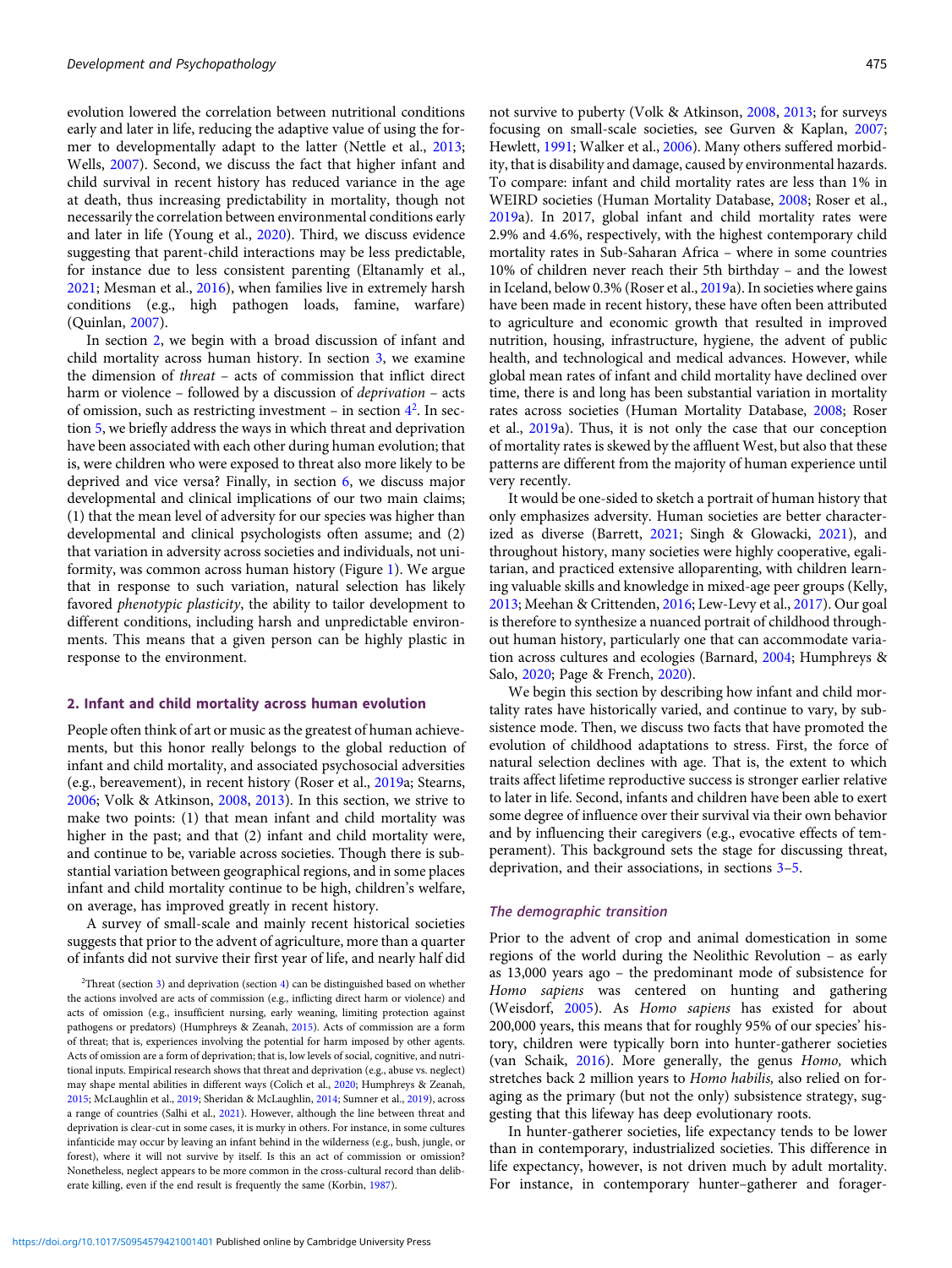evolution lowered the correlation between nutritional conditions early and later in life, reducing the adaptive value of using the former to developmentally adapt to the latter (Nettle et al., 2013; Wells, 2007). Second, we discuss the fact that higher infant and child survival in recent history has reduced variance in the age at death, thus increasing predictability in mortality, though not necessarily the correlation between environmental conditions early and later in life (Young et al., 2020). Third, we discuss evidence suggesting that parent-child interactions may be less predictable, for instance due to less consistent parenting (Eltanamly et al., 2021; Mesman et al., 2016), when families live in extremely harsh conditions (e.g., high pathogen loads, famine, warfare) (Quinlan, 2007).

In section 2, we begin with a broad discussion of infant and child mortality across human history. In section 3, we examine the dimension of *threat* – acts of commission that inflict direct harm or violence – followed by a discussion of *deprivation* – acts of omission, such as restricting investment – in section 4[2]. In section 5, we briefly address the ways in which threat and deprivation have been associated with each other during human evolution; that is, were children who were exposed to threat also more likely to be deprived and vice versa? Finally, in section 6, we discuss major developmental and clinical implications of our two main claims; (1) that the mean level of adversity for our species was higher than developmental and clinical psychologists often assume; and (2) that variation in adversity across societies and individuals, not uniformity, was common across human history (Figure 1). We argue that in response to such variation, natural selection has likely favored *phenotypic plasticity*, the ability to tailor development to different conditions, including harsh and unpredictable environments. This means that a given person can be highly plastic in response to the environment.

## 2. Infant and child mortality across human evolution

People often think of art or music as the greatest of human achievements, but this honor really belongs to the global reduction of infant and child mortality, and associated psychosocial adversities (e.g., bereavement), in recent history (Roser et al., 2019a; Stearns, 2006; Volk & Atkinson, 2008, 2013). In this section, we strive to make two points: (1) that mean infant and child mortality was higher in the past; and that (2) infant and child mortality were, and continue to be, variable across societies. Though there is substantial variation between geographical regions, and in some places infant and child mortality continue to be high, children's welfare, on average, has improved greatly in recent history.

A survey of small-scale and mainly recent historical societies suggests that prior to the advent of agriculture, more than a quarter of infants did not survive their first year of life, and nearly half did not survive to puberty (Volk & Atkinson, 2008, 2013; for surveys focusing on small-scale societies, see Gurven & Kaplan, 2007; Hewlett, 1991; Walker et al., 2006). Many others suffered morbidity, that is disability and damage, caused by environmental hazards. To compare: infant and child mortality rates are less than 1% in WEIRD societies (Human Mortality Database, 2008; Roser et al., 2019a). In 2017, global infant and child mortality rates were 2.9% and 4.6%, respectively, with the highest contemporary child mortality rates in Sub-Saharan Africa – where in some countries 10% of children never reach their 5th birthday – and the lowest in Iceland, below 0.3% (Roser et al., 2019a). In societies where gains have been made in recent history, these have often been attributed to agriculture and economic growth that resulted in improved nutrition, housing, infrastructure, hygiene, the advent of public health, and technological and medical advances. However, while global mean rates of infant and child mortality have declined over time, there is and long has been substantial variation in mortality rates across societies (Human Mortality Database, 2008; Roser et al., 2019a). Thus, it is not only the case that our conception of mortality rates is skewed by the affluent West, but also that these patterns are different from the majority of human experience until very recently.

It would be one-sided to sketch a portrait of human history that only emphasizes adversity. Human societies are better characterized as diverse (Barrett, 2021; Singh & Glowacki, 2021), and throughout history, many societies were highly cooperative, egalitarian, and practiced extensive alloparenting, with children learning valuable skills and knowledge in mixed-age peer groups (Kelly, 2013; Meehan & Crittenden, 2016; Lew-Levy et al., 2017). Our goal is therefore to synthesize a nuanced portrait of childhood throughout human history, particularly one that can accommodate variation across cultures and ecologies (Barnard, 2004; Humphreys & Salo, 2020; Page & French, 2020).

We begin this section by describing how infant and child mortality rates have historically varied, and continue to vary, by subsistence mode. Then, we discuss two facts that have promoted the evolution of childhood adaptations to stress. First, the force of natural selection declines with age. That is, the extent to which traits affect lifetime reproductive success is stronger earlier relative to later in life. Second, infants and children have been able to exert some degree of influence over their survival via their own behavior and by influencing their caregivers (e.g., evocative effects of temperament). This background sets the stage for discussing threat, deprivation, and their associations, in sections 3–5.

### The demographic transition

Prior to the advent of crop and animal domestication in some regions of the world during the Neolithic Revolution – as early as 13,000 years ago – the predominant mode of subsistence for *Homo sapiens* was centered on hunting and gathering (Weisdorf, 2005). As *Homo sapiens* has existed for about 200,000 years, this means that for roughly 95% of our species' history, children were typically born into hunter-gatherer societies (van Schaik, 2016). More generally, the genus *Homo,* which stretches back 2 million years to *Homo habilis,* also relied on foraging as the primary (but not the only) subsistence strategy, suggesting that this lifeway has deep evolutionary roots.

In hunter-gatherer societies, life expectancy tends to be lower than in contemporary, industrialized societies. This difference in life expectancy, however, is not driven much by adult mortality. For instance, in contemporary hunter–gatherer and forager-

[2]Threat (section 3) and deprivation (section 4) can be distinguished based on whether the actions involved are acts of commission (e.g., inflicting direct harm or violence) and acts of omission (e.g., insufficient nursing, early weaning, limiting protection against pathogens or predators) (Humphreys & Zeanah, 2015). Acts of commission are a form of threat; that is, experiences involving the potential for harm imposed by other agents. Acts of omission are a form of deprivation; that is, low levels of social, cognitive, and nutritional inputs. Empirical research shows that threat and deprivation (e.g., abuse vs. neglect) may shape mental abilities in different ways (Colich et al., 2020; Humphreys & Zeanah, 2015; McLaughlin et al., 2019; Sheridan & McLaughlin, 2014; Sumner et al., 2019), across a range of countries (Salhi et al., 2021). However, although the line between threat and deprivation is clear-cut in some cases, it is murky in others. For instance, in some cultures infanticide may occur by leaving an infant behind in the wilderness (e.g., bush, jungle, or forest), where it will not survive by itself. Is this an act of commission or omission? Nonetheless, neglect appears to be more common in the cross-cultural record than deliberate killing, even if the end result is frequently the same (Korbin, 1987).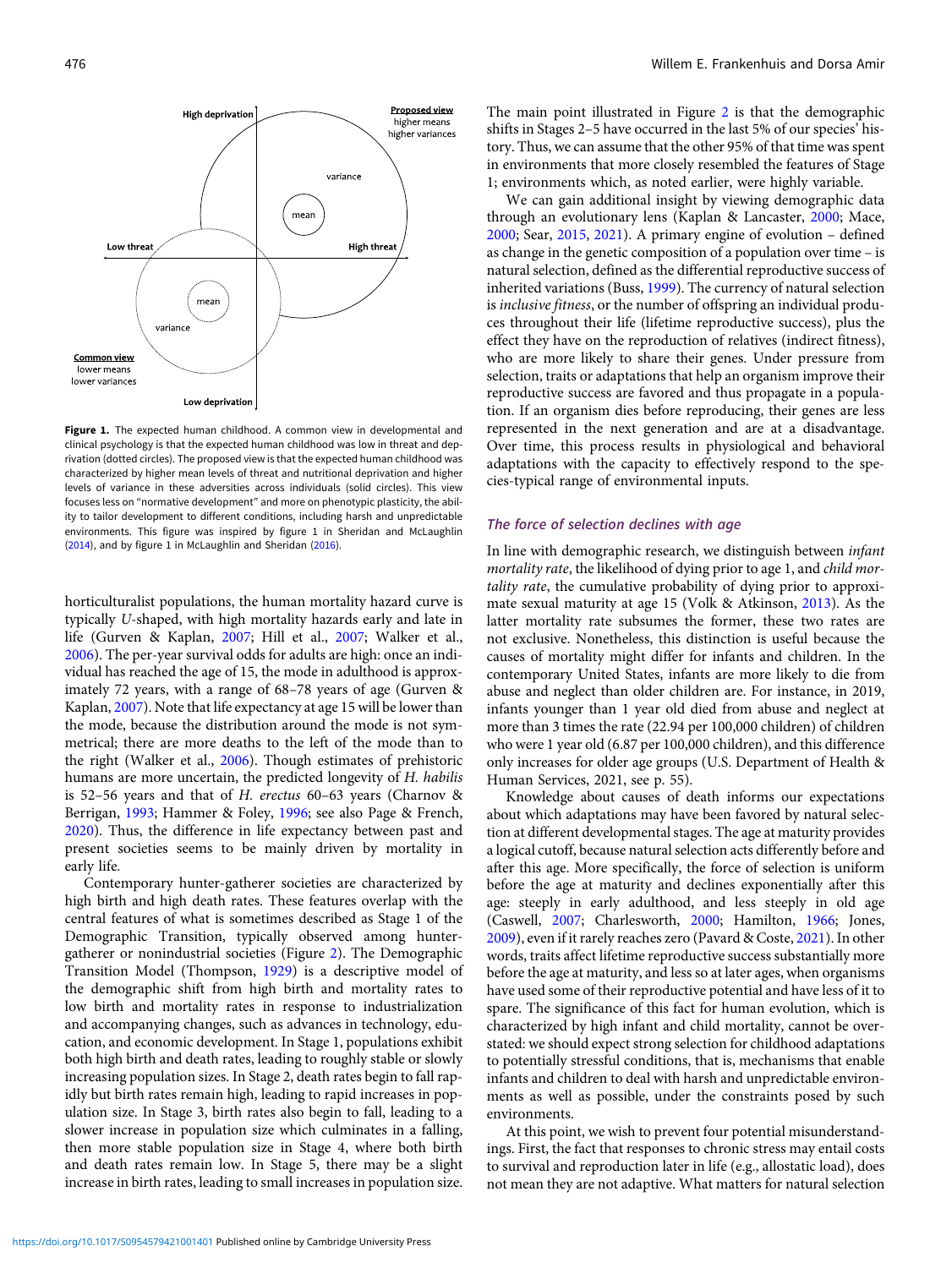**Figure 1.** The expected human childhood. A common view in developmental and clinical psychology is that the expected human childhood was low in threat and deprivation (dotted circles). The proposed view is that the expected human childhood was characterized by higher mean levels of threat and nutritional deprivation and higher levels of variance in these adversities across individuals (solid circles). This view focuses less on "normative development" and more on phenotypic plasticity, the ability to tailor development to different conditions, including harsh and unpredictable environments. This figure was inspired by figure 1 in Sheridan and McLaughlin (2014), and by figure 1 in McLaughlin and Sheridan (2016).

horticulturalist populations, the human mortality hazard curve is typically *U*-shaped, with high mortality hazards early and late in life (Gurven & Kaplan, 2007; Hill et al., 2007; Walker et al., 2006). The per-year survival odds for adults are high: once an individual has reached the age of 15, the mode in adulthood is approximately 72 years, with a range of 68–78 years of age (Gurven & Kaplan, 2007). Note that life expectancy at age 15 will be lower than the mode, because the distribution around the mode is not symmetrical; there are more deaths to the left of the mode than to the right (Walker et al., 2006). Though estimates of prehistoric humans are more uncertain, the predicted longevity of *H. habilis* is 52–56 years and that of *H. erectus* 60–63 years (Charnov & Berrigan, 1993; Hammer & Foley, 1996; see also Page & French, 2020). Thus, the difference in life expectancy between past and present societies seems to be mainly driven by mortality in early life.

Contemporary hunter-gatherer societies are characterized by high birth and high death rates. These features overlap with the central features of what is sometimes described as Stage 1 of the Demographic Transition, typically observed among hunter-gatherer or nonindustrial societies (Figure 2). The Demographic Transition Model (Thompson, 1929) is a descriptive model of the demographic shift from high birth and mortality rates to low birth and mortality rates in response to industrialization and accompanying changes, such as advances in technology, education, and economic development. In Stage 1, populations exhibit both high birth and death rates, leading to roughly stable or slowly increasing population sizes. In Stage 2, death rates begin to fall rapidly but birth rates remain high, leading to rapid increases in population size. In Stage 3, birth rates also begin to fall, leading to a slower increase in population size which culminates in a falling, then more stable population size in Stage 4, where both birth and death rates remain low. In Stage 5, there may be a slight increase in birth rates, leading to small increases in population size.

The main point illustrated in Figure 2 is that the demographic shifts in Stages 2–5 have occurred in the last 5% of our species' history. Thus, we can assume that the other 95% of that time was spent in environments that more closely resembled the features of Stage 1; environments which, as noted earlier, were highly variable.

We can gain additional insight by viewing demographic data through an evolutionary lens (Kaplan & Lancaster, 2000; Mace, 2000; Sear, 2015, 2021). A primary engine of evolution – defined as change in the genetic composition of a population over time – is natural selection, defined as the differential reproductive success of inherited variations (Buss, 1999). The currency of natural selection is *inclusive fitness*, or the number of offspring an individual produces throughout their life (lifetime reproductive success), plus the effect they have on the reproduction of relatives (indirect fitness), who are more likely to share their genes. Under pressure from selection, traits or adaptations that help an organism improve their reproductive success are favored and thus propagate in a population. If an organism dies before reproducing, their genes are less represented in the next generation and are at a disadvantage. Over time, this process results in physiological and behavioral adaptations with the capacity to effectively respond to the species-typical range of environmental inputs.

### The force of selection declines with age

In line with demographic research, we distinguish between *infant mortality rate*, the likelihood of dying prior to age 1, and *child mortality rate*, the cumulative probability of dying prior to approximate sexual maturity at age 15 (Volk & Atkinson, 2013). As the latter mortality rate subsumes the former, these two rates are not exclusive. Nonetheless, this distinction is useful because the causes of mortality might differ for infants and children. In the contemporary United States, infants are more likely to die from abuse and neglect than older children are. For instance, in 2019, infants younger than 1 year old died from abuse and neglect at more than 3 times the rate (22.94 per 100,000 children) of children who were 1 year old (6.87 per 100,000 children), and this difference only increases for older age groups (U.S. Department of Health & Human Services, 2021, see p. 55).

Knowledge about causes of death informs our expectations about which adaptations may have been favored by natural selection at different developmental stages. The age at maturity provides a logical cutoff, because natural selection acts differently before and after this age. More specifically, the force of selection is uniform before the age at maturity and declines exponentially after this age: steeply in early adulthood, and less steeply in old age (Caswell, 2007; Charlesworth, 2000; Hamilton, 1966; Jones, 2009), even if it rarely reaches zero (Pavard & Coste, 2021). In other words, traits affect lifetime reproductive success substantially more before the age at maturity, and less so at later ages, when organisms have used some of their reproductive potential and have less of it to spare. The significance of this fact for human evolution, which is characterized by high infant and child mortality, cannot be overstated: we should expect strong selection for childhood adaptations to potentially stressful conditions, that is, mechanisms that enable infants and children to deal with harsh and unpredictable environments as well as possible, under the constraints posed by such environments.

At this point, we wish to prevent four potential misunderstandings. First, the fact that responses to chronic stress may entail costs to survival and reproduction later in life (e.g., allostatic load), does not mean they are not adaptive. What matters for natural selection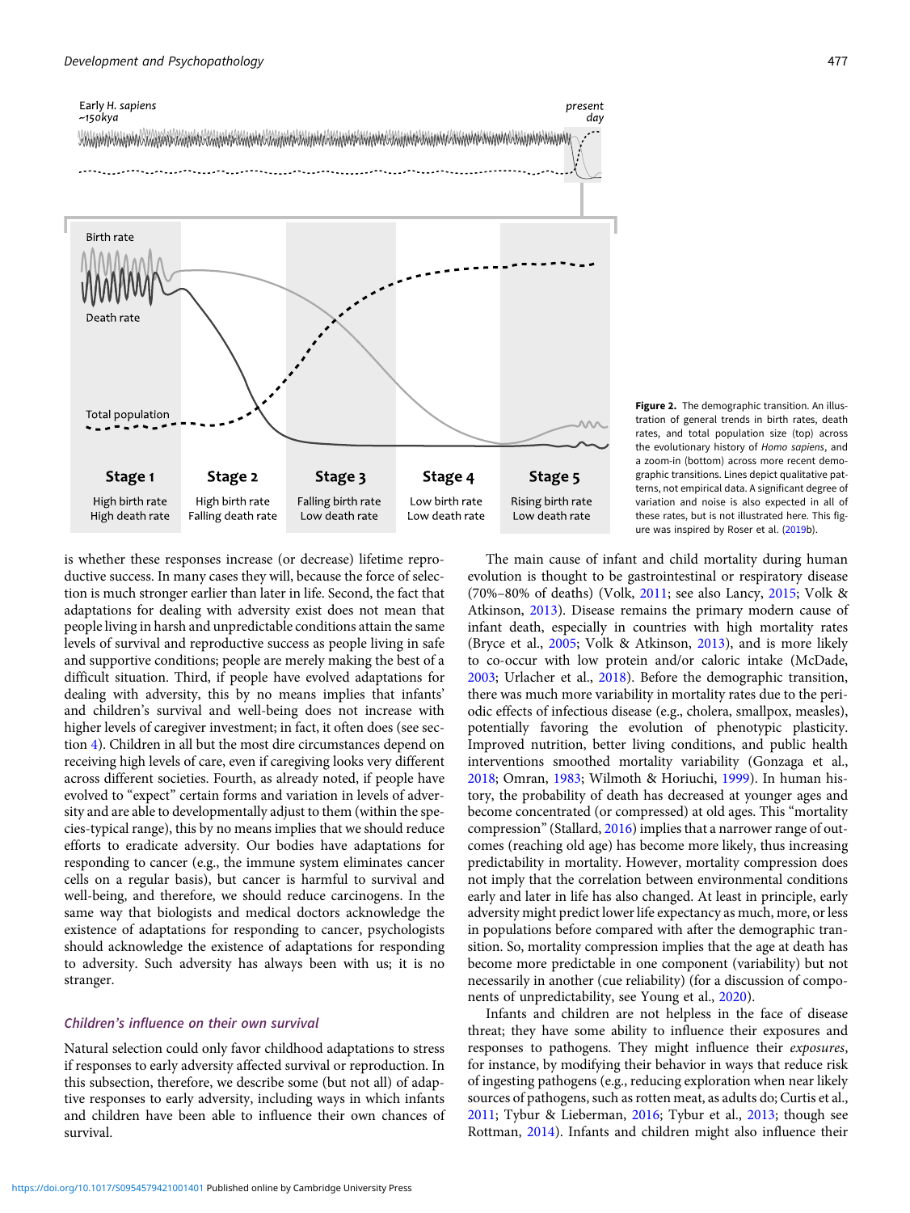Figure 2. The demographic transition. An illustration of general trends in birth rates, death rates, and total population size (top) across the evolutionary history of *Homo sapiens*, and a zoom-in (bottom) across more recent demographic transitions. Lines depict qualitative patterns, not empirical data. A significant degree of variation and noise is also expected in all of these rates, but is not illustrated here. This figure was inspired by Roser et al. (2019b).

is whether these responses increase (or decrease) lifetime reproductive success. In many cases they will, because the force of selection is much stronger earlier than later in life. Second, the fact that adaptations for dealing with adversity exist does not mean that people living in harsh and unpredictable conditions attain the same levels of survival and reproductive success as people living in safe and supportive conditions; people are merely making the best of a difficult situation. Third, if people have evolved adaptations for dealing with adversity, this by no means implies that infants' and children's survival and well-being does not increase with higher levels of caregiver investment; in fact, it often does (see section 4). Children in all but the most dire circumstances depend on receiving high levels of care, even if caregiving looks very different across different societies. Fourth, as already noted, if people have evolved to "expect" certain forms and variation in levels of adversity and are able to developmentally adjust to them (within the species-typical range), this by no means implies that we should reduce efforts to eradicate adversity. Our bodies have adaptations for responding to cancer (e.g., the immune system eliminates cancer cells on a regular basis), but cancer is harmful to survival and well-being, and therefore, we should reduce carcinogens. In the same way that biologists and medical doctors acknowledge the existence of adaptations for responding to cancer, psychologists should acknowledge the existence of adaptations for responding to adversity. Such adversity has always been with us; it is no stranger.

### *Children's influence on their own survival*

Natural selection could only favor childhood adaptations to stress if responses to early adversity affected survival or reproduction. In this subsection, therefore, we describe some (but not all) of adaptive responses to early adversity, including ways in which infants and children have been able to influence their own chances of survival.

The main cause of infant and child mortality during human evolution is thought to be gastrointestinal or respiratory disease (70%–80% of deaths) (Volk, 2011; see also Lancy, 2015; Volk & Atkinson, 2013). Disease remains the primary modern cause of infant death, especially in countries with high mortality rates (Bryce et al., 2005; Volk & Atkinson, 2013), and is more likely to co-occur with low protein and/or caloric intake (McDade, 2003; Urlacher et al., 2018). Before the demographic transition, there was much more variability in mortality rates due to the periodic effects of infectious disease (e.g., cholera, smallpox, measles), potentially favoring the evolution of phenotypic plasticity. Improved nutrition, better living conditions, and public health interventions smoothed mortality variability (Gonzaga et al., 2018; Omran, 1983; Wilmoth & Horiuchi, 1999). In human history, the probability of death has decreased at younger ages and become concentrated (or compressed) at old ages. This "mortality compression" (Stallard, 2016) implies that a narrower range of outcomes (reaching old age) has become more likely, thus increasing predictability in mortality. However, mortality compression does not imply that the correlation between environmental conditions early and later in life has also changed. At least in principle, early adversity might predict lower life expectancy as much, more, or less in populations before compared with after the demographic transition. So, mortality compression implies that the age at death has become more predictable in one component (variability) but not necessarily in another (cue reliability) (for a discussion of components of unpredictability, see Young et al., 2020).

Infants and children are not helpless in the face of disease threat; they have some ability to influence their exposures and responses to pathogens. They might influence their *exposures*, for instance, by modifying their behavior in ways that reduce risk of ingesting pathogens (e.g., reducing exploration when near likely sources of pathogens, such as rotten meat, as adults do; Curtis et al., 2011; Tybur & Lieberman, 2016; Tybur et al., 2013; though see Rottman, 2014). Infants and children might also influence their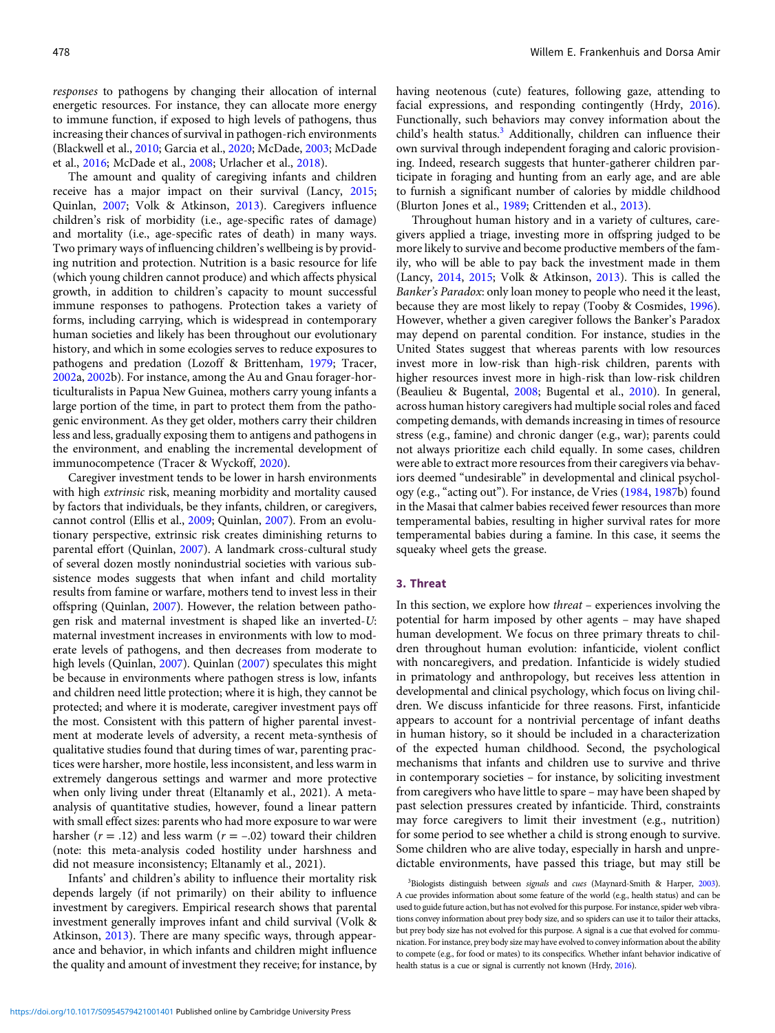*responses* to pathogens by changing their allocation of internal energetic resources. For instance, they can allocate more energy to immune function, if exposed to high levels of pathogens, thus increasing their chances of survival in pathogen-rich environments (Blackwell et al., 2010; Garcia et al., 2020; McDade, 2003; McDade et al., 2016; McDade et al., 2008; Urlacher et al., 2018).

The amount and quality of caregiving infants and children receive has a major impact on their survival (Lancy, 2015; Quinlan, 2007; Volk & Atkinson, 2013). Caregivers influence children's risk of morbidity (i.e., age-specific rates of damage) and mortality (i.e., age-specific rates of death) in many ways. Two primary ways of influencing children's wellbeing is by providing nutrition and protection. Nutrition is a basic resource for life (which young children cannot produce) and which affects physical growth, in addition to children's capacity to mount successful immune responses to pathogens. Protection takes a variety of forms, including carrying, which is widespread in contemporary human societies and likely has been throughout our evolutionary history, and which in some ecologies serves to reduce exposures to pathogens and predation (Lozoff & Brittenham, 1979; Tracer, 2002a, 2002b). For instance, among the Au and Gnau forager-horticulturalists in Papua New Guinea, mothers carry young infants a large portion of the time, in part to protect them from the pathogenic environment. As they get older, mothers carry their children less and less, gradually exposing them to antigens and pathogens in the environment, and enabling the incremental development of immunocompetence (Tracer & Wyckoff, 2020).

Caregiver investment tends to be lower in harsh environments with high *extrinsic* risk, meaning morbidity and mortality caused by factors that individuals, be they infants, children, or caregivers, cannot control (Ellis et al., 2009; Quinlan, 2007). From an evolutionary perspective, extrinsic risk creates diminishing returns to parental effort (Quinlan, 2007). A landmark cross-cultural study of several dozen mostly nonindustrial societies with various subsistence modes suggests that when infant and child mortality results from famine or warfare, mothers tend to invest less in their offspring (Quinlan, 2007). However, the relation between pathogen risk and maternal investment is shaped like an inverted-*U*: maternal investment increases in environments with low to moderate levels of pathogens, and then decreases from moderate to high levels (Quinlan, 2007). Quinlan (2007) speculates this might be because in environments where pathogen stress is low, infants and children need little protection; where it is high, they cannot be protected; and where it is moderate, caregiver investment pays off the most. Consistent with this pattern of higher parental investment at moderate levels of adversity, a recent meta-synthesis of qualitative studies found that during times of war, parenting practices were harsher, more hostile, less inconsistent, and less warm in extremely dangerous settings and warmer and more protective when only living under threat (Eltanamly et al., 2021). A meta-analysis of quantitative studies, however, found a linear pattern with small effect sizes: parents who had more exposure to war were harsher ($r = .12$) and less warm ($r = -.02$) toward their children (note: this meta-analysis coded hostility under harshness and did not measure inconsistency; Eltanamly et al., 2021).

Infants' and children's ability to influence their mortality risk depends largely (if not primarily) on their ability to influence investment by caregivers. Empirical research shows that parental investment generally improves infant and child survival (Volk & Atkinson, 2013). There are many specific ways, through appearance and behavior, in which infants and children might influence the quality and amount of investment they receive; for instance, by having neotenous (cute) features, following gaze, attending to facial expressions, and responding contingently (Hrdy, 2016). Functionally, such behaviors may convey information about the child's health status.[3] Additionally, children can influence their own survival through independent foraging and caloric provisioning. Indeed, research suggests that hunter-gatherer children participate in foraging and hunting from an early age, and are able to furnish a significant number of calories by middle childhood (Blurton Jones et al., 1989; Crittenden et al., 2013).

Throughout human history and in a variety of cultures, caregivers applied a triage, investing more in offspring judged to be more likely to survive and become productive members of the family, who will be able to pay back the investment made in them (Lancy, 2014, 2015; Volk & Atkinson, 2013). This is called the *Banker's Paradox*: only loan money to people who need it the least, because they are most likely to repay (Tooby & Cosmides, 1996). However, whether a given caregiver follows the Banker's Paradox may depend on parental condition. For instance, studies in the United States suggest that whereas parents with low resources invest more in low-risk than high-risk children, parents with higher resources invest more in high-risk than low-risk children (Beaulieu & Bugental, 2008; Bugental et al., 2010). In general, across human history caregivers had multiple social roles and faced competing demands, with demands increasing in times of resource stress (e.g., famine) and chronic danger (e.g., war); parents could not always prioritize each child equally. In some cases, children were able to extract more resources from their caregivers via behaviors deemed "undesirable" in developmental and clinical psychology (e.g., "acting out"). For instance, de Vries (1984, 1987b) found in the Masai that calmer babies received fewer resources than more temperamental babies, resulting in higher survival rates for more temperamental babies during a famine. In this case, it seems the squeaky wheel gets the grease.

## 3. Threat

In this section, we explore how *threat* – experiences involving the potential for harm imposed by other agents – may have shaped human development. We focus on three primary threats to children throughout human evolution: infanticide, violent conflict with noncaregivers, and predation. Infanticide is widely studied in primatology and anthropology, but receives less attention in developmental and clinical psychology, which focus on living children. We discuss infanticide for three reasons. First, infanticide appears to account for a nontrivial percentage of infant deaths in human history, so it should be included in a characterization of the expected human childhood. Second, the psychological mechanisms that infants and children use to survive and thrive in contemporary societies – for instance, by soliciting investment from caregivers who have little to spare – may have been shaped by past selection pressures created by infanticide. Third, constraints may force caregivers to limit their investment (e.g., nutrition) for some period to see whether a child is strong enough to survive. Some children who are alive today, especially in harsh and unpredictable environments, have passed this triage, but may still be

[3]Biologists distinguish between *signals* and *cues* (Maynard-Smith & Harper, 2003). A cue provides information about some feature of the world (e.g., health status) and can be used to guide future action, but has not evolved for this purpose. For instance, spider web vibrations convey information about prey body size, and so spiders can use it to tailor their attacks, but prey body size has not evolved for this purpose. A signal is a cue that evolved for communication. For instance, prey body size may have evolved to convey information about the ability to compete (e.g., for food or mates) to its conspecifics. Whether infant behavior indicative of health status is a cue or signal is currently not known (Hrdy, 2016).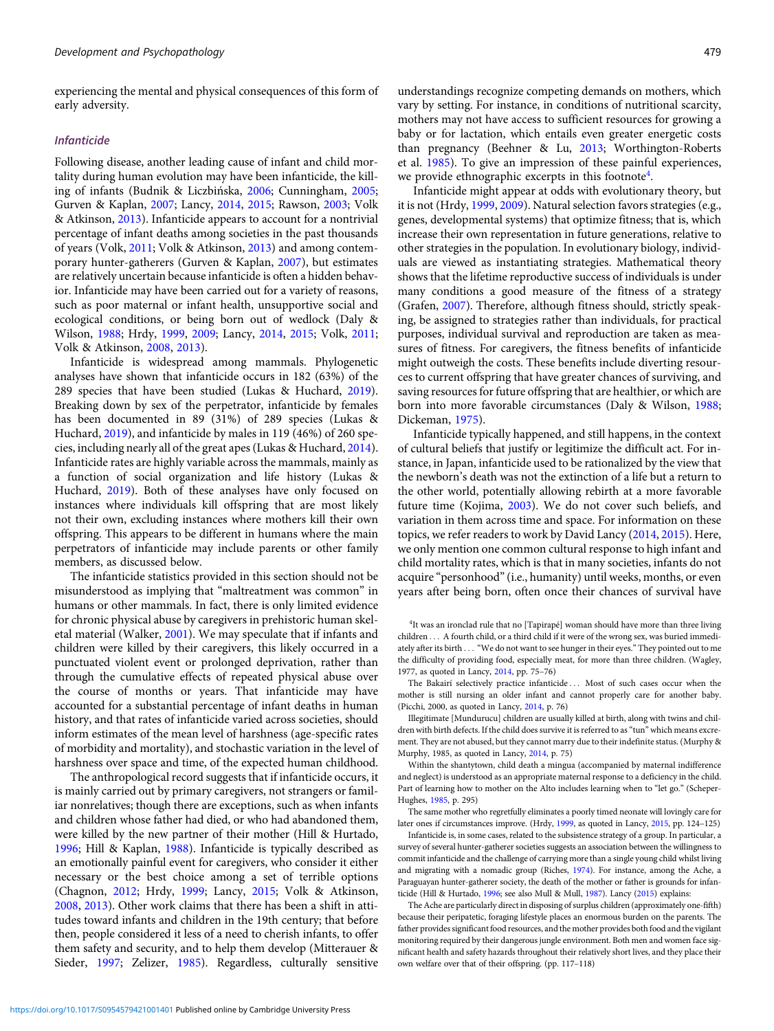experiencing the mental and physical consequences of this form of early adversity.

### *Infanticide*

Following disease, another leading cause of infant and child mortality during human evolution may have been infanticide, the killing of infants (Budnik & Liczbińska, 2006; Cunningham, 2005; Gurven & Kaplan, 2007; Lancy, 2014, 2015; Rawson, 2003; Volk & Atkinson, 2013). Infanticide appears to account for a nontrivial percentage of infant deaths among societies in the past thousands of years (Volk, 2011; Volk & Atkinson, 2013) and among contemporary hunter-gatherers (Gurven & Kaplan, 2007), but estimates are relatively uncertain because infanticide is often a hidden behavior. Infanticide may have been carried out for a variety of reasons, such as poor maternal or infant health, unsupportive social and ecological conditions, or being born out of wedlock (Daly & Wilson, 1988; Hrdy, 1999, 2009; Lancy, 2014, 2015; Volk, 2011; Volk & Atkinson, 2008, 2013).

Infanticide is widespread among mammals. Phylogenetic analyses have shown that infanticide occurs in 182 (63%) of the 289 species that have been studied (Lukas & Huchard, 2019). Breaking down by sex of the perpetrator, infanticide by females has been documented in 89 (31%) of 289 species (Lukas & Huchard, 2019), and infanticide by males in 119 (46%) of 260 species, including nearly all of the great apes (Lukas & Huchard, 2014). Infanticide rates are highly variable across the mammals, mainly as a function of social organization and life history (Lukas & Huchard, 2019). Both of these analyses have only focused on instances where individuals kill offspring that are most likely not their own, excluding instances where mothers kill their own offspring. This appears to be different in humans where the main perpetrators of infanticide may include parents or other family members, as discussed below.

The infanticide statistics provided in this section should not be misunderstood as implying that "maltreatment was common" in humans or other mammals. In fact, there is only limited evidence for chronic physical abuse by caregivers in prehistoric human skeletal material (Walker, 2001). We may speculate that if infants and children were killed by their caregivers, this likely occurred in a punctuated violent event or prolonged deprivation, rather than through the cumulative effects of repeated physical abuse over the course of months or years. That infanticide may have accounted for a substantial percentage of infant deaths in human history, and that rates of infanticide varied across societies, should inform estimates of the mean level of harshness (age-specific rates of morbidity and mortality), and stochastic variation in the level of harshness over space and time, of the expected human childhood.

The anthropological record suggests that if infanticide occurs, it is mainly carried out by primary caregivers, not strangers or familiar nonrelatives; though there are exceptions, such as when infants and children whose father had died, or who had abandoned them, were killed by the new partner of their mother (Hill & Hurtado, 1996; Hill & Kaplan, 1988). Infanticide is typically described as an emotionally painful event for caregivers, who consider it either necessary or the best choice among a set of terrible options (Chagnon, 2012; Hrdy, 1999; Lancy, 2015; Volk & Atkinson, 2008, 2013). Other work claims that there has been a shift in attitudes toward infants and children in the 19th century; that before then, people considered it less of a need to cherish infants, to offer them safety and security, and to help them develop (Mitterauer & Sieder, 1997; Zelizer, 1985). Regardless, culturally sensitive understandings recognize competing demands on mothers, which vary by setting. For instance, in conditions of nutritional scarcity, mothers may not have access to sufficient resources for growing a baby or for lactation, which entails even greater energetic costs than pregnancy (Beehner & Lu, 2013; Worthington-Roberts et al. 1985). To give an impression of these painful experiences, we provide ethnographic excerpts in this footnote[4].

Infanticide might appear at odds with evolutionary theory, but it is not (Hrdy, 1999, 2009). Natural selection favors strategies (e.g., genes, developmental systems) that optimize fitness; that is, which increase their own representation in future generations, relative to other strategies in the population. In evolutionary biology, individuals are viewed as instantiating strategies. Mathematical theory shows that the lifetime reproductive success of individuals is under many conditions a good measure of the fitness of a strategy (Grafen, 2007). Therefore, although fitness should, strictly speaking, be assigned to strategies rather than individuals, for practical purposes, individual survival and reproduction are taken as measures of fitness. For caregivers, the fitness benefits of infanticide might outweigh the costs. These benefits include diverting resources to current offspring that have greater chances of surviving, and saving resources for future offspring that are healthier, or which are born into more favorable circumstances (Daly & Wilson, 1988; Dickeman, 1975).

Infanticide typically happened, and still happens, in the context of cultural beliefs that justify or legitimize the difficult act. For instance, in Japan, infanticide used to be rationalized by the view that the newborn's death was not the extinction of a life but a return to the other world, potentially allowing rebirth at a more favorable future time (Kojima, 2003). We do not cover such beliefs, and variation in them across time and space. For information on these topics, we refer readers to work by David Lancy (2014, 2015). Here, we only mention one common cultural response to high infant and child mortality rates, which is that in many societies, infants do not acquire "personhood" (i.e., humanity) until weeks, months, or even years after being born, often once their chances of survival have

---

[4]It was an ironclad rule that no [Tapirapé] woman should have more than three living children . . . A fourth child, or a third child if it were of the wrong sex, was buried immediately after its birth . . . "We do not want to see hunger in their eyes." They pointed out to me the difficulty of providing food, especially meat, for more than three children. (Wagley, 1977, as quoted in Lancy, 2014, pp. 75–76)

The Bakairí selectively practice infanticide . . . Most of such cases occur when the mother is still nursing an older infant and cannot properly care for another baby. (Picchi, 2000, as quoted in Lancy, 2014, p. 76)

Illegitimate [Mundurucu] children are usually killed at birth, along with twins and children with birth defects. If the child does survive it is referred to as "tun" which means excrement. They are not abused, but they cannot marry due to their indefinite status. (Murphy & Murphy, 1985, as quoted in Lancy, 2014, p. 75)

Within the shantytown, child death a mingua (accompanied by maternal indifference and neglect) is understood as an appropriate maternal response to a deficiency in the child. Part of learning how to mother on the Alto includes learning when to "let go." (Scheper-Hughes, 1985, p. 295)

The same mother who regretfully eliminates a poorly timed neonate will lovingly care for later ones if circumstances improve. (Hrdy, 1999, as quoted in Lancy, 2015, pp. 124–125)

Infanticide is, in some cases, related to the subsistence strategy of a group. In particular, a survey of several hunter-gatherer societies suggests an association between the willingness to commit infanticide and the challenge of carrying more than a single young child whilst living and migrating with a nomadic group (Riches, 1974). For instance, among the Ache, a Paraguayan hunter-gatherer society, the death of the mother or father is grounds for infanticide (Hill & Hurtado, 1996; see also Mull & Mull, 1987). Lancy (2015) explains:

The Ache are particularly direct in disposing of surplus children (approximately one-fifth) because their peripatetic, foraging lifestyle places an enormous burden on the parents. The father provides significant food resources, and the mother provides both food and the vigilant monitoring required by their dangerous jungle environment. Both men and women face significant health and safety hazards throughout their relatively short lives, and they place their own welfare over that of their offspring. (pp. 117–118)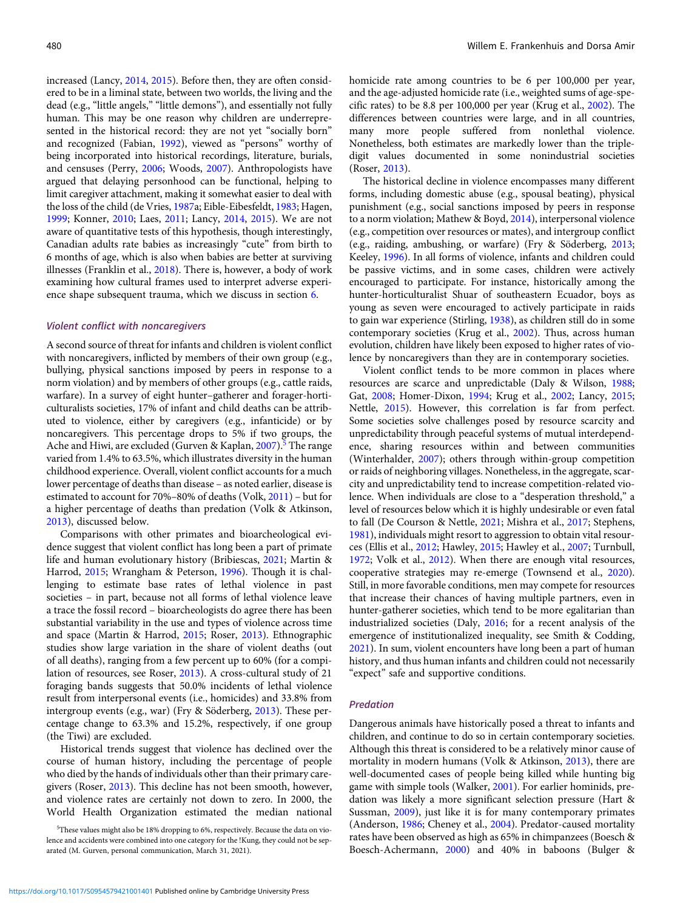increased (Lancy, 2014, 2015). Before then, they are often considered to be in a liminal state, between two worlds, the living and the dead (e.g., "little angels," "little demons"), and essentially not fully human. This may be one reason why children are underrepresented in the historical record: they are not yet "socially born" and recognized (Fabian, 1992), viewed as "persons" worthy of being incorporated into historical recordings, literature, burials, and censuses (Perry, 2006; Woods, 2007). Anthropologists have argued that delaying personhood can be functional, helping to limit caregiver attachment, making it somewhat easier to deal with the loss of the child (de Vries, 1987a; Eible-Eibesfeldt, 1983; Hagen, 1999; Konner, 2010; Laes, 2011; Lancy, 2014, 2015). We are not aware of quantitative tests of this hypothesis, though interestingly, Canadian adults rate babies as increasingly "cute" from birth to 6 months of age, which is also when babies are better at surviving illnesses (Franklin et al., 2018). There is, however, a body of work examining how cultural frames used to interpret adverse experience shape subsequent trauma, which we discuss in section 6.

### *Violent conflict with noncaregivers*

A second source of threat for infants and children is violent conflict with noncaregivers, inflicted by members of their own group (e.g., bullying, physical sanctions imposed by peers in response to a norm violation) and by members of other groups (e.g., cattle raids, warfare). In a survey of eight hunter–gatherer and forager-horticulturalists societies, 17% of infant and child deaths can be attributed to violence, either by caregivers (e.g., infanticide) or by noncaregivers. This percentage drops to 5% if two groups, the Ache and Hiwi, are excluded (Gurven & Kaplan, 2007).[5] The range varied from 1.4% to 63.5%, which illustrates diversity in the human childhood experience. Overall, violent conflict accounts for a much lower percentage of deaths than disease – as noted earlier, disease is estimated to account for 70%–80% of deaths (Volk, 2011) – but for a higher percentage of deaths than predation (Volk & Atkinson, 2013), discussed below.

Comparisons with other primates and bioarcheological evidence suggest that violent conflict has long been a part of primate life and human evolutionary history (Bribiescas, 2021; Martin & Harrod, 2015; Wrangham & Peterson, 1996). Though it is challenging to estimate base rates of lethal violence in past societies – in part, because not all forms of lethal violence leave a trace the fossil record – bioarcheologists do agree there has been substantial variability in the use and types of violence across time and space (Martin & Harrod, 2015; Roser, 2013). Ethnographic studies show large variation in the share of violent deaths (out of all deaths), ranging from a few percent up to 60% (for a compilation of resources, see Roser, 2013). A cross-cultural study of 21 foraging bands suggests that 50.0% incidents of lethal violence result from interpersonal events (i.e., homicides) and 33.8% from intergroup events (e.g., war) (Fry & Söderberg, 2013). These percentage change to 63.3% and 15.2%, respectively, if one group (the Tiwi) are excluded.

Historical trends suggest that violence has declined over the course of human history, including the percentage of people who died by the hands of individuals other than their primary caregivers (Roser, 2013). This decline has not been smooth, however, and violence rates are certainly not down to zero. In 2000, the World Health Organization estimated the median national homicide rate among countries to be 6 per 100,000 per year, and the age-adjusted homicide rate (i.e., weighted sums of age-specific rates) to be 8.8 per 100,000 per year (Krug et al., 2002). The differences between countries were large, and in all countries, many more people suffered from nonlethal violence. Nonetheless, both estimates are markedly lower than the triple-digit values documented in some nonindustrial societies (Roser, 2013).

The historical decline in violence encompasses many different forms, including domestic abuse (e.g., spousal beating), physical punishment (e.g., social sanctions imposed by peers in response to a norm violation; Mathew & Boyd, 2014), interpersonal violence (e.g., competition over resources or mates), and intergroup conflict (e.g., raiding, ambushing, or warfare) (Fry & Söderberg, 2013; Keeley, 1996). In all forms of violence, infants and children could be passive victims, and in some cases, children were actively encouraged to participate. For instance, historically among the hunter-horticulturalist Shuar of southeastern Ecuador, boys as young as seven were encouraged to actively participate in raids to gain war experience (Stirling, 1938), as children still do in some contemporary societies (Krug et al., 2002). Thus, across human evolution, children have likely been exposed to higher rates of violence by noncaregivers than they are in contemporary societies.

Violent conflict tends to be more common in places where resources are scarce and unpredictable (Daly & Wilson, 1988; Gat, 2008; Homer-Dixon, 1994; Krug et al., 2002; Lancy, 2015; Nettle, 2015). However, this correlation is far from perfect. Some societies solve challenges posed by resource scarcity and unpredictability through peaceful systems of mutual interdependence, sharing resources within and between communities (Winterhalder, 2007); others through within-group competition or raids of neighboring villages. Nonetheless, in the aggregate, scarcity and unpredictability tend to increase competition-related violence. When individuals are close to a "desperation threshold," a level of resources below which it is highly undesirable or even fatal to fall (De Courson & Nettle, 2021; Mishra et al., 2017; Stephens, 1981), individuals might resort to aggression to obtain vital resources (Ellis et al., 2012; Hawley, 2015; Hawley et al., 2007; Turnbull, 1972; Volk et al., 2012). When there are enough vital resources, cooperative strategies may re-emerge (Townsend et al., 2020). Still, in more favorable conditions, men may compete for resources that increase their chances of having multiple partners, even in hunter-gatherer societies, which tend to be more egalitarian than industrialized societies (Daly, 2016; for a recent analysis of the emergence of institutionalized inequality, see Smith & Codding, 2021). In sum, violent encounters have long been a part of human history, and thus human infants and children could not necessarily "expect" safe and supportive conditions.

### *Predation*

Dangerous animals have historically posed a threat to infants and children, and continue to do so in certain contemporary societies. Although this threat is considered to be a relatively minor cause of mortality in modern humans (Volk & Atkinson, 2013), there are well-documented cases of people being killed while hunting big game with simple tools (Walker, 2001). For earlier hominids, predation was likely a more significant selection pressure (Hart & Sussman, 2009), just like it is for many contemporary primates (Anderson, 1986; Cheney et al., 2004). Predator-caused mortality rates have been observed as high as 65% in chimpanzees (Boesch & Boesch-Achermann, 2000) and 40% in baboons (Bulger &

[5]These values might also be 18% dropping to 6%, respectively. Because the data on violence and accidents were combined into one category for the !Kung, they could not be separated (M. Gurven, personal communication, March 31, 2021).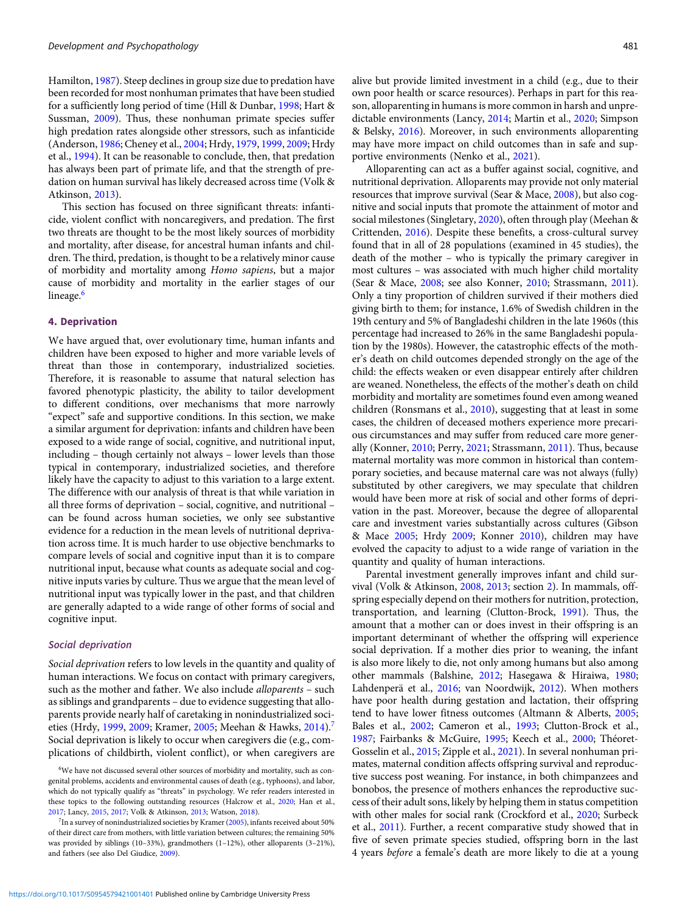Hamilton, 1987). Steep declines in group size due to predation have been recorded for most nonhuman primates that have been studied for a sufficiently long period of time (Hill & Dunbar, 1998; Hart & Sussman, 2009). Thus, these nonhuman primate species suffer high predation rates alongside other stressors, such as infanticide (Anderson, 1986; Cheney et al., 2004; Hrdy, 1979, 1999, 2009; Hrdy et al., 1994). It can be reasonable to conclude, then, that predation has always been part of primate life, and that the strength of predation on human survival has likely decreased across time (Volk & Atkinson, 2013).

This section has focused on three significant threats: infanticide, violent conflict with noncaregivers, and predation. The first two threats are thought to be the most likely sources of morbidity and mortality, after disease, for ancestral human infants and children. The third, predation, is thought to be a relatively minor cause of morbidity and mortality among *Homo sapiens*, but a major cause of morbidity and mortality in the earlier stages of our lineage.[6]

## 4. Deprivation

We have argued that, over evolutionary time, human infants and children have been exposed to higher and more variable levels of threat than those in contemporary, industrialized societies. Therefore, it is reasonable to assume that natural selection has favored phenotypic plasticity, the ability to tailor development to different conditions, over mechanisms that more narrowly "expect" safe and supportive conditions. In this section, we make a similar argument for deprivation: infants and children have been exposed to a wide range of social, cognitive, and nutritional input, including – though certainly not always – lower levels than those typical in contemporary, industrialized societies, and therefore likely have the capacity to adjust to this variation to a large extent. The difference with our analysis of threat is that while variation in all three forms of deprivation – social, cognitive, and nutritional – can be found across human societies, we only see substantive evidence for a reduction in the mean levels of nutritional deprivation across time. It is much harder to use objective benchmarks to compare levels of social and cognitive input than it is to compare nutritional input, because what counts as adequate social and cognitive inputs varies by culture. Thus we argue that the mean level of nutritional input was typically lower in the past, and that children are generally adapted to a wide range of other forms of social and cognitive input.

### Social deprivation

*Social deprivation* refers to low levels in the quantity and quality of human interactions. We focus on contact with primary caregivers, such as the mother and father. We also include *alloparents* – such as siblings and grandparents – due to evidence suggesting that alloparents provide nearly half of caretaking in nonindustrialized societies (Hrdy, 1999, 2009; Kramer, 2005; Meehan & Hawks, 2014).[7] Social deprivation is likely to occur when caregivers die (e.g., complications of childbirth, violent conflict), or when caregivers are alive but provide limited investment in a child (e.g., due to their own poor health or scarce resources). Perhaps in part for this reason, alloparenting in humans is more common in harsh and unpredictable environments (Lancy, 2014; Martin et al., 2020; Simpson & Belsky, 2016). Moreover, in such environments alloparenting may have more impact on child outcomes than in safe and supportive environments (Nenko et al., 2021).

Alloparenting can act as a buffer against social, cognitive, and nutritional deprivation. Alloparents may provide not only material resources that improve survival (Sear & Mace, 2008), but also cognitive and social inputs that promote the attainment of motor and social milestones (Singletary, 2020), often through play (Meehan & Crittenden, 2016). Despite these benefits, a cross-cultural survey found that in all of 28 populations (examined in 45 studies), the death of the mother – who is typically the primary caregiver in most cultures – was associated with much higher child mortality (Sear & Mace, 2008; see also Konner, 2010; Strassmann, 2011). Only a tiny proportion of children survived if their mothers died giving birth to them; for instance, 1.6% of Swedish children in the 19th century and 5% of Bangladeshi children in the late 1960s (this percentage had increased to 26% in the same Bangladeshi population by the 1980s). However, the catastrophic effects of the mother's death on child outcomes depended strongly on the age of the child: the effects weaken or even disappear entirely after children are weaned. Nonetheless, the effects of the mother's death on child morbidity and mortality are sometimes found even among weaned children (Ronsmans et al., 2010), suggesting that at least in some cases, the children of deceased mothers experience more precarious circumstances and may suffer from reduced care more generally (Konner, 2010; Perry, 2021; Strassmann, 2011). Thus, because maternal mortality was more common in historical than contemporary societies, and because maternal care was not always (fully) substituted by other caregivers, we may speculate that children would have been more at risk of social and other forms of deprivation in the past. Moreover, because the degree of alloparental care and investment varies substantially across cultures (Gibson & Mace 2005; Hrdy 2009; Konner 2010), children may have evolved the capacity to adjust to a wide range of variation in the quantity and quality of human interactions.

Parental investment generally improves infant and child survival (Volk & Atkinson, 2008, 2013; section 2). In mammals, offspring especially depend on their mothers for nutrition, protection, transportation, and learning (Clutton-Brock, 1991). Thus, the amount that a mother can or does invest in their offspring is an important determinant of whether the offspring will experience social deprivation. If a mother dies prior to weaning, the infant is also more likely to die, not only among humans but also among other mammals (Balshine, 2012; Hasegawa & Hiraiwa, 1980; Lahdenperä et al., 2016; van Noordwijk, 2012). When mothers have poor health during gestation and lactation, their offspring tend to have lower fitness outcomes (Altmann & Alberts, 2005; Bales et al., 2002; Cameron et al., 1993; Clutton-Brock et al., 1987; Fairbanks & McGuire, 1995; Keech et al., 2000; Théoret-Gosselin et al., 2015; Zipple et al., 2021). In several nonhuman primates, maternal condition affects offspring survival and reproductive success post weaning. For instance, in both chimpanzees and bonobos, the presence of mothers enhances the reproductive success of their adult sons, likely by helping them in status competition with other males for social rank (Crockford et al., 2020; Surbeck et al., 2011). Further, a recent comparative study showed that in five of seven primate species studied, offspring born in the last 4 years *before* a female's death are more likely to die at a young

[6]We have not discussed several other sources of morbidity and mortality, such as congenital problems, accidents and environmental causes of death (e.g., typhoons), and labor, which do not typically qualify as "threats" in psychology. We refer readers interested in these topics to the following outstanding resources (Halcrow et al., 2020; Han et al., 2017; Lancy, 2015, 2017; Volk & Atkinson, 2013; Watson, 2018).

[7]In a survey of nonindustrialized societies by Kramer (2005), infants received about 50% of their direct care from mothers, with little variation between cultures; the remaining 50% was provided by siblings (10–33%), grandmothers (1–12%), other alloparents (3–21%), and fathers (see also Del Giudice, 2009).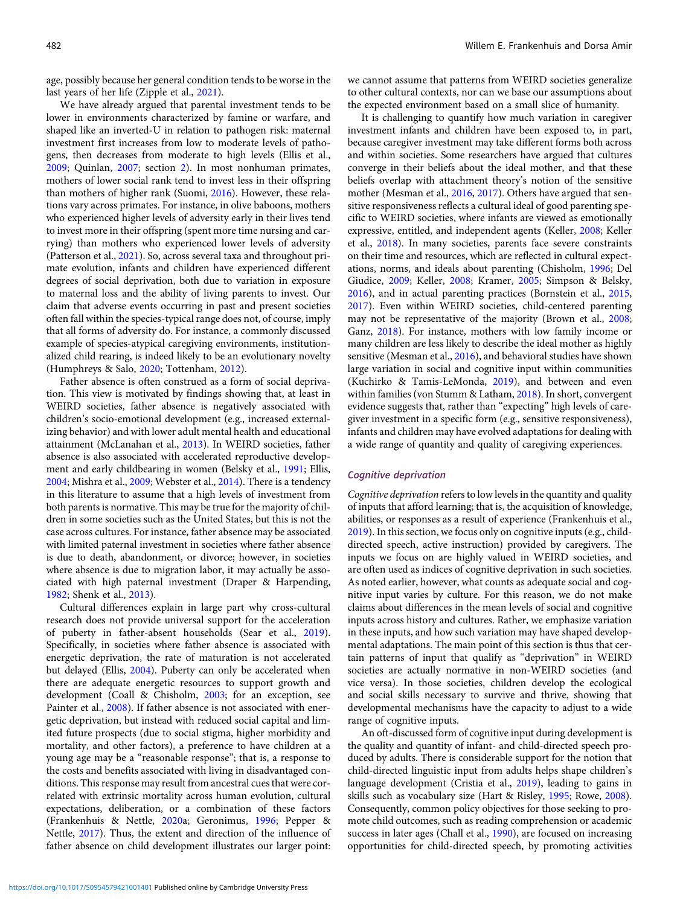age, possibly because her general condition tends to be worse in the last years of her life (Zipple et al., 2021).

We have already argued that parental investment tends to be lower in environments characterized by famine or warfare, and shaped like an inverted-U in relation to pathogen risk: maternal investment first increases from low to moderate levels of pathogens, then decreases from moderate to high levels (Ellis et al., 2009; Quinlan, 2007; section 2). In most nonhuman primates, mothers of lower social rank tend to invest less in their offspring than mothers of higher rank (Suomi, 2016). However, these relations vary across primates. For instance, in olive baboons, mothers who experienced higher levels of adversity early in their lives tend to invest more in their offspring (spent more time nursing and carrying) than mothers who experienced lower levels of adversity (Patterson et al., 2021). So, across several taxa and throughout primate evolution, infants and children have experienced different degrees of social deprivation, both due to variation in exposure to maternal loss and the ability of living parents to invest. Our claim that adverse events occurring in past and present societies often fall within the species-typical range does not, of course, imply that all forms of adversity do. For instance, a commonly discussed example of species-atypical caregiving environments, institutionalized child rearing, is indeed likely to be an evolutionary novelty (Humphreys & Salo, 2020; Tottenham, 2012).

Father absence is often construed as a form of social deprivation. This view is motivated by findings showing that, at least in WEIRD societies, father absence is negatively associated with children's socio-emotional development (e.g., increased externalizing behavior) and with lower adult mental health and educational attainment (McLanahan et al., 2013). In WEIRD societies, father absence is also associated with accelerated reproductive development and early childbearing in women (Belsky et al., 1991; Ellis, 2004; Mishra et al., 2009; Webster et al., 2014). There is a tendency in this literature to assume that a high levels of investment from both parents is normative. This may be true for the majority of children in some societies such as the United States, but this is not the case across cultures. For instance, father absence may be associated with limited paternal investment in societies where father absence is due to death, abandonment, or divorce; however, in societies where absence is due to migration labor, it may actually be associated with high paternal investment (Draper & Harpending, 1982; Shenk et al., 2013).

Cultural differences explain in large part why cross-cultural research does not provide universal support for the acceleration of puberty in father-absent households (Sear et al., 2019). Specifically, in societies where father absence is associated with energetic deprivation, the rate of maturation is not accelerated but delayed (Ellis, 2004). Puberty can only be accelerated when there are adequate energetic resources to support growth and development (Coall & Chisholm, 2003; for an exception, see Painter et al., 2008). If father absence is not associated with energetic deprivation, but instead with reduced social capital and limited future prospects (due to social stigma, higher morbidity and mortality, and other factors), a preference to have children at a young age may be a "reasonable response"; that is, a response to the costs and benefits associated with living in disadvantaged conditions. This response may result from ancestral cues that were correlated with extrinsic mortality across human evolution, cultural expectations, deliberation, or a combination of these factors (Frankenhuis & Nettle, 2020a; Geronimus, 1996; Pepper & Nettle, 2017). Thus, the extent and direction of the influence of father absence on child development illustrates our larger point: we cannot assume that patterns from WEIRD societies generalize to other cultural contexts, nor can we base our assumptions about the expected environment based on a small slice of humanity.

It is challenging to quantify how much variation in caregiver investment infants and children have been exposed to, in part, because caregiver investment may take different forms both across and within societies. Some researchers have argued that cultures converge in their beliefs about the ideal mother, and that these beliefs overlap with attachment theory's notion of the sensitive mother (Mesman et al., 2016, 2017). Others have argued that sensitive responsiveness reflects a cultural ideal of good parenting specific to WEIRD societies, where infants are viewed as emotionally expressive, entitled, and independent agents (Keller, 2008; Keller et al., 2018). In many societies, parents face severe constraints on their time and resources, which are reflected in cultural expectations, norms, and ideals about parenting (Chisholm, 1996; Del Giudice, 2009; Keller, 2008; Kramer, 2005; Simpson & Belsky, 2016), and in actual parenting practices (Bornstein et al., 2015, 2017). Even within WEIRD societies, child-centered parenting may not be representative of the majority (Brown et al., 2008; Ganz, 2018). For instance, mothers with low family income or many children are less likely to describe the ideal mother as highly sensitive (Mesman et al., 2016), and behavioral studies have shown large variation in social and cognitive input within communities (Kuchirko & Tamis-LeMonda, 2019), and between and even within families (von Stumm & Latham, 2018). In short, convergent evidence suggests that, rather than "expecting" high levels of caregiver investment in a specific form (e.g., sensitive responsiveness), infants and children may have evolved adaptations for dealing with a wide range of quantity and quality of caregiving experiences.

### *Cognitive deprivation*

*Cognitive deprivation* refers to low levels in the quantity and quality of inputs that afford learning; that is, the acquisition of knowledge, abilities, or responses as a result of experience (Frankenhuis et al., 2019). In this section, we focus only on cognitive inputs (e.g., child-directed speech, active instruction) provided by caregivers. The inputs we focus on are highly valued in WEIRD societies, and are often used as indices of cognitive deprivation in such societies. As noted earlier, however, what counts as adequate social and cognitive input varies by culture. For this reason, we do not make claims about differences in the mean levels of social and cognitive inputs across history and cultures. Rather, we emphasize variation in these inputs, and how such variation may have shaped developmental adaptations. The main point of this section is thus that certain patterns of input that qualify as "deprivation" in WEIRD societies are actually normative in non-WEIRD societies (and vice versa). In those societies, children develop the ecological and social skills necessary to survive and thrive, showing that developmental mechanisms have the capacity to adjust to a wide range of cognitive inputs.

An oft-discussed form of cognitive input during development is the quality and quantity of infant- and child-directed speech produced by adults. There is considerable support for the notion that child-directed linguistic input from adults helps shape children's language development (Cristia et al., 2019), leading to gains in skills such as vocabulary size (Hart & Risley, 1995; Rowe, 2008). Consequently, common policy objectives for those seeking to promote child outcomes, such as reading comprehension or academic success in later ages (Chall et al., 1990), are focused on increasing opportunities for child-directed speech, by promoting activities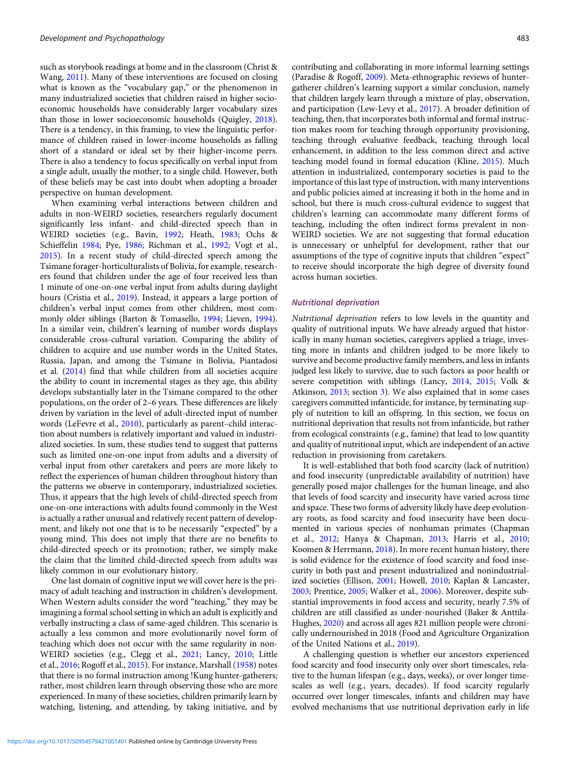such as storybook readings at home and in the classroom (Christ & Wang, 2011). Many of these interventions are focused on closing what is known as the "vocabulary gap," or the phenomenon in many industrialized societies that children raised in higher socioeconomic households have considerably larger vocabulary sizes than those in lower socioeconomic households (Quigley, 2018). There is a tendency, in this framing, to view the linguistic performance of children raised in lower-income households as falling short of a standard or ideal set by their higher-income peers. There is also a tendency to focus specifically on verbal input from a single adult, usually the mother, to a single child. However, both of these beliefs may be cast into doubt when adopting a broader perspective on human development.

When examining verbal interactions between children and adults in non-WEIRD societies, researchers regularly document significantly less infant- and child-directed speech than in WEIRD societies (e.g., Bavin, 1992; Heath, 1983; Ochs & Schieffelin 1984; Pye, 1986; Richman et al., 1992; Vogt et al., 2015). In a recent study of child-directed speech among the Tsimane forager-horticulturalists of Bolivia, for example, researchers found that children under the age of four received less than 1 minute of one-on-one verbal input from adults during daylight hours (Cristia et al., 2019). Instead, it appears a large portion of children's verbal input comes from other children, most commonly older siblings (Barton & Tomasello, 1994; Lieven, 1994). In a similar vein, children's learning of number words displays considerable cross-cultural variation. Comparing the ability of children to acquire and use number words in the United States, Russia, Japan, and among the Tsimane in Bolivia, Piantadosi et al. (2014) find that while children from all societies acquire the ability to count in incremental stages as they age, this ability develops substantially later in the Tsimane compared to the other populations, on the order of 2–6 years. These differences are likely driven by variation in the level of adult-directed input of number words (LeFevre et al., 2010), particularly as parent–child interaction about numbers is relatively important and valued in industrialized societies. In sum, these studies tend to suggest that patterns such as limited one-on-one input from adults and a diversity of verbal input from other caretakers and peers are more likely to reflect the experiences of human children throughout history than the patterns we observe in contemporary, industrialized societies. Thus, it appears that the high levels of child-directed speech from one-on-one interactions with adults found commonly in the West is actually a rather unusual and relatively recent pattern of development, and likely not one that is to be necessarily "expected" by a young mind. This does not imply that there are no benefits to child-directed speech or its promotion; rather, we simply make the claim that the limited child-directed speech from adults was likely common in our evolutionary history.

One last domain of cognitive input we will cover here is the primacy of adult teaching and instruction in children's development. When Western adults consider the word "teaching," they may be imagining a formal school setting in which an adult is explicitly and verbally instructing a class of same-aged children. This scenario is actually a less common and more evolutionarily novel form of teaching which does not occur with the same regularity in non-WEIRD societies (e.g., Clegg et al., 2021; Lancy, 2010; Little et al., 2016; Rogoff et al., 2015). For instance, Marshall (1958) notes that there is no formal instruction among !Kung hunter-gatherers; rather, most children learn through observing those who are more experienced. In many of these societies, children primarily learn by watching, listening, and attending, by taking initiative, and by contributing and collaborating in more informal learning settings (Paradise & Rogoff, 2009). Meta-ethnographic reviews of hunter-gatherer children's learning support a similar conclusion, namely that children largely learn through a mixture of play, observation, and participation (Lew-Levy et al., 2017). A broader definition of teaching, then, that incorporates both informal and formal instruction makes room for teaching through opportunity provisioning, teaching through evaluative feedback, teaching through local enhancement, in addition to the less common direct and active teaching model found in formal education (Kline, 2015). Much attention in industrialized, contemporary societies is paid to the importance of this last type of instruction, with many interventions and public policies aimed at increasing it both in the home and in school, but there is much cross-cultural evidence to suggest that children's learning can accommodate many different forms of teaching, including the often indirect forms prevalent in non-WEIRD societies. We are not suggesting that formal education is unnecessary or unhelpful for development, rather that our assumptions of the type of cognitive inputs that children "expect" to receive should incorporate the high degree of diversity found across human societies.

### Nutritional deprivation

*Nutritional deprivation* refers to low levels in the quantity and quality of nutritional inputs. We have already argued that historically in many human societies, caregivers applied a triage, investing more in infants and children judged to be more likely to survive and become productive family members, and less in infants judged less likely to survive, due to such factors as poor health or severe competition with siblings (Lancy, 2014, 2015; Volk & Atkinson, 2013; section 3). We also explained that in some cases caregivers committed infanticide, for instance, by terminating supply of nutrition to kill an offspring. In this section, we focus on nutritional deprivation that results not from infanticide, but rather from ecological constraints (e.g., famine) that lead to low quantity and quality of nutritional input, which are independent of an active reduction in provisioning from caretakers.

It is well-established that both food scarcity (lack of nutrition) and food insecurity (unpredictable availability of nutrition) have generally posed major challenges for the human lineage, and also that levels of food scarcity and insecurity have varied across time and space. These two forms of adversity likely have deep evolutionary roots, as food scarcity and food insecurity have been documented in various species of nonhuman primates (Chapman et al., 2012; Hanya & Chapman, 2013; Harris et al., 2010; Koomen & Herrmann, 2018). In more recent human history, there is solid evidence for the existence of food scarcity and food insecurity in both past and present industrialized and nonindustrialized societies (Ellison, 2001; Howell, 2010; Kaplan & Lancaster, 2003; Prentice, 2005; Walker et al., 2006). Moreover, despite substantial improvements in food access and security, nearly 7.5% of children are still classified as under-nourished (Baker & Anttila-Hughes, 2020) and across all ages 821 million people were chronically undernourished in 2018 (Food and Agriculture Organization of the United Nations et al., 2019).

A challenging question is whether our ancestors experienced food scarcity and food insecurity only over short timescales, relative to the human lifespan (e.g., days, weeks), or over longer timescales as well (e.g., years, decades). If food scarcity regularly occurred over longer timescales, infants and children may have evolved mechanisms that use nutritional deprivation early in life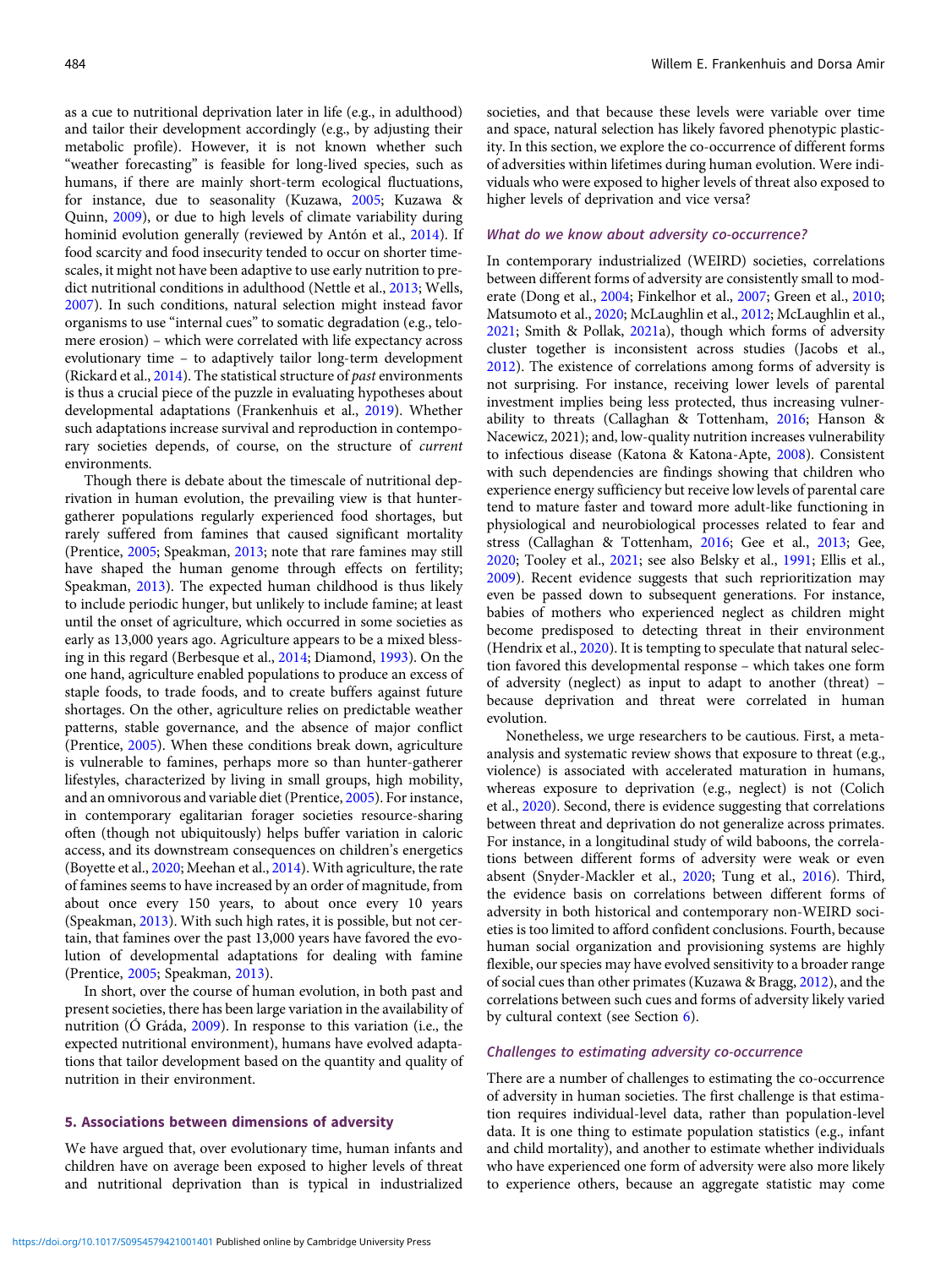as a cue to nutritional deprivation later in life (e.g., in adulthood) and tailor their development accordingly (e.g., by adjusting their metabolic profile). However, it is not known whether such "weather forecasting" is feasible for long-lived species, such as humans, if there are mainly short-term ecological fluctuations, for instance, due to seasonality (Kuzawa, 2005; Kuzawa & Quinn, 2009), or due to high levels of climate variability during hominid evolution generally (reviewed by Antón et al., 2014). If food scarcity and food insecurity tended to occur on shorter timescales, it might not have been adaptive to use early nutrition to predict nutritional conditions in adulthood (Nettle et al., 2013; Wells, 2007). In such conditions, natural selection might instead favor organisms to use "internal cues" to somatic degradation (e.g., telomere erosion) – which were correlated with life expectancy across evolutionary time – to adaptively tailor long-term development (Rickard et al., 2014). The statistical structure of *past* environments is thus a crucial piece of the puzzle in evaluating hypotheses about developmental adaptations (Frankenhuis et al., 2019). Whether such adaptations increase survival and reproduction in contemporary societies depends, of course, on the structure of *current* environments.

Though there is debate about the timescale of nutritional deprivation in human evolution, the prevailing view is that hunter-gatherer populations regularly experienced food shortages, but rarely suffered from famines that caused significant mortality (Prentice, 2005; Speakman, 2013; note that rare famines may still have shaped the human genome through effects on fertility; Speakman, 2013). The expected human childhood is thus likely to include periodic hunger, but unlikely to include famine; at least until the onset of agriculture, which occurred in some societies as early as 13,000 years ago. Agriculture appears to be a mixed blessing in this regard (Berbesque et al., 2014; Diamond, 1993). On the one hand, agriculture enabled populations to produce an excess of staple foods, to trade foods, and to create buffers against future shortages. On the other, agriculture relies on predictable weather patterns, stable governance, and the absence of major conflict (Prentice, 2005). When these conditions break down, agriculture is vulnerable to famines, perhaps more so than hunter-gatherer lifestyles, characterized by living in small groups, high mobility, and an omnivorous and variable diet (Prentice, 2005). For instance, in contemporary egalitarian forager societies resource-sharing often (though not ubiquitously) helps buffer variation in caloric access, and its downstream consequences on children's energetics (Boyette et al., 2020; Meehan et al., 2014). With agriculture, the rate of famines seems to have increased by an order of magnitude, from about once every 150 years, to about once every 10 years (Speakman, 2013). With such high rates, it is possible, but not certain, that famines over the past 13,000 years have favored the evolution of developmental adaptations for dealing with famine (Prentice, 2005; Speakman, 2013).

In short, over the course of human evolution, in both past and present societies, there has been large variation in the availability of nutrition (Ó Gráda, 2009). In response to this variation (i.e., the expected nutritional environment), humans have evolved adaptations that tailor development based on the quantity and quality of nutrition in their environment.

## 5. Associations between dimensions of adversity

We have argued that, over evolutionary time, human infants and children have on average been exposed to higher levels of threat and nutritional deprivation than is typical in industrialized societies, and that because these levels were variable over time and space, natural selection has likely favored phenotypic plasticity. In this section, we explore the co-occurrence of different forms of adversities within lifetimes during human evolution. Were individuals who were exposed to higher levels of threat also exposed to higher levels of deprivation and vice versa?

### *What do we know about adversity co-occurrence?*

In contemporary industrialized (WEIRD) societies, correlations between different forms of adversity are consistently small to moderate (Dong et al., 2004; Finkelhor et al., 2007; Green et al., 2010; Matsumoto et al., 2020; McLaughlin et al., 2012; McLaughlin et al., 2021; Smith & Pollak, 2021a), though which forms of adversity cluster together is inconsistent across studies (Jacobs et al., 2012). The existence of correlations among forms of adversity is not surprising. For instance, receiving lower levels of parental investment implies being less protected, thus increasing vulnerability to threats (Callaghan & Tottenham, 2016; Hanson & Nacewicz, 2021); and, low-quality nutrition increases vulnerability to infectious disease (Katona & Katona-Apte, 2008). Consistent with such dependencies are findings showing that children who experience energy sufficiency but receive low levels of parental care tend to mature faster and toward more adult-like functioning in physiological and neurobiological processes related to fear and stress (Callaghan & Tottenham, 2016; Gee et al., 2013; Gee, 2020; Tooley et al., 2021; see also Belsky et al., 1991; Ellis et al., 2009). Recent evidence suggests that such reprioritization may even be passed down to subsequent generations. For instance, babies of mothers who experienced neglect as children might become predisposed to detecting threat in their environment (Hendrix et al., 2020). It is tempting to speculate that natural selection favored this developmental response – which takes one form of adversity (neglect) as input to adapt to another (threat) – because deprivation and threat were correlated in human evolution.

Nonetheless, we urge researchers to be cautious. First, a meta-analysis and systematic review shows that exposure to threat (e.g., violence) is associated with accelerated maturation in humans, whereas exposure to deprivation (e.g., neglect) is not (Colich et al., 2020). Second, there is evidence suggesting that correlations between threat and deprivation do not generalize across primates. For instance, in a longitudinal study of wild baboons, the correlations between different forms of adversity were weak or even absent (Snyder-Mackler et al., 2020; Tung et al., 2016). Third, the evidence basis on correlations between different forms of adversity in both historical and contemporary non-WEIRD societies is too limited to afford confident conclusions. Fourth, because human social organization and provisioning systems are highly flexible, our species may have evolved sensitivity to a broader range of social cues than other primates (Kuzawa & Bragg, 2012), and the correlations between such cues and forms of adversity likely varied by cultural context (see Section 6).

### *Challenges to estimating adversity co-occurrence*

There are a number of challenges to estimating the co-occurrence of adversity in human societies. The first challenge is that estimation requires individual-level data, rather than population-level data. It is one thing to estimate population statistics (e.g., infant and child mortality), and another to estimate whether individuals who have experienced one form of adversity were also more likely to experience others, because an aggregate statistic may come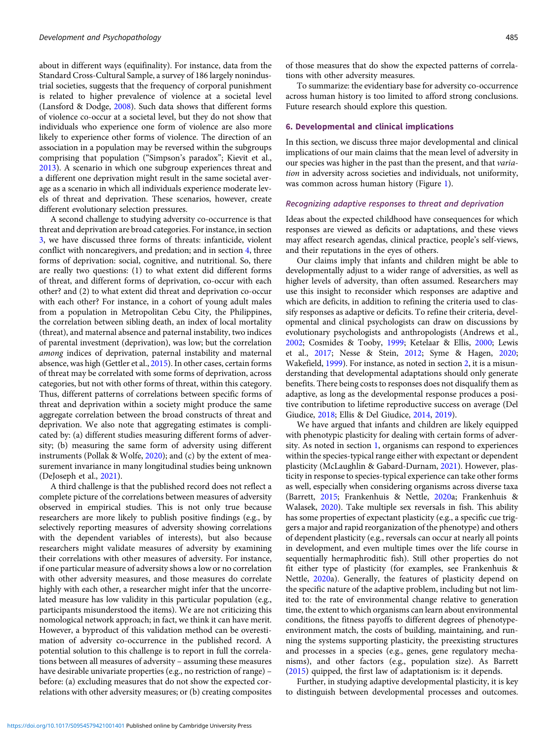about in different ways (equifinality). For instance, data from the Standard Cross-Cultural Sample, a survey of 186 largely nonindustrial societies, suggests that the frequency of corporal punishment is related to higher prevalence of violence at a societal level (Lansford & Dodge, 2008). Such data shows that different forms of violence co-occur at a societal level, but they do not show that individuals who experience one form of violence are also more likely to experience other forms of violence. The direction of an association in a population may be reversed within the subgroups comprising that population ("Simpson's paradox"; Kievit et al., 2013). A scenario in which one subgroup experiences threat and a different one deprivation might result in the same societal average as a scenario in which all individuals experience moderate levels of threat and deprivation. These scenarios, however, create different evolutionary selection pressures.

A second challenge to studying adversity co-occurrence is that threat and deprivation are broad categories. For instance, in section 3, we have discussed three forms of threats: infanticide, violent conflict with noncaregivers, and predation; and in section 4, three forms of deprivation: social, cognitive, and nutritional. So, there are really two questions: (1) to what extent did different forms of threat, and different forms of deprivation, co-occur with each other? and (2) to what extent did threat and deprivation co-occur with each other? For instance, in a cohort of young adult males from a population in Metropolitan Cebu City, the Philippines, the correlation between sibling death, an index of local mortality (threat), and maternal absence and paternal instability, two indices of parental investment (deprivation), was low; but the correlation *among* indices of deprivation, paternal instability and maternal absence, was high (Gettler et al., 2015). In other cases, certain forms of threat may be correlated with some forms of deprivation, across categories, but not with other forms of threat, within this category. Thus, different patterns of correlations between specific forms of threat and deprivation within a society might produce the same aggregate correlation between the broad constructs of threat and deprivation. We also note that aggregating estimates is complicated by: (a) different studies measuring different forms of adversity; (b) measuring the same form of adversity using different instruments (Pollak & Wolfe, 2020); and (c) by the extent of measurement invariance in many longitudinal studies being unknown (DeJoseph et al., 2021).

A third challenge is that the published record does not reflect a complete picture of the correlations between measures of adversity observed in empirical studies. This is not only true because researchers are more likely to publish positive findings (e.g., by selectively reporting measures of adversity showing correlations with the dependent variables of interests), but also because researchers might validate measures of adversity by examining their correlations with other measures of adversity. For instance, if one particular measure of adversity shows a low or no correlation with other adversity measures, and those measures do correlate highly with each other, a researcher might infer that the uncorrelated measure has low validity in this particular population (e.g., participants misunderstood the items). We are not criticizing this nomological network approach; in fact, we think it can have merit. However, a byproduct of this validation method can be overestimation of adversity co-occurrence in the published record. A potential solution to this challenge is to report in full the correlations between all measures of adversity – assuming these measures have desirable univariate properties (e.g., no restriction of range) – before: (a) excluding measures that do not show the expected correlations with other adversity measures; or (b) creating composites of those measures that do show the expected patterns of correlations with other adversity measures.

To summarize: the evidentiary base for adversity co-occurrence across human history is too limited to afford strong conclusions. Future research should explore this question.

## 6. Developmental and clinical implications

In this section, we discuss three major developmental and clinical implications of our main claims that the mean level of adversity in our species was higher in the past than the present, and that *variation* in adversity across societies and individuals, not uniformity, was common across human history (Figure 1).

### *Recognizing adaptive responses to threat and deprivation*

Ideas about the expected childhood have consequences for which responses are viewed as deficits or adaptations, and these views may affect research agendas, clinical practice, people's self-views, and their reputations in the eyes of others.

Our claims imply that infants and children might be able to developmentally adjust to a wider range of adversities, as well as higher levels of adversity, than often assumed. Researchers may use this insight to reconsider which responses are adaptive and which are deficits, in addition to refining the criteria used to classify responses as adaptive or deficits. To refine their criteria, developmental and clinical psychologists can draw on discussions by evolutionary psychologists and anthropologists (Andrews et al., 2002; Cosmides & Tooby, 1999; Ketelaar & Ellis, 2000; Lewis et al., 2017; Nesse & Stein, 2012; Syme & Hagen, 2020; Wakefield, 1999). For instance, as noted in section 2, it is a misunderstanding that developmental adaptations should only generate benefits. There being costs to responses does not disqualify them as adaptive, as long as the developmental response produces a positive contribution to lifetime reproductive success on average (Del Giudice, 2018; Ellis & Del Giudice, 2014, 2019).

We have argued that infants and children are likely equipped with phenotypic plasticity for dealing with certain forms of adversity. As noted in section 1, organisms can respond to experiences within the species-typical range either with expectant or dependent plasticity (McLaughlin & Gabard-Durnam, 2021). However, plasticity in response to species-typical experience can take other forms as well, especially when considering organisms across diverse taxa (Barrett, 2015; Frankenhuis & Nettle, 2020a; Frankenhuis & Walasek, 2020). Take multiple sex reversals in fish. This ability has some properties of expectant plasticity (e.g., a specific cue triggers a major and rapid reorganization of the phenotype) and others of dependent plasticity (e.g., reversals can occur at nearly all points in development, and even multiple times over the life course in sequentially hermaphroditic fish). Still other properties do not fit either type of plasticity (for examples, see Frankenhuis & Nettle, 2020a). Generally, the features of plasticity depend on the specific nature of the adaptive problem, including but not limited to: the rate of environmental change relative to generation time, the extent to which organisms can learn about environmental conditions, the fitness payoffs to different degrees of phenotype-environment match, the costs of building, maintaining, and running the systems supporting plasticity, the preexisting structures and processes in a species (e.g., genes, gene regulatory mechanisms), and other factors (e.g., population size). As Barrett (2015) quipped, the first law of adaptationism is: it depends.

Further, in studying adaptive developmental plasticity, it is key to distinguish between developmental processes and outcomes.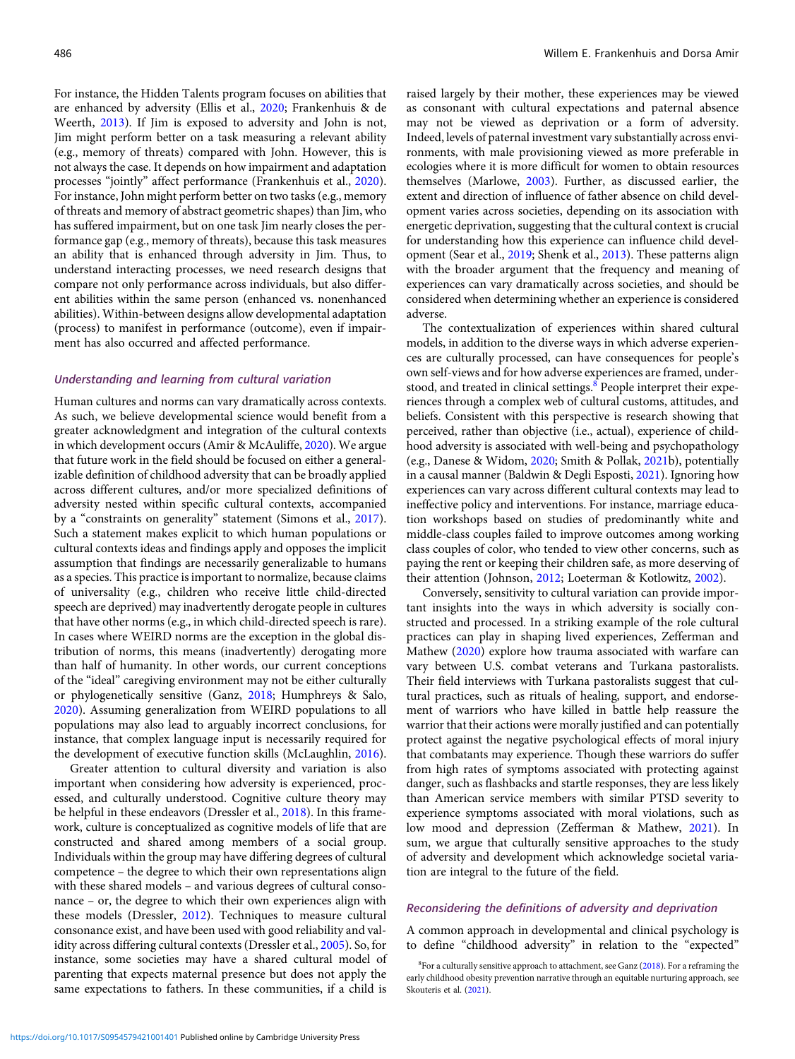For instance, the Hidden Talents program focuses on abilities that are enhanced by adversity (Ellis et al., 2020; Frankenhuis & de Weerth, 2013). If Jim is exposed to adversity and John is not, Jim might perform better on a task measuring a relevant ability (e.g., memory of threats) compared with John. However, this is not always the case. It depends on how impairment and adaptation processes "jointly" affect performance (Frankenhuis et al., 2020). For instance, John might perform better on two tasks (e.g., memory of threats and memory of abstract geometric shapes) than Jim, who has suffered impairment, but on one task Jim nearly closes the performance gap (e.g., memory of threats), because this task measures an ability that is enhanced through adversity in Jim. Thus, to understand interacting processes, we need research designs that compare not only performance across individuals, but also different abilities within the same person (enhanced vs. nonenhanced abilities). Within-between designs allow developmental adaptation (process) to manifest in performance (outcome), even if impairment has also occurred and affected performance.

### *Understanding and learning from cultural variation*

Human cultures and norms can vary dramatically across contexts. As such, we believe developmental science would benefit from a greater acknowledgment and integration of the cultural contexts in which development occurs (Amir & McAuliffe, 2020). We argue that future work in the field should be focused on either a generalizable definition of childhood adversity that can be broadly applied across different cultures, and/or more specialized definitions of adversity nested within specific cultural contexts, accompanied by a "constraints on generality" statement (Simons et al., 2017). Such a statement makes explicit to which human populations or cultural contexts ideas and findings apply and opposes the implicit assumption that findings are necessarily generalizable to humans as a species. This practice is important to normalize, because claims of universality (e.g., children who receive little child-directed speech are deprived) may inadvertently derogate people in cultures that have other norms (e.g., in which child-directed speech is rare). In cases where WEIRD norms are the exception in the global distribution of norms, this means (inadvertently) derogating more than half of humanity. In other words, our current conceptions of the "ideal" caregiving environment may not be either culturally or phylogenetically sensitive (Ganz, 2018; Humphreys & Salo, 2020). Assuming generalization from WEIRD populations to all populations may also lead to arguably incorrect conclusions, for instance, that complex language input is necessarily required for the development of executive function skills (McLaughlin, 2016).

Greater attention to cultural diversity and variation is also important when considering how adversity is experienced, processed, and culturally understood. Cognitive culture theory may be helpful in these endeavors (Dressler et al., 2018). In this framework, culture is conceptualized as cognitive models of life that are constructed and shared among members of a social group. Individuals within the group may have differing degrees of cultural competence – the degree to which their own representations align with these shared models – and various degrees of cultural consonance – or, the degree to which their own experiences align with these models (Dressler, 2012). Techniques to measure cultural consonance exist, and have been used with good reliability and validity across differing cultural contexts (Dressler et al., 2005). So, for instance, some societies may have a shared cultural model of parenting that expects maternal presence but does not apply the same expectations to fathers. In these communities, if a child is raised largely by their mother, these experiences may be viewed as consonant with cultural expectations and paternal absence may not be viewed as deprivation or a form of adversity. Indeed, levels of paternal investment vary substantially across environments, with male provisioning viewed as more preferable in ecologies where it is more difficult for women to obtain resources themselves (Marlowe, 2003). Further, as discussed earlier, the extent and direction of influence of father absence on child development varies across societies, depending on its association with energetic deprivation, suggesting that the cultural context is crucial for understanding how this experience can influence child development (Sear et al., 2019; Shenk et al., 2013). These patterns align with the broader argument that the frequency and meaning of experiences can vary dramatically across societies, and should be considered when determining whether an experience is considered adverse.

The contextualization of experiences within shared cultural models, in addition to the diverse ways in which adverse experiences are culturally processed, can have consequences for people's own self-views and for how adverse experiences are framed, understood, and treated in clinical settings.[8] People interpret their experiences through a complex web of cultural customs, attitudes, and beliefs. Consistent with this perspective is research showing that perceived, rather than objective (i.e., actual), experience of childhood adversity is associated with well-being and psychopathology (e.g., Danese & Widom, 2020; Smith & Pollak, 2021b), potentially in a causal manner (Baldwin & Degli Esposti, 2021). Ignoring how experiences can vary across different cultural contexts may lead to ineffective policy and interventions. For instance, marriage education workshops based on studies of predominantly white and middle-class couples failed to improve outcomes among working class couples of color, who tended to view other concerns, such as paying the rent or keeping their children safe, as more deserving of their attention (Johnson, 2012; Loeterman & Kotlowitz, 2002).

Conversely, sensitivity to cultural variation can provide important insights into the ways in which adversity is socially constructed and processed. In a striking example of the role cultural practices can play in shaping lived experiences, Zefferman and Mathew (2020) explore how trauma associated with warfare can vary between U.S. combat veterans and Turkana pastoralists. Their field interviews with Turkana pastoralists suggest that cultural practices, such as rituals of healing, support, and endorsement of warriors who have killed in battle help reassure the warrior that their actions were morally justified and can potentially protect against the negative psychological effects of moral injury that combatants may experience. Though these warriors do suffer from high rates of symptoms associated with protecting against danger, such as flashbacks and startle responses, they are less likely than American service members with similar PTSD severity to experience symptoms associated with moral violations, such as low mood and depression (Zefferman & Mathew, 2021). In sum, we argue that culturally sensitive approaches to the study of adversity and development which acknowledge societal variation are integral to the future of the field.

### *Reconsidering the definitions of adversity and deprivation*

A common approach in developmental and clinical psychology is to define "childhood adversity" in relation to the "expected"

[8]For a culturally sensitive approach to attachment, see Ganz (2018). For a reframing the early childhood obesity prevention narrative through an equitable nurturing approach, see Skouteris et al. (2021).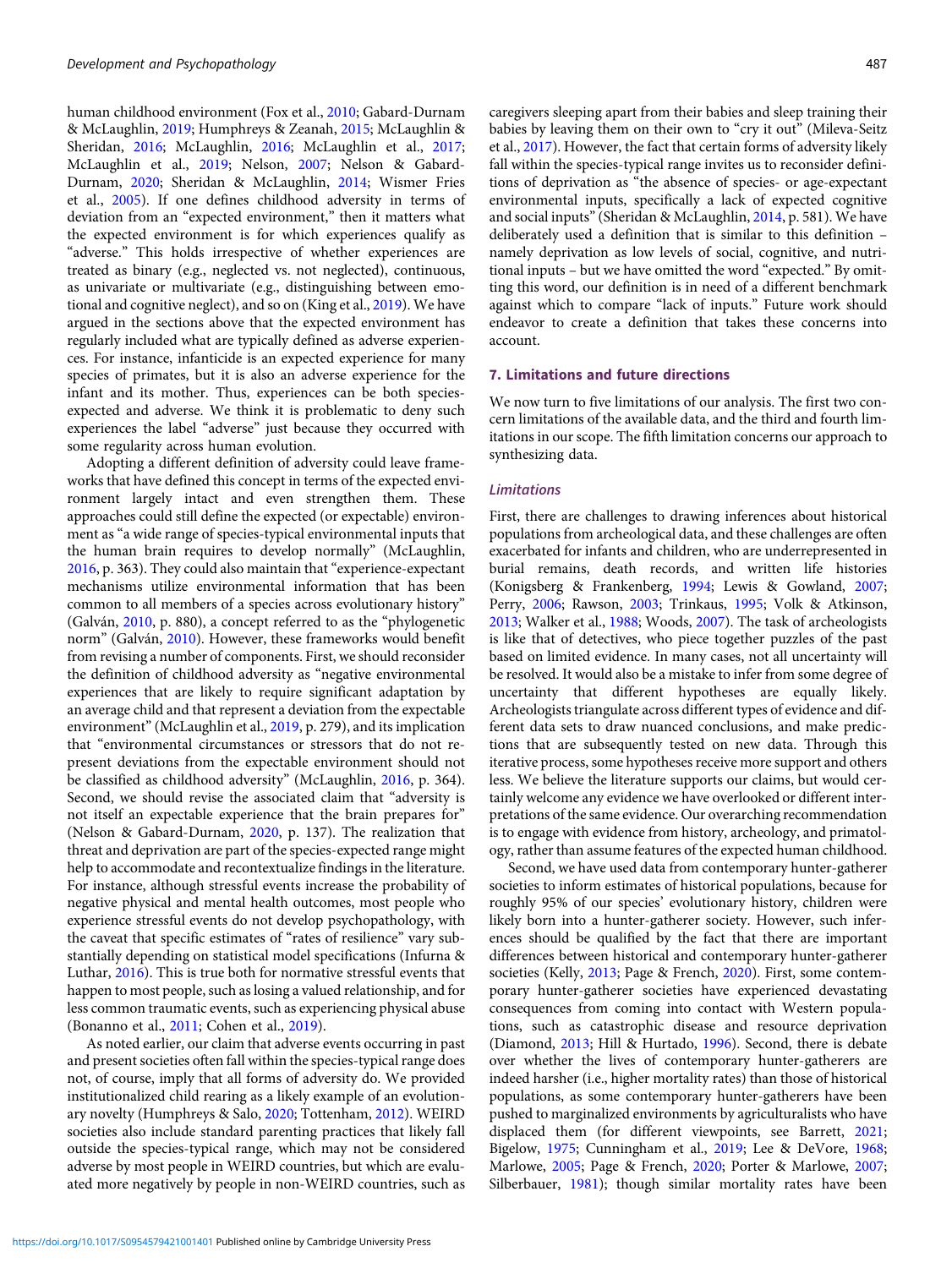human childhood environment (Fox et al., 2010; Gabard-Durnam & McLaughlin, 2019; Humphreys & Zeanah, 2015; McLaughlin & Sheridan, 2016; McLaughlin, 2016; McLaughlin et al., 2017; McLaughlin et al., 2019; Nelson, 2007; Nelson & Gabard-Durnam, 2020; Sheridan & McLaughlin, 2014; Wismer Fries et al., 2005). If one defines childhood adversity in terms of deviation from an "expected environment," then it matters what the expected environment is for which experiences qualify as "adverse." This holds irrespective of whether experiences are treated as binary (e.g., neglected vs. not neglected), continuous, as univariate or multivariate (e.g., distinguishing between emotional and cognitive neglect), and so on (King et al., 2019). We have argued in the sections above that the expected environment has regularly included what are typically defined as adverse experiences. For instance, infanticide is an expected experience for many species of primates, but it is also an adverse experience for the infant and its mother. Thus, experiences can be both species-expected and adverse. We think it is problematic to deny such experiences the label "adverse" just because they occurred with some regularity across human evolution.

Adopting a different definition of adversity could leave frameworks that have defined this concept in terms of the expected environment largely intact and even strengthen them. These approaches could still define the expected (or expectable) environment as "a wide range of species-typical environmental inputs that the human brain requires to develop normally" (McLaughlin, 2016, p. 363). They could also maintain that "experience-expectant mechanisms utilize environmental information that has been common to all members of a species across evolutionary history" (Galván, 2010, p. 880), a concept referred to as the "phylogenetic norm" (Galván, 2010). However, these frameworks would benefit from revising a number of components. First, we should reconsider the definition of childhood adversity as "negative environmental experiences that are likely to require significant adaptation by an average child and that represent a deviation from the expectable environment" (McLaughlin et al., 2019, p. 279), and its implication that "environmental circumstances or stressors that do not represent deviations from the expectable environment should not be classified as childhood adversity" (McLaughlin, 2016, p. 364). Second, we should revise the associated claim that "adversity is not itself an expectable experience that the brain prepares for" (Nelson & Gabard-Durnam, 2020, p. 137). The realization that threat and deprivation are part of the species-expected range might help to accommodate and recontextualize findings in the literature. For instance, although stressful events increase the probability of negative physical and mental health outcomes, most people who experience stressful events do not develop psychopathology, with the caveat that specific estimates of "rates of resilience" vary substantially depending on statistical model specifications (Infurna & Luthar, 2016). This is true both for normative stressful events that happen to most people, such as losing a valued relationship, and for less common traumatic events, such as experiencing physical abuse (Bonanno et al., 2011; Cohen et al., 2019).

As noted earlier, our claim that adverse events occurring in past and present societies often fall within the species-typical range does not, of course, imply that all forms of adversity do. We provided institutionalized child rearing as a likely example of an evolutionary novelty (Humphreys & Salo, 2020; Tottenham, 2012). WEIRD societies also include standard parenting practices that likely fall outside the species-typical range, which may not be considered adverse by most people in WEIRD countries, but which are evaluated more negatively by people in non-WEIRD countries, such as caregivers sleeping apart from their babies and sleep training their babies by leaving them on their own to "cry it out" (Mileva-Seitz et al., 2017). However, the fact that certain forms of adversity likely fall within the species-typical range invites us to reconsider definitions of deprivation as "the absence of species- or age-expectant environmental inputs, specifically a lack of expected cognitive and social inputs" (Sheridan & McLaughlin, 2014, p. 581). We have deliberately used a definition that is similar to this definition – namely deprivation as low levels of social, cognitive, and nutritional inputs – but we have omitted the word "expected." By omitting this word, our definition is in need of a different benchmark against which to compare "lack of inputs." Future work should endeavor to create a definition that takes these concerns into account.

## 7. Limitations and future directions

We now turn to five limitations of our analysis. The first two concern limitations of the available data, and the third and fourth limitations in our scope. The fifth limitation concerns our approach to synthesizing data.

### *Limitations*

First, there are challenges to drawing inferences about historical populations from archeological data, and these challenges are often exacerbated for infants and children, who are underrepresented in burial remains, death records, and written life histories (Konigsberg & Frankenberg, 1994; Lewis & Gowland, 2007; Perry, 2006; Rawson, 2003; Trinkaus, 1995; Volk & Atkinson, 2013; Walker et al., 1988; Woods, 2007). The task of archeologists is like that of detectives, who piece together puzzles of the past based on limited evidence. In many cases, not all uncertainty will be resolved. It would also be a mistake to infer from some degree of uncertainty that different hypotheses are equally likely. Archeologists triangulate across different types of evidence and different data sets to draw nuanced conclusions, and make predictions that are subsequently tested on new data. Through this iterative process, some hypotheses receive more support and others less. We believe the literature supports our claims, but would certainly welcome any evidence we have overlooked or different interpretations of the same evidence. Our overarching recommendation is to engage with evidence from history, archeology, and primatology, rather than assume features of the expected human childhood.

Second, we have used data from contemporary hunter-gatherer societies to inform estimates of historical populations, because for roughly 95% of our species' evolutionary history, children were likely born into a hunter-gatherer society. However, such inferences should be qualified by the fact that there are important differences between historical and contemporary hunter-gatherer societies (Kelly, 2013; Page & French, 2020). First, some contemporary hunter-gatherer societies have experienced devastating consequences from coming into contact with Western populations, such as catastrophic disease and resource deprivation (Diamond, 2013; Hill & Hurtado, 1996). Second, there is debate over whether the lives of contemporary hunter-gatherers are indeed harsher (i.e., higher mortality rates) than those of historical populations, as some contemporary hunter-gatherers have been pushed to marginalized environments by agriculturalists who have displaced them (for different viewpoints, see Barrett, 2021; Bigelow, 1975; Cunningham et al., 2019; Lee & DeVore, 1968; Marlowe, 2005; Page & French, 2020; Porter & Marlowe, 2007; Silberbauer, 1981); though similar mortality rates have been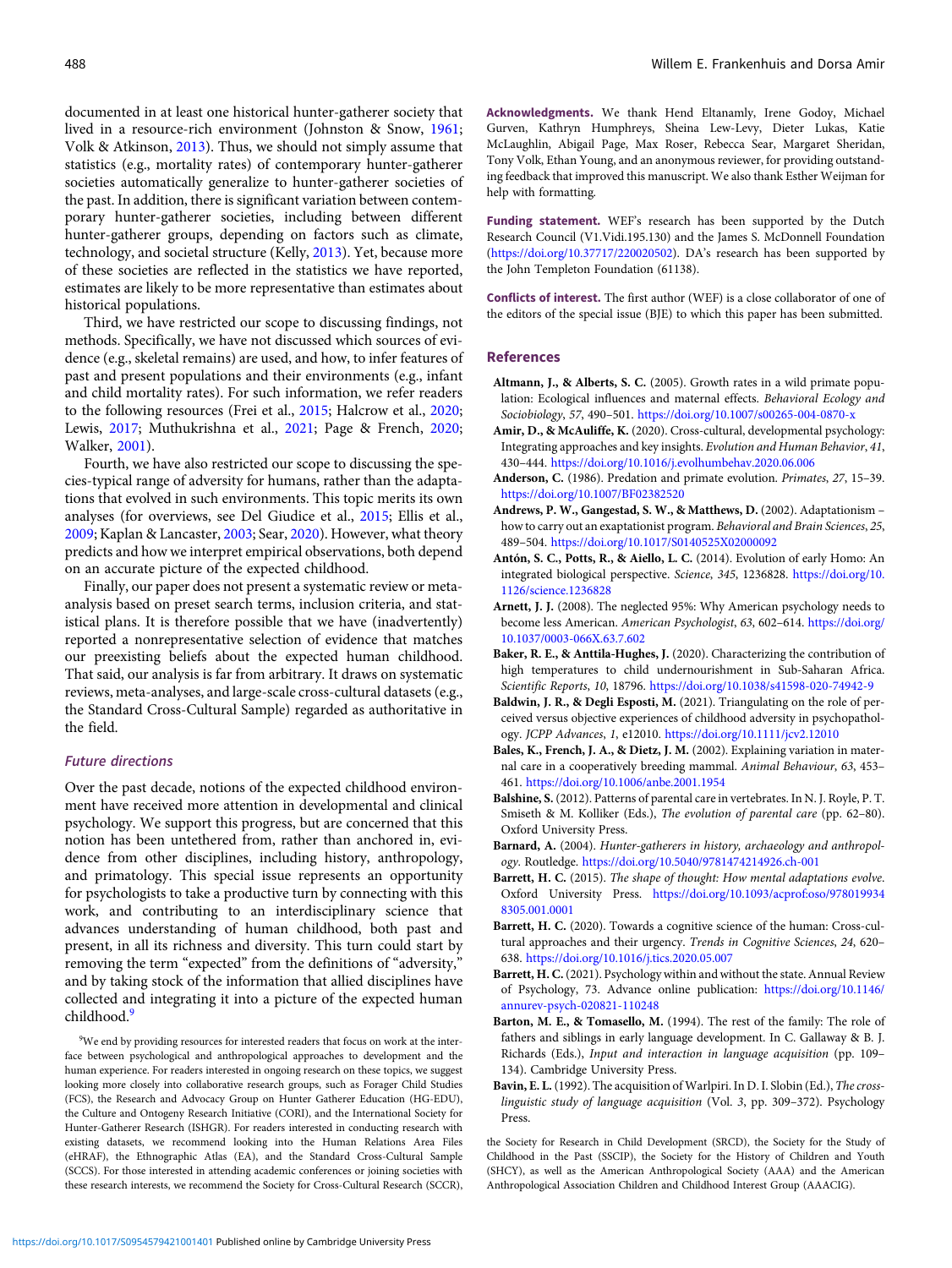documented in at least one historical hunter-gatherer society that lived in a resource-rich environment (Johnston & Snow, 1961; Volk & Atkinson, 2013). Thus, we should not simply assume that statistics (e.g., mortality rates) of contemporary hunter-gatherer societies automatically generalize to hunter-gatherer societies of the past. In addition, there is significant variation between contemporary hunter-gatherer societies, including between different hunter-gatherer groups, depending on factors such as climate, technology, and societal structure (Kelly, 2013). Yet, because more of these societies are reflected in the statistics we have reported, estimates are likely to be more representative than estimates about historical populations.

Third, we have restricted our scope to discussing findings, not methods. Specifically, we have not discussed which sources of evidence (e.g., skeletal remains) are used, and how, to infer features of past and present populations and their environments (e.g., infant and child mortality rates). For such information, we refer readers to the following resources (Frei et al., 2015; Halcrow et al., 2020; Lewis, 2017; Muthukrishna et al., 2021; Page & French, 2020; Walker, 2001).

Fourth, we have also restricted our scope to discussing the species-typical range of adversity for humans, rather than the adaptations that evolved in such environments. This topic merits its own analyses (for overviews, see Del Giudice et al., 2015; Ellis et al., 2009; Kaplan & Lancaster, 2003; Sear, 2020). However, what theory predicts and how we interpret empirical observations, both depend on an accurate picture of the expected childhood.

Finally, our paper does not present a systematic review or meta-analysis based on preset search terms, inclusion criteria, and statistical plans. It is therefore possible that we have (inadvertently) reported a nonrepresentative selection of evidence that matches our preexisting beliefs about the expected human childhood. That said, our analysis is far from arbitrary. It draws on systematic reviews, meta-analyses, and large-scale cross-cultural datasets (e.g., the Standard Cross-Cultural Sample) regarded as authoritative in the field.

### Future directions

Over the past decade, notions of the expected childhood environment have received more attention in developmental and clinical psychology. We support this progress, but are concerned that this notion has been untethered from, rather than anchored in, evidence from other disciplines, including history, anthropology, and primatology. This special issue represents an opportunity for psychologists to take a productive turn by connecting with this work, and contributing to an interdisciplinary science that advances understanding of human childhood, both past and present, in all its richness and diversity. This turn could start by removing the term "expected" from the definitions of "adversity," and by taking stock of the information that allied disciplines have collected and integrating it into a picture of the expected human childhood.[9]

[9]We end by providing resources for interested readers that focus on work at the interface between psychological and anthropological approaches to development and the human experience. For readers interested in ongoing research on these topics, we suggest looking more closely into collaborative research groups, such as Forager Child Studies (FCS), the Research and Advocacy Group on Hunter Gatherer Education (HG-EDU), the Culture and Ontogeny Research Initiative (CORI), and the International Society for Hunter-Gatherer Research (ISHGR). For readers interested in conducting research with existing datasets, we recommend looking into the Human Relations Area Files (eHRAF), the Ethnographic Atlas (EA), and the Standard Cross-Cultural Sample (SCCS). For those interested in attending academic conferences or joining societies with these research interests, we recommend the Society for Cross-Cultural Research (SCCR), the Society for Research in Child Development (SRCD), the Society for the Study of Childhood in the Past (SSCIP), the Society for the History of Children and Youth (SHCY), as well as the American Anthropological Society (AAA) and the American Anthropological Association Children and Childhood Interest Group (AACIG).

**Acknowledgments.** We thank Hend Eltanamly, Irene Godoy, Michael Gurven, Kathryn Humphreys, Sheina Lew-Levy, Dieter Lukas, Katie McLaughlin, Abigail Page, Max Roser, Rebecca Sear, Margaret Sheridan, Tony Volk, Ethan Young, and an anonymous reviewer, for providing outstanding feedback that improved this manuscript. We also thank Esther Weijman for help with formatting.

**Funding statement.** WEF's research has been supported by the Dutch Research Council (V1.Vidi.195.130) and the James S. McDonnell Foundation (https://doi.org/10.37717/220020502). DA's research has been supported by the John Templeton Foundation (61138).

**Conflicts of interest.** The first author (WEF) is a close collaborator of one of the editors of the special issue (BJE) to which this paper has been submitted.

## References

**Altmann, J., & Alberts, S. C.** (2005). Growth rates in a wild primate population: Ecological influences and maternal effects. *Behavioral Ecology and Sociobiology*, *57*, 490–501. https://doi.org/10.1007/s00265-004-0870-x

**Amir, D., & McAuliffe, K.** (2020). Cross-cultural, developmental psychology: Integrating approaches and key insights. *Evolution and Human Behavior*, *41*, 430–444. https://doi.org/10.1016/j.evolhumbehav.2020.06.006

**Anderson, C.** (1986). Predation and primate evolution. *Primates*, *27*, 15–39. https://doi.org/10.1007/BF02382520

**Andrews, P. W., Gangestad, S. W., & Matthews, D.** (2002). Adaptationism – how to carry out an exaptationist program. *Behavioral and Brain Sciences*, *25*, 489–504. https://doi.org/10.1017/S0140525X02000092

**Antón, S. C., Potts, R., & Aiello, L. C.** (2014). Evolution of early Homo: An integrated biological perspective. *Science*, *345*, 1236828. https://doi.org/10.1126/science.1236828

**Arnett, J. J.** (2008). The neglected 95%: Why American psychology needs to become less American. *American Psychologist*, *63*, 602–614. https://doi.org/10.1037/0003-066X.63.7.602

**Baker, R. E., & Anttila-Hughes, J.** (2020). Characterizing the contribution of high temperatures to child undernourishment in Sub-Saharan Africa. *Scientific Reports*, *10*, 18796. https://doi.org/10.1038/s41598-020-74942-9

**Baldwin, J. R., & Degli Esposti, M.** (2021). Triangulating on the role of perceived versus objective experiences of childhood adversity in psychopathology. *JCPP Advances*, *1*, e12010. https://doi.org/10.1111/jcv2.12010

**Bales, K., French, J. A., & Dietz, J. M.** (2002). Explaining variation in maternal care in a cooperatively breeding mammal. *Animal Behaviour*, *63*, 453–461. https://doi.org/10.1006/anbe.2001.1954

**Balshine, S.** (2012). Patterns of parental care in vertebrates. In N. J. Royle, P. T. Smiseth & M. Kolliker (Eds.), *The evolution of parental care* (pp. 62–80). Oxford University Press.

**Barnard, A.** (2004). *Hunter-gatherers in history, archaeology and anthropology*. Routledge. https://doi.org/10.5040/9781474214926.ch-001

**Barrett, H. C.** (2015). *The shape of thought: How mental adaptations evolve*. Oxford University Press. https://doi.org/10.1093/acprof:oso/9780199348305.001.0001

**Barrett, H. C.** (2020). Towards a cognitive science of the human: Cross-cultural approaches and their urgency. *Trends in Cognitive Sciences*, *24*, 620–638. https://doi.org/10.1016/j.tics.2020.05.007

**Barrett, H. C.** (2021). Psychology within and without the state. Annual Review of Psychology, 73. Advance online publication: https://doi.org/10.1146/annurev-psych-020821-110248

**Barton, M. E., & Tomasello, M.** (1994). The rest of the family: The role of fathers and siblings in early language development. In C. Gallaway & B. J. Richards (Eds.), *Input and interaction in language acquisition* (pp. 109–134). Cambridge University Press.

**Bavin, E. L.** (1992). The acquisition of Warlpiri. In D. I. Slobin (Ed.), *The cross-linguistic study of language acquisition* (Vol. *3*, pp. 309–372). Psychology Press.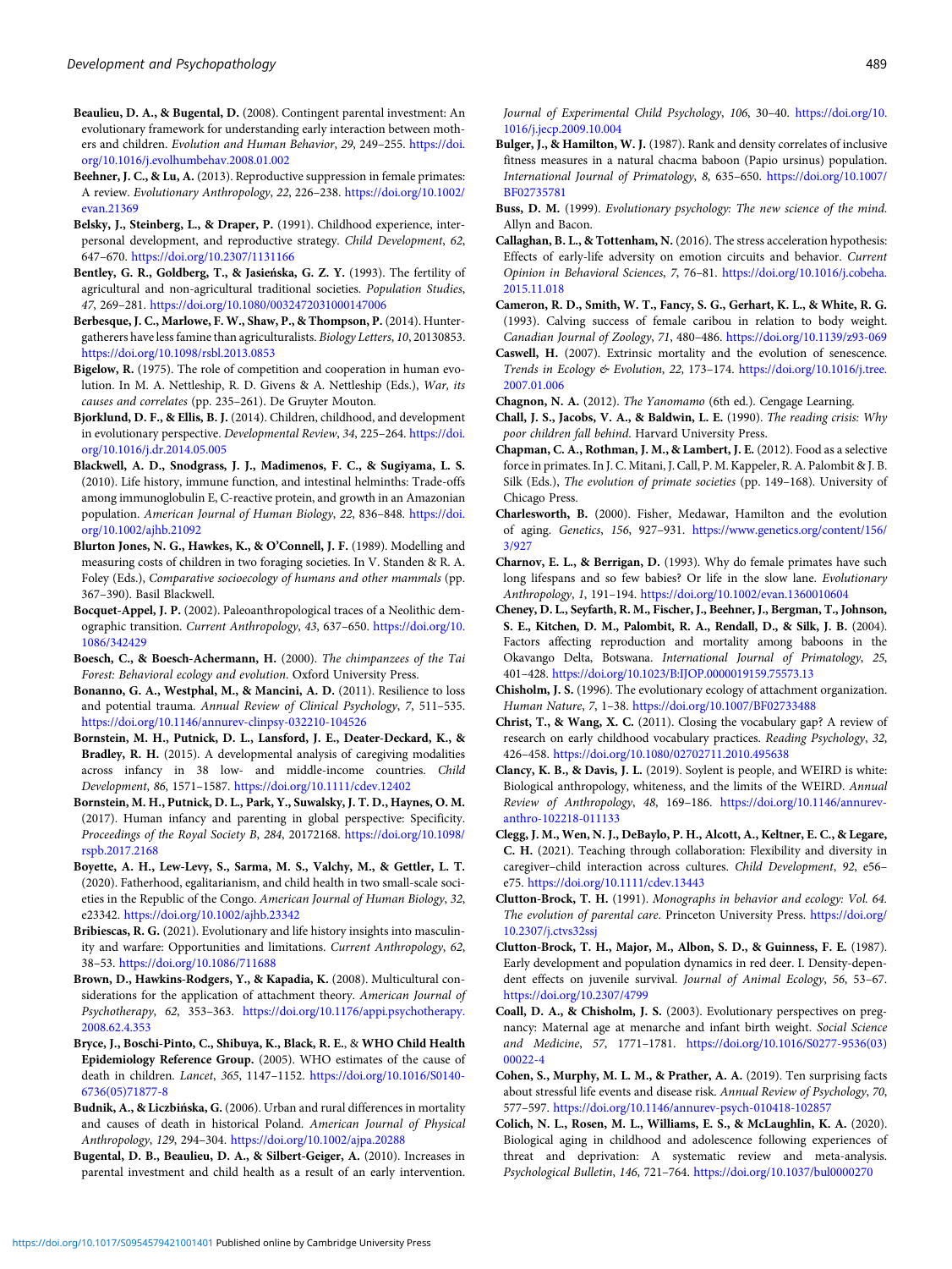**Beaulieu, D. A., & Bugental, D.** (2008). Contingent parental investment: An evolutionary framework for understanding early interaction between mothers and children. *Evolution and Human Behavior*, *29*, 249–255. https://doi.org/10.1016/j.evolhumbehav.2008.01.002

**Beehner, J. C., & Lu, A.** (2013). Reproductive suppression in female primates: A review. *Evolutionary Anthropology*, *22*, 226–238. https://doi.org/10.1002/evan.21369

**Belsky, J., Steinberg, L., & Draper, P.** (1991). Childhood experience, interpersonal development, and reproductive strategy. *Child Development*, *62*, 647–670. https://doi.org/10.2307/1131166

**Bentley, G. R., Goldberg, T., & Jasieńska, G. Z. Y.** (1993). The fertility of agricultural and non-agricultural traditional societies. *Population Studies*, *47*, 269–281. https://doi.org/10.1080/0032472031000147006

**Berbesque, J. C., Marlowe, F. W., Shaw, P., & Thompson, P.** (2014). Hunter-gatherers have less famine than agriculturalists. *Biology Letters*, *10*, 20130853. https://doi.org/10.1098/rsbl.2013.0853

**Bigelow, R.** (1975). The role of competition and cooperation in human evolution. In M. A. Nettleship, R. D. Givens & A. Nettleship (Eds.), *War, its causes and correlates* (pp. 235–261). De Gruyter Mouton.

**Bjorklund, D. F., & Ellis, B. J.** (2014). Children, childhood, and development in evolutionary perspective. *Developmental Review*, *34*, 225–264. https://doi.org/10.1016/j.dr.2014.05.005

**Blackwell, A. D., Snodgrass, J. J., Madimenos, F. C., & Sugiyama, L. S.** (2010). Life history, immune function, and intestinal helminths: Trade-offs among immunoglobulin E, C-reactive protein, and growth in an Amazonian population. *American Journal of Human Biology*, *22*, 836–848. https://doi.org/10.1002/ajhb.21092

**Blurton Jones, N. G., Hawkes, K., & O'Connell, J. F.** (1989). Modelling and measuring costs of children in two foraging societies. In V. Standen & R. A. Foley (Eds.), *Comparative socioecology of humans and other mammals* (pp. 367–390). Basil Blackwell.

**Bocquet-Appel, J. P.** (2002). Paleoanthropological traces of a Neolithic demographic transition. *Current Anthropology*, *43*, 637–650. https://doi.org/10.1086/342429

**Boesch, C., & Boesch-Achermann, H.** (2000). *The chimpanzees of the Tai Forest: Behavioral ecology and evolution*. Oxford University Press.

**Bonanno, G. A., Westphal, M., & Mancini, A. D.** (2011). Resilience to loss and potential trauma. *Annual Review of Clinical Psychology*, *7*, 511–535. https://doi.org/10.1146/annurev-clinpsy-032210-104526

**Bornstein, M. H., Putnick, D. L., Lansford, J. E., Deater-Deckard, K., & Bradley, R. H.** (2015). A developmental analysis of caregiving modalities across infancy in 38 low- and middle-income countries. *Child Development*, *86*, 1571–1587. https://doi.org/10.1111/cdev.12402

**Bornstein, M. H., Putnick, D. L., Park, Y., Suwalsky, J. T. D., Haynes, O. M.** (2017). Human infancy and parenting in global perspective: Specificity. *Proceedings of the Royal Society B*, *284*, 20172168. https://doi.org/10.1098/rspb.2017.2168

**Boyette, A. H., Lew-Levy, S., Sarma, M. S., Valchy, M., & Gettler, L. T.** (2020). Fatherhood, egalitarianism, and child health in two small-scale societies in the Republic of the Congo. *American Journal of Human Biology*, *32*, e23342. https://doi.org/10.1002/ajhb.23342

**Bribiescas, R. G.** (2021). Evolutionary and life history insights into masculinity and warfare: Opportunities and limitations. *Current Anthropology*, *62*, 38–53. https://doi.org/10.1086/711688

**Brown, D., Hawkins-Rodgers, Y., & Kapadia, K.** (2008). Multicultural considerations for the application of attachment theory. *American Journal of Psychotherapy*, *62*, 353–363. https://doi.org/10.1176/appi.psychotherapy.2008.62.4.353

**Bryce, J., Boschi-Pinto, C., Shibuya, K., Black, R. E., & WHO Child Health Epidemiology Reference Group.** (2005). WHO estimates of the cause of death in children. *Lancet*, *365*, 1147–1152. https://doi.org/10.1016/S0140-6736(05)71877-8

**Budnik, A., & Liczbińska, G.** (2006). Urban and rural differences in mortality and causes of death in historical Poland. *American Journal of Physical Anthropology*, *129*, 294–304. https://doi.org/10.1002/ajpa.20288

**Bugental, D. B., Beaulieu, D. A., & Silbert-Geiger, A.** (2010). Increases in parental investment and child health as a result of an early intervention. *Journal of Experimental Child Psychology*, *106*, 30–40. https://doi.org/10.1016/j.jecp.2009.10.004

**Bulger, J., & Hamilton, W. J.** (1987). Rank and density correlates of inclusive fitness measures in a natural chacma baboon (Papio ursinus) population. *International Journal of Primatology*, *8*, 635–650. https://doi.org/10.1007/BF02735781

**Buss, D. M.** (1999). *Evolutionary psychology: The new science of the mind*. Allyn and Bacon.

**Callaghan, B. L., & Tottenham, N.** (2016). The stress acceleration hypothesis: Effects of early-life adversity on emotion circuits and behavior. *Current Opinion in Behavioral Sciences*, *7*, 76–81. https://doi.org/10.1016/j.cobeha.2015.11.018

**Cameron, R. D., Smith, W. T., Fancy, S. G., Gerhart, K. L., & White, R. G.** (1993). Calving success of female caribou in relation to body weight. *Canadian Journal of Zoology*, *71*, 480–486. https://doi.org/10.1139/z93-069

**Caswell, H.** (2007). Extrinsic mortality and the evolution of senescence. *Trends in Ecology & Evolution*, *22*, 173–174. https://doi.org/10.1016/j.tree.2007.01.006

**Chagnon, N. A.** (2012). *The Yanomamo* (6th ed.). Cengage Learning.

**Chall, J. S., Jacobs, V. A., & Baldwin, L. E.** (1990). *The reading crisis: Why poor children fall behind*. Harvard University Press.

**Chapman, C. A., Rothman, J. M., & Lambert, J. E.** (2012). Food as a selective force in primates. In J. C. Mitani, J. Call, P. M. Kappeler, R. A. Palombit & J. B. Silk (Eds.), *The evolution of primate societies* (pp. 149–168). University of Chicago Press.

**Charlesworth, B.** (2000). Fisher, Medawar, Hamilton and the evolution of aging. *Genetics*, *156*, 927–931. https://www.genetics.org/content/156/3/927

**Charnov, E. L., & Berrigan, D.** (1993). Why do female primates have such long lifespans and so few babies? Or life in the slow lane. *Evolutionary Anthropology*, *1*, 191–194. https://doi.org/10.1002/evan.1360010604

**Cheney, D. L., Seyfarth, R. M., Fischer, J., Beehner, J., Bergman, T., Johnson, S. E., Kitchen, D. M., Palombit, R. A., Rendall, D., & Silk, J. B.** (2004). Factors affecting reproduction and mortality among baboons in the Okavango Delta, Botswana. *International Journal of Primatology*, *25*, 401–428. https://doi.org/10.1023/B:IJOP.0000019159.75573.13

**Chisholm, J. S.** (1996). The evolutionary ecology of attachment organization. *Human Nature*, *7*, 1–38. https://doi.org/10.1007/BF02733488

**Christ, T., & Wang, X. C.** (2011). Closing the vocabulary gap? A review of research on early childhood vocabulary practices. *Reading Psychology*, *32*, 426–458. https://doi.org/10.1080/02702711.2010.495638

**Clancy, K. B., & Davis, J. L.** (2019). Soylent is people, and WEIRD is white: Biological anthropology, whiteness, and the limits of the WEIRD. *Annual Review of Anthropology*, *48*, 169–186. https://doi.org/10.1146/annurev-anthro-102218-011133

**Clegg, J. M., Wen, N. J., DeBaylo, P. H., Alcott, A., Keltner, E. C., & Legare, C. H.** (2021). Teaching through collaboration: Flexibility and diversity in caregiver–child interaction across cultures. *Child Development*, *92*, e56–e75. https://doi.org/10.1111/cdev.13443

**Clutton-Brock, T. H.** (1991). *Monographs in behavior and ecology: Vol. 64. The evolution of parental care*. Princeton University Press. https://doi.org/10.2307/j.ctvs32ssj

**Clutton-Brock, T. H., Major, M., Albon, S. D., & Guinness, F. E.** (1987). Early development and population dynamics in red deer. I. Density-dependent effects on juvenile survival. *Journal of Animal Ecology*, *56*, 53–67. https://doi.org/10.2307/4799

**Coall, D. A., & Chisholm, J. S.** (2003). Evolutionary perspectives on pregnancy: Maternal age at menarche and infant birth weight. *Social Science and Medicine*, *57*, 1771–1781. https://doi.org/10.1016/S0277-9536(03)00022-4

**Cohen, S., Murphy, M. L. M., & Prather, A. A.** (2019). Ten surprising facts about stressful life events and disease risk. *Annual Review of Psychology*, *70*, 577–597. https://doi.org/10.1146/annurev-psych-010418-102857

**Colich, N. L., Rosen, M. L., Williams, E. S., & McLaughlin, K. A.** (2020). Biological aging in childhood and adolescence following experiences of threat and deprivation: A systematic review and meta-analysis. *Psychological Bulletin*, *146*, 721–764. https://doi.org/10.1037/bul0000270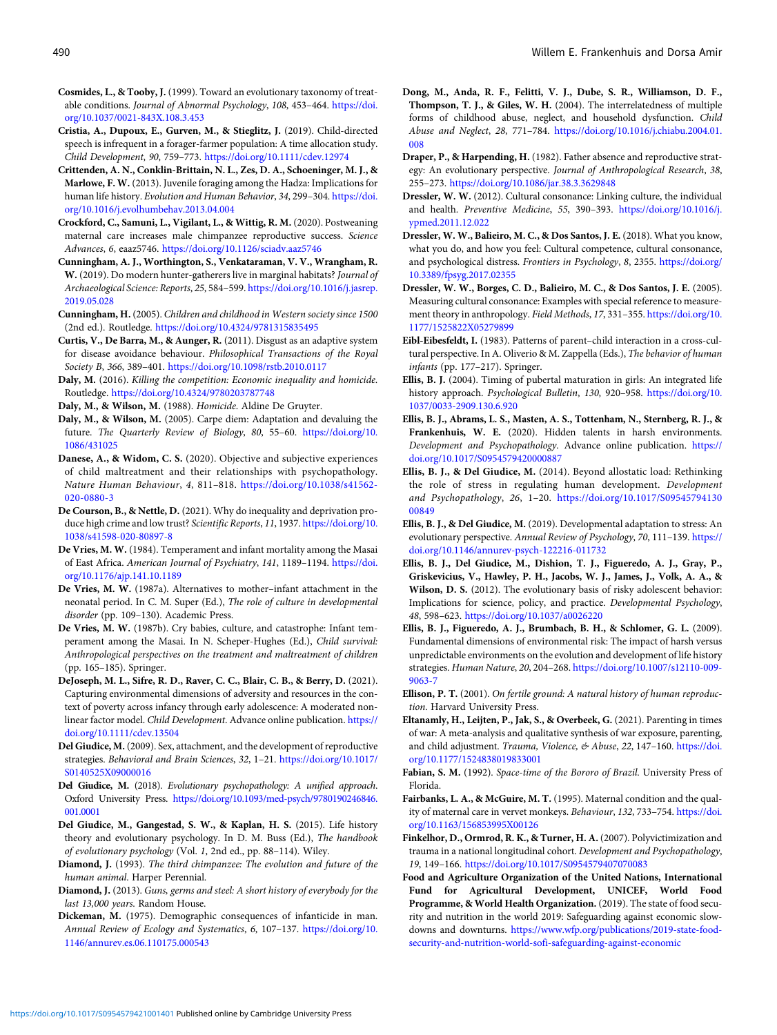**Cosmides, L., & Tooby, J.** (1999). Toward an evolutionary taxonomy of treatable conditions. *Journal of Abnormal Psychology*, *108*, 453–464. https://doi.org/10.1037/0021-843X.108.3.453

**Cristia, A., Dupoux, E., Gurven, M., & Stieglitz, J.** (2019). Child-directed speech is infrequent in a forager-farmer population: A time allocation study. *Child Development*, *90*, 759–773. https://doi.org/10.1111/cdev.12974

**Crittenden, A. N., Conklin-Brittain, N. L., Zes, D. A., Schoeninger, M. J., & Marlowe, F. W.** (2013). Juvenile foraging among the Hadza: Implications for human life history. *Evolution and Human Behavior*, *34*, 299–304. https://doi.org/10.1016/j.evolhumbehav.2013.04.004

**Crockford, C., Samuni, L., Vigilant, L., & Wittig, R. M.** (2020). Postweaning maternal care increases male chimpanzee reproductive success. *Science Advances*, *6*, eaaz5746. https://doi.org/10.1126/sciadv.aaz5746

**Cunningham, A. J., Worthington, S., Venkataraman, V. V., Wrangham, R. W.** (2019). Do modern hunter-gatherers live in marginal habitats? *Journal of Archaeological Science: Reports*, *25*, 584–599. https://doi.org/10.1016/j.jasrep.2019.05.028

**Cunningham, H.** (2005). *Children and childhood in Western society since 1500* (2nd ed.). Routledge. https://doi.org/10.4324/9781315835495

**Curtis, V., De Barra, M., & Aunger, R.** (2011). Disgust as an adaptive system for disease avoidance behaviour. *Philosophical Transactions of the Royal Society B*, *366*, 389–401. https://doi.org/10.1098/rstb.2010.0117

**Daly, M.** (2016). *Killing the competition: Economic inequality and homicide*. Routledge. https://doi.org/10.4324/9780203787748

**Daly, M., & Wilson, M.** (1988). *Homicide*. Aldine De Gruyter.

**Daly, M., & Wilson, M.** (2005). Carpe diem: Adaptation and devaluing the future. *The Quarterly Review of Biology*, *80*, 55–60. https://doi.org/10.1086/431025

**Danese, A., & Widom, C. S.** (2020). Objective and subjective experiences of child maltreatment and their relationships with psychopathology. *Nature Human Behaviour*, *4*, 811–818. https://doi.org/10.1038/s41562-020-0880-3

**De Courson, B., & Nettle, D.** (2021). Why do inequality and deprivation produce high crime and low trust? *Scientific Reports*, *11*, 1937. https://doi.org/10.1038/s41598-020-80897-8

**De Vries, M. W.** (1984). Temperament and infant mortality among the Masai of East Africa. *American Journal of Psychiatry*, *141*, 1189–1194. https://doi.org/10.1176/ajp.141.10.1189

**De Vries, M. W.** (1987a). Alternatives to mother–infant attachment in the neonatal period. In C. M. Super (Ed.), *The role of culture in developmental disorder* (pp. 109–130). Academic Press.

**De Vries, M. W.** (1987b). Cry babies, culture, and catastrophe: Infant temperament among the Masai. In N. Scheper-Hughes (Ed.), *Child survival: Anthropological perspectives on the treatment and maltreatment of children* (pp. 165–185). Springer.

**DeJoseph, M. L., Sifre, R. D., Raver, C. C., Blair, C. B., & Berry, D.** (2021). Capturing environmental dimensions of adversity and resources in the context of poverty across infancy through early adolescence: A moderated nonlinear factor model. *Child Development*. Advance online publication. https://doi.org/10.1111/cdev.13504

**Del Giudice, M.** (2009). Sex, attachment, and the development of reproductive strategies. *Behavioral and Brain Sciences*, *32*, 1–21. https://doi.org/10.1017/S0140525X09000016

**Del Giudice, M.** (2018). *Evolutionary psychopathology: A unified approach*. Oxford University Press. https://doi.org/10.1093/med-psych/9780190246846.001.0001

**Del Giudice, M., Gangestad, S. W., & Kaplan, H. S.** (2015). Life history theory and evolutionary psychology. In D. M. Buss (Ed.), *The handbook of evolutionary psychology* (Vol. *1*, 2nd ed., pp. 88–114). Wiley.

**Diamond, J.** (1993). *The third chimpanzee: The evolution and future of the human animal*. Harper Perennial.

**Diamond, J.** (2013). *Guns, germs and steel: A short history of everybody for the last 13,000 years*. Random House.

**Dickeman, M.** (1975). Demographic consequences of infanticide in man. *Annual Review of Ecology and Systematics*, *6*, 107–137. https://doi.org/10.1146/annurev.es.06.110175.000543

**Dong, M., Anda, R. F., Felitti, V. J., Dube, S. R., Williamson, D. F., Thompson, T. J., & Giles, W. H.** (2004). The interrelatedness of multiple forms of childhood abuse, neglect, and household dysfunction. *Child Abuse and Neglect*, *28*, 771–784. https://doi.org/10.1016/j.chiabu.2004.01.008

**Draper, P., & Harpending, H.** (1982). Father absence and reproductive strategy: An evolutionary perspective. *Journal of Anthropological Research*, *38*, 255–273. https://doi.org/10.1086/jar.38.3.3629848

**Dressler, W. W.** (2012). Cultural consonance: Linking culture, the individual and health. *Preventive Medicine*, *55*, 390–393. https://doi.org/10.1016/j.ypmed.2011.12.022

**Dressler, W. W., Balieiro, M. C., & Dos Santos, J. E.** (2018). What you know, what you do, and how you feel: Cultural competence, cultural consonance, and psychological distress. *Frontiers in Psychology*, *8*, 2355. https://doi.org/10.3389/fpsyg.2017.02355

**Dressler, W. W., Borges, C. D., Balieiro, M. C., & Dos Santos, J. E.** (2005). Measuring cultural consonance: Examples with special reference to measurement theory in anthropology. *Field Methods*, *17*, 331–355. https://doi.org/10.1177/1525822X05279899

**Eibl-Eibesfeldt, I.** (1983). Patterns of parent–child interaction in a cross-cultural perspective. In A. Oliverio & M. Zappella (Eds.), *The behavior of human infants* (pp. 177–217). Springer.

**Ellis, B. J.** (2004). Timing of pubertal maturation in girls: An integrated life history approach. *Psychological Bulletin*, *130*, 920–958. https://doi.org/10.1037/0033-2909.130.6.920

**Ellis, B. J., Abrams, L. S., Masten, A. S., Tottenham, N., Sternberg, R. J., & Frankenhuis, W. E.** (2020). Hidden talents in harsh environments. *Development and Psychopathology*. Advance online publication. https://doi.org/10.1017/S0954579420000887

**Ellis, B. J., & Del Giudice, M.** (2014). Beyond allostatic load: Rethinking the role of stress in regulating human development. *Development and Psychopathology*, *26*, 1–20. https://doi.org/10.1017/S0954579413000849

**Ellis, B. J., & Del Giudice, M.** (2019). Developmental adaptation to stress: An evolutionary perspective. *Annual Review of Psychology*, *70*, 111–139. https://doi.org/10.1146/annurev-psych-122216-011732

**Ellis, B. J., Del Giudice, M., Dishion, T. J., Figueredo, A. J., Gray, P., Griskevicius, V., Hawley, P. H., Jacobs, W. J., James, J., Volk, A. A., & Wilson, D. S.** (2012). The evolutionary basis of risky adolescent behavior: Implications for science, policy, and practice. *Developmental Psychology*, *48*, 598–623. https://doi.org/10.1037/a0026220

**Ellis, B. J., Figueredo, A. J., Brumbach, B. H., & Schlomer, G. L.** (2009). Fundamental dimensions of environmental risk: The impact of harsh versus unpredictable environments on the evolution and development of life history strategies. *Human Nature*, *20*, 204–268. https://doi.org/10.1007/s12110-009-9063-7

**Ellison, P. T.** (2001). *On fertile ground: A natural history of human reproduction*. Harvard University Press.

**Eltanamly, H., Leijten, P., Jak, S., & Overbeek, G.** (2021). Parenting in times of war: A meta-analysis and qualitative synthesis of war exposure, parenting, and child adjustment. *Trauma, Violence, & Abuse*, *22*, 147–160. https://doi.org/10.1177/1524838019833001

**Fabian, S. M.** (1992). *Space-time of the Bororo of Brazil*. University Press of Florida.

**Fairbanks, L. A., & McGuire, M. T.** (1995). Maternal condition and the quality of maternal care in vervet monkeys. *Behaviour*, *132*, 733–754. https://doi.org/10.1163/156853995X00126

**Finkelhor, D., Ormrod, R. K., & Turner, H. A.** (2007). Polyvictimization and trauma in a national longitudinal cohort. *Development and Psychopathology*, *19*, 149–166. https://doi.org/10.1017/S0954579407070083

**Food and Agriculture Organization of the United Nations, International Fund for Agricultural Development, UNICEF, World Food Programme, & World Health Organization.** (2019). The state of food security and nutrition in the world 2019: Safeguarding against economic slowdowns and downturns. https://www.wfp.org/publications/2019-state-food-security-and-nutrition-world-sofi-safeguarding-against-economic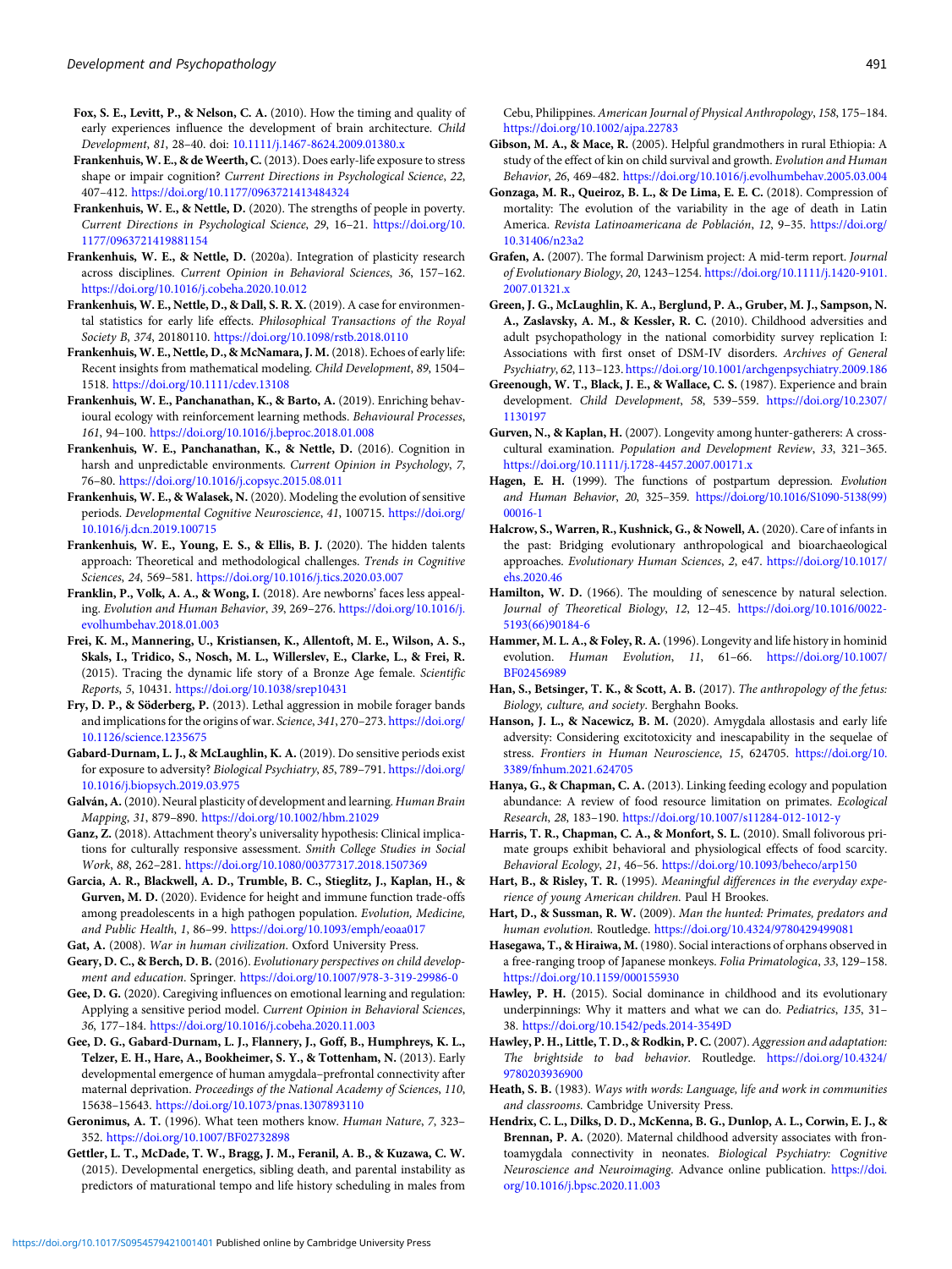**Fox, S. E., Levitt, P., & Nelson, C. A.** (2010). How the timing and quality of early experiences influence the development of brain architecture. *Child Development*, *81*, 28–40. doi: 10.1111/j.1467-8624.2009.01380.x

**Frankenhuis, W. E., & de Weerth, C.** (2013). Does early-life exposure to stress shape or impair cognition? *Current Directions in Psychological Science*, *22*, 407–412. https://doi.org/10.1177/0963721413484324

**Frankenhuis, W. E., & Nettle, D.** (2020). The strengths of people in poverty. *Current Directions in Psychological Science*, *29*, 16–21. https://doi.org/10.1177/0963721419881154

**Frankenhuis, W. E., & Nettle, D.** (2020a). Integration of plasticity research across disciplines. *Current Opinion in Behavioral Sciences*, *36*, 157–162. https://doi.org/10.1016/j.cobeha.2020.10.012

**Frankenhuis, W. E., Nettle, D., & Dall, S. R. X.** (2019). A case for environmental statistics for early life effects. *Philosophical Transactions of the Royal Society B*, *374*, 20180110. https://doi.org/10.1098/rstb.2018.0110

**Frankenhuis, W. E., Nettle, D., & McNamara, J. M.** (2018). Echoes of early life: Recent insights from mathematical modeling. *Child Development*, *89*, 1504–1518. https://doi.org/10.1111/cdev.13108

**Frankenhuis, W. E., Panchanathan, K., & Barto, A.** (2019). Enriching behavioural ecology with reinforcement learning methods. *Behavioural Processes*, *161*, 94–100. https://doi.org/10.1016/j.beproc.2018.01.008

**Frankenhuis, W. E., Panchanathan, K., & Nettle, D.** (2016). Cognition in harsh and unpredictable environments. *Current Opinion in Psychology*, *7*, 76–80. https://doi.org/10.1016/j.copsyc.2015.08.011

**Frankenhuis, W. E., & Walasek, N.** (2020). Modeling the evolution of sensitive periods. *Developmental Cognitive Neuroscience*, *41*, 100715. https://doi.org/10.1016/j.dcn.2019.100715

**Frankenhuis, W. E., Young, E. S., & Ellis, B. J.** (2020). The hidden talents approach: Theoretical and methodological challenges. *Trends in Cognitive Sciences*, *24*, 569–581. https://doi.org/10.1016/j.tics.2020.03.007

**Franklin, P., Volk, A. A., & Wong, I.** (2018). Are newborns' faces less appealing. *Evolution and Human Behavior*, *39*, 269–276. https://doi.org/10.1016/j.evolhumbehav.2018.01.003

**Frei, K. M., Mannering, U., Kristiansen, K., Allentoft, M. E., Wilson, A. S., Skals, I., Tridico, S., Nosch, M. L., Willerslev, E., Clarke, L., & Frei, R.** (2015). Tracing the dynamic life story of a Bronze Age female. *Scientific Reports*, *5*, 10431. https://doi.org/10.1038/srep10431

**Fry, D. P., & Söderberg, P.** (2013). Lethal aggression in mobile forager bands and implications for the origins of war. *Science*, *341*, 270–273. https://doi.org/10.1126/science.1235675

**Gabard-Durnam, L. J., & McLaughlin, K. A.** (2019). Do sensitive periods exist for exposure to adversity? *Biological Psychiatry*, *85*, 789–791. https://doi.org/10.1016/j.biopsych.2019.03.975

**Galván, A.** (2010). Neural plasticity of development and learning. *Human Brain Mapping*, *31*, 879–890. https://doi.org/10.1002/hbm.21029

**Ganz, Z.** (2018). Attachment theory's universality hypothesis: Clinical implications for culturally responsive assessment. *Smith College Studies in Social Work*, *88*, 262–281. https://doi.org/10.1080/00377317.2018.1507369

**Garcia, A. R., Blackwell, A. D., Trumble, B. C., Stieglitz, J., Kaplan, H., & Gurven, M. D.** (2020). Evidence for height and immune function trade-offs among preadolescents in a high pathogen population. *Evolution, Medicine, and Public Health*, *1*, 86–99. https://doi.org/10.1093/emph/eoaa017

**Gat, A.** (2008). *War in human civilization*. Oxford University Press.

**Geary, D. C., & Berch, D. B.** (2016). *Evolutionary perspectives on child development and education*. Springer. https://doi.org/10.1007/978-3-319-29986-0

**Gee, D. G.** (2020). Caregiving influences on emotional learning and regulation: Applying a sensitive period model. *Current Opinion in Behavioral Sciences*, *36*, 177–184. https://doi.org/10.1016/j.cobeha.2020.11.003

**Gee, D. G., Gabard-Durnam, L. J., Flannery, J., Goff, B., Humphreys, K. L., Telzer, E. H., Hare, A., Bookheimer, S. Y., & Tottenham, N.** (2013). Early developmental emergence of human amygdala–prefrontal connectivity after maternal deprivation. *Proceedings of the National Academy of Sciences*, *110*, 15638–15643. https://doi.org/10.1073/pnas.1307893110

**Geronimus, A. T.** (1996). What teen mothers know. *Human Nature*, *7*, 323–352. https://doi.org/10.1007/BF02732898

**Gettler, L. T., McDade, T. W., Bragg, J. M., Feranil, A. B., & Kuzawa, C. W.** (2015). Developmental energetics, sibling death, and parental instability as predictors of maturational tempo and life history scheduling in males from Cebu, Philippines. *American Journal of Physical Anthropology*, *158*, 175–184. https://doi.org/10.1002/ajpa.22783

**Gibson, M. A., & Mace, R.** (2005). Helpful grandmothers in rural Ethiopia: A study of the effect of kin on child survival and growth. *Evolution and Human Behavior*, *26*, 469–482. https://doi.org/10.1016/j.evolhumbehav.2005.03.004

**Gonzaga, M. R., Queiroz, B. L., & De Lima, E. E. C.** (2018). Compression of mortality: The evolution of the variability in the age of death in Latin America. *Revista Latinoamericana de Población*, *12*, 9–35. https://doi.org/10.31406/n23a2

**Grafen, A.** (2007). The formal Darwinism project: A mid-term report. *Journal of Evolutionary Biology*, *20*, 1243–1254. https://doi.org/10.1111/j.1420-9101.2007.01321.x

**Green, J. G., McLaughlin, K. A., Berglund, P. A., Gruber, M. J., Sampson, N. A., Zaslavsky, A. M., & Kessler, R. C.** (2010). Childhood adversities and adult psychopathology in the national comorbidity survey replication I: Associations with first onset of DSM-IV disorders. *Archives of General Psychiatry*, *62*, 113–123. https://doi.org/10.1001/archgenpsychiatry.2009.186

**Greenough, W. T., Black, J. E., & Wallace, C. S.** (1987). Experience and brain development. *Child Development*, *58*, 539–559. https://doi.org/10.2307/1130197

**Gurven, N., & Kaplan, H.** (2007). Longevity among hunter-gatherers: A cross-cultural examination. *Population and Development Review*, *33*, 321–365. https://doi.org/10.1111/j.1728-4457.2007.00171.x

**Hagen, E. H.** (1999). The functions of postpartum depression. *Evolution and Human Behavior*, *20*, 325–359. https://doi.org/10.1016/S1090-5138(99)00016-1

**Halcrow, S., Warren, R., Kushnick, G., & Nowell, A.** (2020). Care of infants in the past: Bridging evolutionary anthropological and bioarchaeological approaches. *Evolutionary Human Sciences*, *2*, e47. https://doi.org/10.1017/ehs.2020.46

**Hamilton, W. D.** (1966). The moulding of senescence by natural selection. *Journal of Theoretical Biology*, *12*, 12–45. https://doi.org/10.1016/0022-5193(66)90184-6

**Hammer, M. L. A., & Foley, R. A.** (1996). Longevity and life history in hominid evolution. *Human Evolution*, *11*, 61–66. https://doi.org/10.1007/BF02456989

**Han, S., Betsinger, T. K., & Scott, A. B.** (2017). *The anthropology of the fetus: Biology, culture, and society*. Berghahn Books.

**Hanson, J. L., & Nacewicz, B. M.** (2020). Amygdala allostasis and early life adversity: Considering excitotoxicity and inescapability in the sequelae of stress. *Frontiers in Human Neuroscience*, *15*, 624705. https://doi.org/10.3389/fnhum.2021.624705

**Hanya, G., & Chapman, C. A.** (2013). Linking feeding ecology and population abundance: A review of food resource limitation on primates. *Ecological Research*, *28*, 183–190. https://doi.org/10.1007/s11284-012-1012-y

**Harris, T. R., Chapman, C. A., & Monfort, S. L.** (2010). Small folivorous primate groups exhibit behavioral and physiological effects of food scarcity. *Behavioral Ecology*, *21*, 46–56. https://doi.org/10.1093/beheco/arp150

**Hart, B., & Risley, T. R.** (1995). *Meaningful differences in the everyday experience of young American children.* Paul H Brookes.

**Hart, D., & Sussman, R. W.** (2009). *Man the hunted: Primates, predators and human evolution.* Routledge. https://doi.org/10.4324/9780429499081

**Hasegawa, T., & Hiraiwa, M.** (1980). Social interactions of orphans observed in a free-ranging troop of Japanese monkeys. *Folia Primatologica*, *33*, 129–158. https://doi.org/10.1159/000155930

**Hawley, P. H.** (2015). Social dominance in childhood and its evolutionary underpinnings: Why it matters and what we can do. *Pediatrics*, *135*, 31–38. https://doi.org/10.1542/peds.2014-3549D

**Hawley, P. H., Little, T. D., & Rodkin, P. C.** (2007). *Aggression and adaptation: The brightside to bad behavior.* Routledge. https://doi.org/10.4324/9780203936900

**Heath, S. B.** (1983). *Ways with words: Language, life and work in communities and classrooms.* Cambridge University Press.

**Hendrix, C. L., Dilks, D. D., McKenna, B. G., Dunlop, A. L., Corwin, E. J., & Brennan, P. A.** (2020). Maternal childhood adversity associates with frontoamygdala connectivity in neonates. *Biological Psychiatry: Cognitive Neuroscience and Neuroimaging*. Advance online publication. https://doi.org/10.1016/j.bpsc.2020.11.003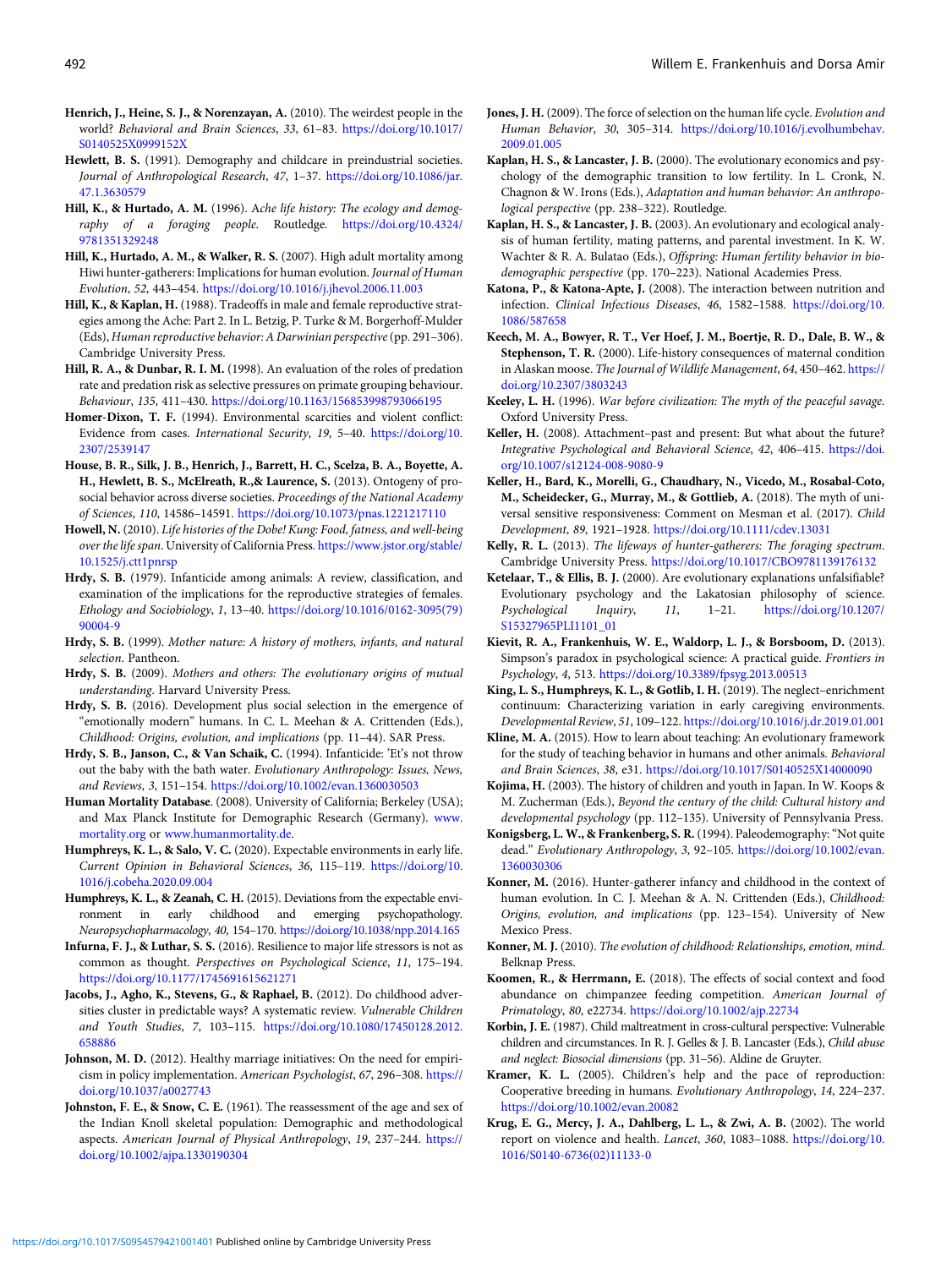**Henrich, J., Heine, S. J., & Norenzayan, A.** (2010). The weirdest people in the world? *Behavioral and Brain Sciences*, *33*, 61–83. https://doi.org/10.1017/S0140525X0999152X

**Hewlett, B. S.** (1991). Demography and childcare in preindustrial societies. *Journal of Anthropological Research*, *47*, 1–37. https://doi.org/10.1086/jar.47.1.3630579

**Hill, K., & Hurtado, A. M.** (1996). *Ache life history: The ecology and demography of a foraging people*. Routledge. https://doi.org/10.4324/9781351329248

**Hill, K., Hurtado, A. M., & Walker, R. S.** (2007). High adult mortality among Hiwi hunter-gatherers: Implications for human evolution. *Journal of Human Evolution*, *52*, 443–454. https://doi.org/10.1016/j.jhevol.2006.11.003

**Hill, K., & Kaplan, H.** (1988). Tradeoffs in male and female reproductive strategies among the Ache: Part 2. In L. Betzig, P. Turke & M. Borgerhoff-Mulder (Eds), *Human reproductive behavior: A Darwinian perspective* (pp. 291–306). Cambridge University Press.

**Hill, R. A., & Dunbar, R. I. M.** (1998). An evaluation of the roles of predation rate and predation risk as selective pressures on primate grouping behaviour. *Behaviour*, *135*, 411–430. https://doi.org/10.1163/156853998793066195

**Homer-Dixon, T. F.** (1994). Environmental scarcities and violent conflict: Evidence from cases. *International Security*, *19*, 5–40. https://doi.org/10.2307/2539147

**House, B. R., Silk, J. B., Henrich, J., Barrett, H. C., Scelza, B. A., Boyette, A. H., Hewlett, B. S., McElreath, R.,& Laurence, S.** (2013). Ontogeny of prosocial behavior across diverse societies. *Proceedings of the National Academy of Sciences*, *110*, 14586–14591. https://doi.org/10.1073/pnas.1221217110

**Howell, N.** (2010). *Life histories of the Dobe! Kung: Food, fatness, and well-being over the life span*. University of California Press. https://www.jstor.org/stable/10.1525/j.ctt1pnrsp

**Hrdy, S. B.** (1979). Infanticide among animals: A review, classification, and examination of the implications for the reproductive strategies of females. *Ethology and Sociobiology*, *1*, 13–40. https://doi.org/10.1016/0162-3095(79)90004-9

**Hrdy, S. B.** (1999). *Mother nature: A history of mothers, infants, and natural selection*. Pantheon.

**Hrdy, S. B.** (2009). *Mothers and others: The evolutionary origins of mutual understanding*. Harvard University Press.

**Hrdy, S. B.** (2016). Development plus social selection in the emergence of "emotionally modern" humans. In C. L. Meehan & A. Crittenden (Eds.), *Childhood: Origins, evolution, and implications* (pp. 11–44). SAR Press.

**Hrdy, S. B., Janson, C., & Van Schaik, C.** (1994). Infanticide: 'Et's not throw out the baby with the bath water. *Evolutionary Anthropology: Issues, News, and Reviews*, *3*, 151–154. https://doi.org/10.1002/evan.1360030503

**Human Mortality Database**. (2008). University of California; Berkeley (USA); and Max Planck Institute for Demographic Research (Germany). www.mortality.org or www.humanmortality.de.

**Humphreys, K. L., & Salo, V. C.** (2020). Expectable environments in early life. *Current Opinion in Behavioral Sciences*, *36*, 115–119. https://doi.org/10.1016/j.cobeha.2020.09.004

**Humphreys, K. L., & Zeanah, C. H.** (2015). Deviations from the expectable environment in early childhood and emerging psychopathology. *Neuropsychopharmacology*, *40*, 154–170. https://doi.org/10.1038/npp.2014.165

**Infurna, F. J., & Luthar, S. S.** (2016). Resilience to major life stressors is not as common as thought. *Perspectives on Psychological Science*, *11*, 175–194. https://doi.org/10.1177/1745691615621271

**Jacobs, J., Agho, K., Stevens, G., & Raphael, B.** (2012). Do childhood adversities cluster in predictable ways? A systematic review. *Vulnerable Children and Youth Studies*, *7*, 103–115. https://doi.org/10.1080/17450128.2012.658886

**Johnson, M. D.** (2012). Healthy marriage initiatives: On the need for empiricism in policy implementation. *American Psychologist*, *67*, 296–308. https://doi.org/10.1037/a0027743

**Johnston, F. E., & Snow, C. E.** (1961). The reassessment of the age and sex of the Indian Knoll skeletal population: Demographic and methodological aspects. *American Journal of Physical Anthropology*, *19*, 237–244. https://doi.org/10.1002/ajpa.1330190304

**Jones, J. H.** (2009). The force of selection on the human life cycle. *Evolution and Human Behavior*, *30*, 305–314. https://doi.org/10.1016/j.evolhumbehav.2009.01.005

**Kaplan, H. S., & Lancaster, J. B.** (2000). The evolutionary economics and psychology of the demographic transition to low fertility. In L. Cronk, N. Chagnon & W. Irons (Eds.), *Adaptation and human behavior: An anthropological perspective* (pp. 238–322). Routledge.

**Kaplan, H. S., & Lancaster, J. B.** (2003). An evolutionary and ecological analysis of human fertility, mating patterns, and parental investment. In K. W. Wachter & R. A. Bulatao (Eds.), *Offspring: Human fertility behavior in biodemographic perspective* (pp. 170–223). National Academies Press.

**Katona, P., & Katona-Apte, J.** (2008). The interaction between nutrition and infection. *Clinical Infectious Diseases*, *46*, 1582–1588. https://doi.org/10.1086/587658

**Keech, M. A., Bowyer, R. T., Ver Hoef, J. M., Boertje, R. D., Dale, B. W., & Stephenson, T. R.** (2000). Life-history consequences of maternal condition in Alaskan moose. *The Journal of Wildlife Management*, *64*, 450–462. https://doi.org/10.2307/3803243

**Keeley, L. H.** (1996). *War before civilization: The myth of the peaceful savage*. Oxford University Press.

**Keller, H.** (2008). Attachment–past and present: But what about the future? *Integrative Psychological and Behavioral Science*, *42*, 406–415. https://doi.org/10.1007/s12124-008-9080-9

**Keller, H., Bard, K., Morelli, G., Chaudhary, N., Vicedo, M., Rosabal-Coto, M., Scheidecker, G., Murray, M., & Gottlieb, A.** (2018). The myth of universal sensitive responsiveness: Comment on Mesman et al. (2017). *Child Development*, *89*, 1921–1928. https://doi.org/10.1111/cdev.13031

**Kelly, R. L.** (2013). *The lifeways of hunter-gatherers: The foraging spectrum*. Cambridge University Press. https://doi.org/10.1017/CBO9781139176132

**Ketelaar, T., & Ellis, B. J.** (2000). Are evolutionary explanations unfalsifiable? Evolutionary psychology and the Lakatosian philosophy of science. *Psychological Inquiry*, *11*, 1–21. https://doi.org/10.1207/S15327965PLI1101_01

**Kievit, R. A., Frankenhuis, W. E., Waldorp, L. J., & Borsboom, D.** (2013). Simpson's paradox in psychological science: A practical guide. *Frontiers in Psychology*, *4*, 513. https://doi.org/10.3389/fpsyg.2013.00513

**King, L. S., Humphreys, K. L., & Gotlib, I. H.** (2019). The neglect–enrichment continuum: Characterizing variation in early caregiving environments. *Developmental Review*, *51*, 109–122. https://doi.org/10.1016/j.dr.2019.01.001

**Kline, M. A.** (2015). How to learn about teaching: An evolutionary framework for the study of teaching behavior in humans and other animals. *Behavioral and Brain Sciences*, *38*, e31. https://doi.org/10.1017/S0140525X14000090

**Kojima, H.** (2003). The history of children and youth in Japan. In W. Koops & M. Zucherman (Eds.), *Beyond the century of the child: Cultural history and developmental psychology* (pp. 112–135). University of Pennsylvania Press.

**Konigsberg, L. W., & Frankenberg, S. R.** (1994). Paleodemography: "Not quite dead." *Evolutionary Anthropology*, *3*, 92–105. https://doi.org/10.1002/evan.1360030306

**Konner, M.** (2016). Hunter-gatherer infancy and childhood in the context of human evolution. In C. J. Meehan & A. N. Crittenden (Eds.), *Childhood: Origins, evolution, and implications* (pp. 123–154). University of New Mexico Press.

**Konner, M. J.** (2010). *The evolution of childhood: Relationships, emotion, mind*. Belknap Press.

**Koomen, R., & Herrmann, E.** (2018). The effects of social context and food abundance on chimpanzee feeding competition. *American Journal of Primatology*, *80*, e22734. https://doi.org/10.1002/ajp.22734

**Korbin, J. E.** (1987). Child maltreatment in cross-cultural perspective: Vulnerable children and circumstances. In R. J. Gelles & J. B. Lancaster (Eds.), *Child abuse and neglect: Biosocial dimensions* (pp. 31–56). Aldine de Gruyter.

**Kramer, K. L.** (2005). Children's help and the pace of reproduction: Cooperative breeding in humans. *Evolutionary Anthropology*, *14*, 224–237. https://doi.org/10.1002/evan.20082

**Krug, E. G., Mercy, J. A., Dahlberg, L. L., & Zwi, A. B.** (2002). The world report on violence and health. *Lancet*, *360*, 1083–1088. https://doi.org/10.1016/S0140-6736(02)11133-0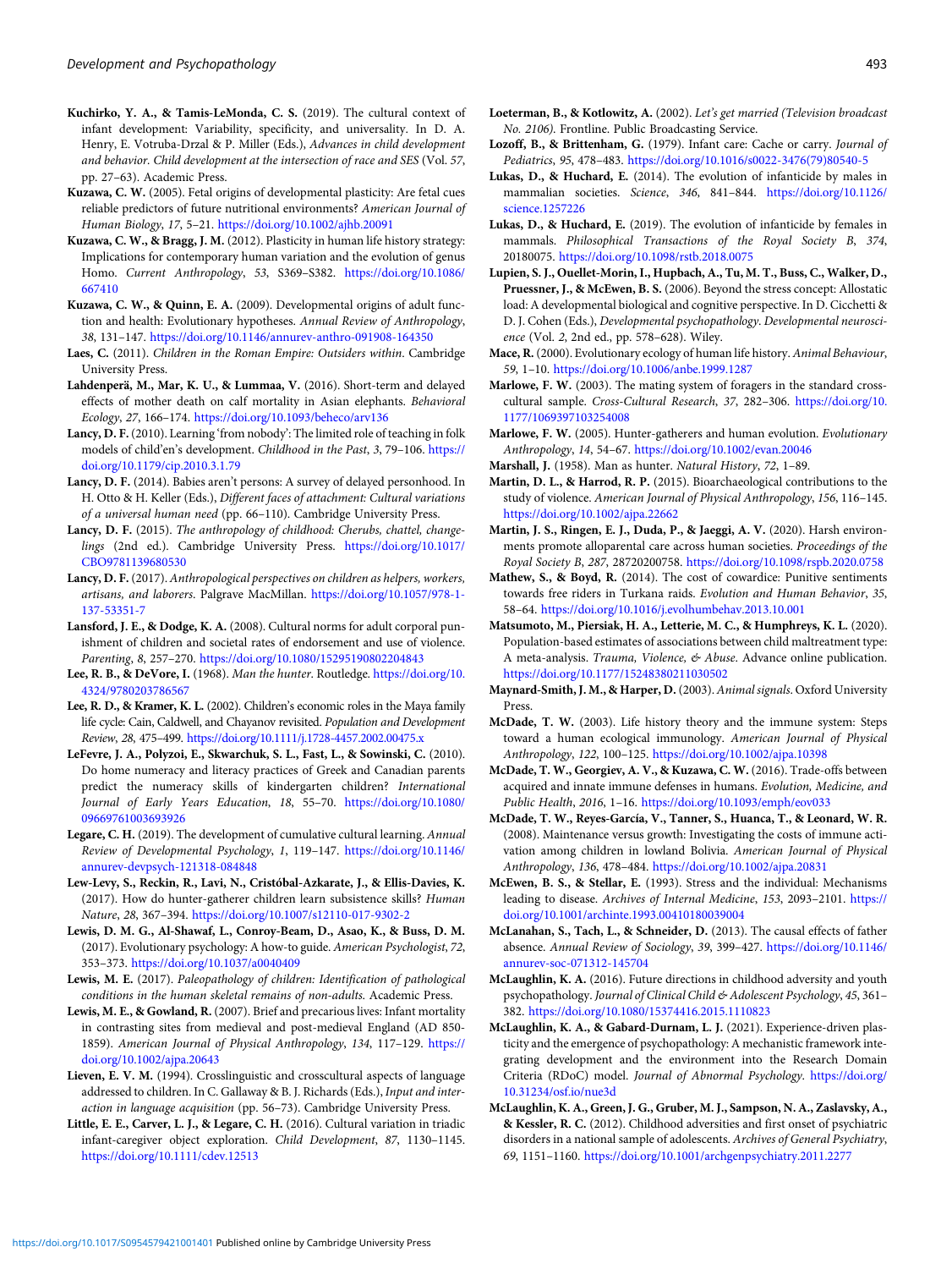**Kuchirko, Y. A., & Tamis-LeMonda, C. S.** (2019). The cultural context of infant development: Variability, specificity, and universality. In D. A. Henry, E. Votruba-Drzal & P. Miller (Eds.), *Advances in child development and behavior. Child development at the intersection of race and SES* (Vol. 57, pp. 27–63). Academic Press.

**Kuzawa, C. W.** (2005). Fetal origins of developmental plasticity: Are fetal cues reliable predictors of future nutritional environments? *American Journal of Human Biology*, *17*, 5–21. https://doi.org/10.1002/ajhb.20091

**Kuzawa, C. W., & Bragg, J. M.** (2012). Plasticity in human life history strategy: Implications for contemporary human variation and the evolution of genus Homo. *Current Anthropology*, *53*, S369–S382. https://doi.org/10.1086/667410

**Kuzawa, C. W., & Quinn, E. A.** (2009). Developmental origins of adult function and health: Evolutionary hypotheses. *Annual Review of Anthropology*, *38*, 131–147. https://doi.org/10.1146/annurev-anthro-091908-164350

**Laes, C.** (2011). *Children in the Roman Empire: Outsiders within*. Cambridge University Press.

**Lahdenperä, M., Mar, K. U., & Lummaa, V.** (2016). Short-term and delayed effects of mother death on calf mortality in Asian elephants. *Behavioral Ecology*, *27*, 166–174. https://doi.org/10.1093/beheco/arv136

**Lancy, D. F.** (2010). Learning 'from nobody': The limited role of teaching in folk models of child'en's development. *Childhood in the Past*, *3*, 79–106. https://doi.org/10.1179/cip.2010.3.1.79

**Lancy, D. F.** (2014). Babies aren't persons: A survey of delayed personhood. In H. Otto & H. Keller (Eds.), *Different faces of attachment: Cultural variations of a universal human need* (pp. 66–110). Cambridge University Press.

**Lancy, D. F.** (2015). *The anthropology of childhood: Cherubs, chattel, changelings* (2nd ed.). Cambridge University Press. https://doi.org/10.1017/CBO9781139680530

**Lancy, D. F.** (2017). *Anthropological perspectives on children as helpers, workers, artisans, and laborers*. Palgrave MacMillan. https://doi.org/10.1057/978-1-137-53351-7

**Lansford, J. E., & Dodge, K. A.** (2008). Cultural norms for adult corporal punishment of children and societal rates of endorsement and use of violence. *Parenting*, *8*, 257–270. https://doi.org/10.1080/15295190802204843

**Lee, R. B., & DeVore, I.** (1968). *Man the hunter*. Routledge. https://doi.org/10.4324/9780203786567

**Lee, R. D., & Kramer, K. L.** (2002). Children's economic roles in the Maya family life cycle: Cain, Caldwell, and Chayanov revisited. *Population and Development Review*, *28*, 475–499. https://doi.org/10.1111/j.1728-4457.2002.00475.x

**LeFevre, J. A., Polyzoi, E., Skwarchuk, S. L., Fast, L., & Sowinski, C.** (2010). Do home numeracy and literacy practices of Greek and Canadian parents predict the numeracy skills of kindergarten children? *International Journal of Early Years Education*, *18*, 55–70. https://doi.org/10.1080/09669761003693926

**Legare, C. H.** (2019). The development of cumulative cultural learning. *Annual Review of Developmental Psychology*, *1*, 119–147. https://doi.org/10.1146/annurev-devpsych-121318-084848

**Lew-Levy, S., Reckin, R., Lavi, N., Cristóbal-Azkarate, J., & Ellis-Davies, K.** (2017). How do hunter-gatherer children learn subsistence skills? *Human Nature*, *28*, 367–394. https://doi.org/10.1007/s12110-017-9302-2

**Lewis, D. M. G., Al-Shawaf, L., Conroy-Beam, D., Asao, K., & Buss, D. M.** (2017). Evolutionary psychology: A how-to guide. *American Psychologist*, *72*, 353–373. https://doi.org/10.1037/a0040409

**Lewis, M. E.** (2017). *Paleopathology of children: Identification of pathological conditions in the human skeletal remains of non-adults*. Academic Press.

**Lewis, M. E., & Gowland, R.** (2007). Brief and precarious lives: Infant mortality in contrasting sites from medieval and post-medieval England (AD 850-1859). *American Journal of Physical Anthropology*, *134*, 117–129. https://doi.org/10.1002/ajpa.20643

**Lieven, E. V. M.** (1994). Crosslinguistic and crosscultural aspects of language addressed to children. In C. Gallaway & B. J. Richards (Eds.), *Input and interaction in language acquisition* (pp. 56–73). Cambridge University Press.

**Little, E. E., Carver, L. J., & Legare, C. H.** (2016). Cultural variation in triadic infant-caregiver object exploration. *Child Development*, *87*, 1130–1145. https://doi.org/10.1111/cdev.12513

**Loeterman, B., & Kotlowitz, A.** (2002). *Let's get married (Television broadcast No. 2106)*. Frontline. Public Broadcasting Service.

**Lozoff, B., & Brittenham, G.** (1979). Infant care: Cache or carry. *Journal of Pediatrics*, *95*, 478–483. https://doi.org/10.1016/s0022-3476(79)80540-5

**Lukas, D., & Huchard, E.** (2014). The evolution of infanticide by males in mammalian societies. *Science*, *346*, 841–844. https://doi.org/10.1126/science.1257226

**Lukas, D., & Huchard, E.** (2019). The evolution of infanticide by females in mammals. *Philosophical Transactions of the Royal Society B*, *374*, 20180075. https://doi.org/10.1098/rstb.2018.0075

**Lupien, S. J., Ouellet-Morin, I., Hupbach, A., Tu, M. T., Buss, C., Walker, D., Pruessner, J., & McEwen, B. S.** (2006). Beyond the stress concept: Allostatic load: A developmental biological and cognitive perspective. In D. Cicchetti & D. J. Cohen (Eds.), *Developmental psychopathology*. *Developmental neuroscience* (Vol. *2*, 2nd ed., pp. 578–628). Wiley.

**Mace, R.** (2000). Evolutionary ecology of human life history. *Animal Behaviour*, *59*, 1–10. https://doi.org/10.1006/anbe.1999.1287

**Marlowe, F. W.** (2003). The mating system of foragers in the standard cross-cultural sample. *Cross-Cultural Research*, *37*, 282–306. https://doi.org/10.1177/1069397103254008

**Marlowe, F. W.** (2005). Hunter-gatherers and human evolution. *Evolutionary Anthropology*, *14*, 54–67. https://doi.org/10.1002/evan.20046

**Marshall, J.** (1958). Man as hunter. *Natural History*, *72*, 1–89.

**Martin, D. L., & Harrod, R. P.** (2015). Bioarchaeological contributions to the study of violence. *American Journal of Physical Anthropology*, *156*, 116–145. https://doi.org/10.1002/ajpa.22662

**Martin, J. S., Ringen, E. J., Duda, P., & Jaeggi, A. V.** (2020). Harsh environments promote alloparental care across human societies. *Proceedings of the Royal Society B*, *287*, 28720200758. https://doi.org/10.1098/rspb.2020.0758

**Mathew, S., & Boyd, R.** (2014). The cost of cowardice: Punitive sentiments towards free riders in Turkana raids. *Evolution and Human Behavior*, *35*, 58–64. https://doi.org/10.1016/j.evolhumbehav.2013.10.001

**Matsumoto, M., Piersiak, H. A., Letterie, M. C., & Humphreys, K. L.** (2020). Population-based estimates of associations between child maltreatment type: A meta-analysis. *Trauma, Violence, & Abuse*. Advance online publication. https://doi.org/10.1177/15248380211030502

**Maynard-Smith, J. M., & Harper, D.** (2003). *Animal signals*. Oxford University Press.

**McDade, T. W.** (2003). Life history theory and the immune system: Steps toward a human ecological immunology. *American Journal of Physical Anthropology*, *122*, 100–125. https://doi.org/10.1002/ajpa.10398

**McDade, T. W., Georgiev, A. V., & Kuzawa, C. W.** (2016). Trade-offs between acquired and innate immune defenses in humans. *Evolution, Medicine, and Public Health*, *2016*, 1–16. https://doi.org/10.1093/emph/eov033

**McDade, T. W., Reyes-García, V., Tanner, S., Huanca, T., & Leonard, W. R.** (2008). Maintenance versus growth: Investigating the costs of immune activation among children in lowland Bolivia. *American Journal of Physical Anthropology*, *136*, 478–484. https://doi.org/10.1002/ajpa.20831

**McEwen, B. S., & Stellar, E.** (1993). Stress and the individual: Mechanisms leading to disease. *Archives of Internal Medicine*, *153*, 2093–2101. https://doi.org/10.1001/archinte.1993.00410180039004

**McLanahan, S., Tach, L., & Schneider, D.** (2013). The causal effects of father absence. *Annual Review of Sociology*, *39*, 399–427. https://doi.org/10.1146/annurev-soc-071312-145704

**McLaughlin, K. A.** (2016). Future directions in childhood adversity and youth psychopathology. *Journal of Clinical Child & Adolescent Psychology*, *45*, 361–382. https://doi.org/10.1080/15374416.2015.1110823

**McLaughlin, K. A., & Gabard-Durnam, L. J.** (2021). Experience-driven plasticity and the emergence of psychopathology: A mechanistic framework integrating development and the environment into the Research Domain Criteria (RDoC) model. *Journal of Abnormal Psychology*. https://doi.org/10.31234/osf.io/nue3d

**McLaughlin, K. A., Green, J. G., Gruber, M. J., Sampson, N. A., Zaslavsky, A., & Kessler, R. C.** (2012). Childhood adversities and first onset of psychiatric disorders in a national sample of adolescents. *Archives of General Psychiatry*, *69*, 1151–1160. https://doi.org/10.1001/archgenpsychiatry.2011.2277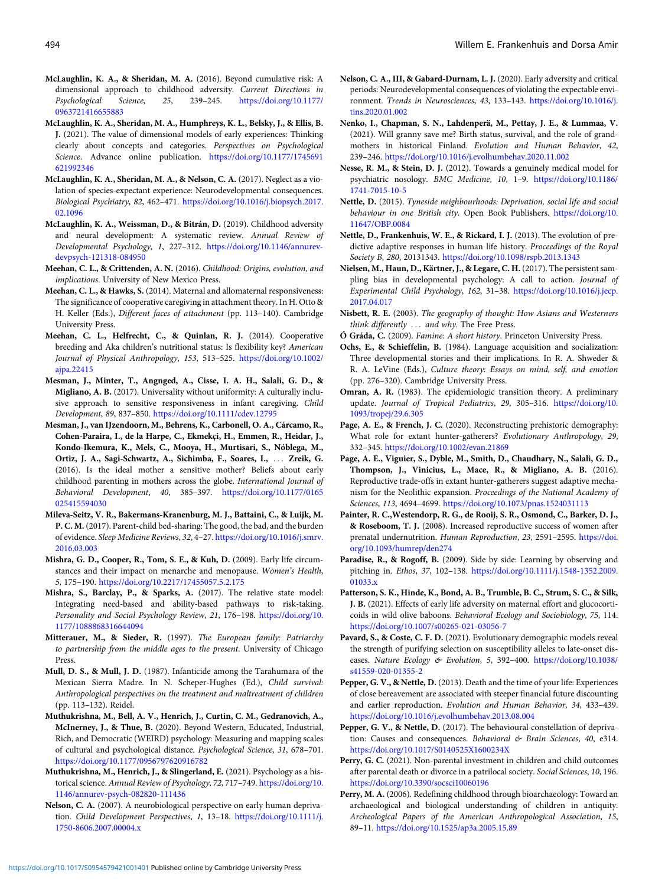**McLaughlin, K. A., & Sheridan, M. A.** (2016). Beyond cumulative risk: A dimensional approach to childhood adversity. *Current Directions in Psychological Science*, *25*, 239–245. https://doi.org/10.1177/0963721416655883

**McLaughlin, K. A., Sheridan, M. A., Humphreys, K. L., Belsky, J., & Ellis, B. J.** (2021). The value of dimensional models of early experiences: Thinking clearly about concepts and categories. *Perspectives on Psychological Science*. Advance online publication. https://doi.org/10.1177/1745691621992346

**McLaughlin, K. A., Sheridan, M. A., & Nelson, C. A.** (2017). Neglect as a violation of species-expectant experience: Neurodevelopmental consequences. *Biological Psychiatry*, *82*, 462–471. https://doi.org/10.1016/j.biopsych.2017.02.1096

**McLaughlin, K. A., Weissman, D., & Bitrán, D.** (2019). Childhood adversity and neural development: A systematic review. *Annual Review of Developmental Psychology*, *1*, 227–312. https://doi.org/10.1146/annurev-devpsych-121318-084950

**Meehan, C. L., & Crittenden, A. N.** (2016). *Childhood: Origins, evolution, and implications*. University of New Mexico Press.

**Meehan, C. L., & Hawks, S.** (2014). Maternal and allomaternal responsiveness: The significance of cooperative caregiving in attachment theory. In H. Otto & H. Keller (Eds.), *Different faces of attachment* (pp. 113–140). Cambridge University Press.

**Meehan, C. L., Helfrecht, C., & Quinlan, R. J.** (2014). Cooperative breeding and Aka children's nutritional status: Is flexibility key? *American Journal of Physical Anthropology*, *153*, 513–525. https://doi.org/10.1002/ajpa.22415

**Mesman, J., Minter, T., Angnged, A., Cisse, I. A. H., Salali, G. D., & Migliano, A. B.** (2017). Universality without uniformity: A culturally inclusive approach to sensitive responsiveness in infant caregiving. *Child Development*, *89*, 837–850. https://doi.org/10.1111/cdev.12795

**Mesman, J., van IJzendoorn, M., Behrens, K., Carbonell, O. A., Cárcamo, R., Cohen-Paraira, I., de la Harpe, C., Ekmekçi, H., Emmen, R., Heidar, J., Kondo-Ikemura, K., Mels, C., Mooya, H., Murtisari, S., Nóblega, M., Ortiz, J. A., Sagi-Schwartz, A., Sichimba, F., Soares, I., … Zreik, G.** (2016). Is the ideal mother a sensitive mother? Beliefs about early childhood parenting in mothers across the globe. *International Journal of Behavioral Development*, *40*, 385–397. https://doi.org/10.1177/0165025415594030

**Mileva-Seitz, V. R., Bakermans-Kranenburg, M. J., Battaini, C., & Luijk, M. P. C. M.** (2017). Parent-child bed-sharing: The good, the bad, and the burden of evidence. *Sleep Medicine Reviews*, *32*, 4–27. https://doi.org/10.1016/j.smrv.2016.03.003

**Mishra, G. D., Cooper, R., Tom, S. E., & Kuh, D.** (2009). Early life circumstances and their impact on menarche and menopause. *Women's Health*, *5*, 175–190. https://doi.org/10.2217/17455057.5.2.175

**Mishra, S., Barclay, P., & Sparks, A.** (2017). The relative state model: Integrating need-based and ability-based pathways to risk-taking. *Personality and Social Psychology Review*, *21*, 176–198. https://doi.org/10.1177/1088868316644094

**Mitterauer, M., & Sieder, R.** (1997). *The European family: Patriarchy to partnership from the middle ages to the present*. University of Chicago Press.

**Mull, D. S., & Mull, J. D.** (1987). Infanticide among the Tarahumara of the Mexican Sierra Madre. In N. Scheper-Hughes (Ed.), *Child survival: Anthropological perspectives on the treatment and maltreatment of children* (pp. 113–132). Reidel.

**Muthukrishna, M., Bell, A. V., Henrich, J., Curtin, C. M., Gedranovich, A., McInerney, J., & Thue, B.** (2020). Beyond Western, Educated, Industrial, Rich, and Democratic (WEIRD) psychology: Measuring and mapping scales of cultural and psychological distance. *Psychological Science*, *31*, 678–701. https://doi.org/10.1177/0956797620916782

**Muthukrishna, M., Henrich, J., & Slingerland, E.** (2021). Psychology as a historical science. *Annual Review of Psychology*, *72*, 717–749. https://doi.org/10.1146/annurev-psych-082820-111436

**Nelson, C. A.** (2007). A neurobiological perspective on early human deprivation. *Child Development Perspectives*, *1*, 13–18. https://doi.org/10.1111/j.1750-8606.2007.00004.x

**Nelson, C. A., III, & Gabard-Durnam, L. J.** (2020). Early adversity and critical periods: Neurodevelopmental consequences of violating the expectable environment. *Trends in Neurosciences*, *43*, 133–143. https://doi.org/10.1016/j.tins.2020.01.002

**Nenko, I., Chapman, S. N., Lahdenperä, M., Pettay, J. E., & Lummaa, V.** (2021). Will granny save me? Birth status, survival, and the role of grandmothers in historical Finland. *Evolution and Human Behavior*, *42*, 239–246. https://doi.org/10.1016/j.evolhumbehav.2020.11.002

**Nesse, R. M., & Stein, D. J.** (2012). Towards a genuinely medical model for psychiatric nosology. *BMC Medicine*, *10*, 1–9. https://doi.org/10.1186/1741-7015-10-5

**Nettle, D.** (2015). *Tyneside neighbourhoods: Deprivation, social life and social behaviour in one British city*. Open Book Publishers. https://doi.org/10.11647/OBP.0084

**Nettle, D., Frankenhuis, W. E., & Rickard, I. J.** (2013). The evolution of predictive adaptive responses in human life history. *Proceedings of the Royal Society B*, *280*, 20131343. https://doi.org/10.1098/rspb.2013.1343

**Nielsen, M., Haun, D., Kärtner, J., & Legare, C. H.** (2017). The persistent sampling bias in developmental psychology: A call to action. *Journal of Experimental Child Psychology*, *162*, 31–38. https://doi.org/10.1016/j.jecp.2017.04.017

**Nisbett, R. E.** (2003). *The geography of thought: How Asians and Westerners think differently … and why*. The Free Press.

**Ó Gráda, C.** (2009). *Famine: A short history*. Princeton University Press.

**Ochs, E., & Schieffelin, B.** (1984). Language acquisition and socialization: Three developmental stories and their implications. In R. A. Shweder & R. A. LeVine (Eds.), *Culture theory: Essays on mind, self, and emotion* (pp. 276–320). Cambridge University Press.

**Omran, A. R.** (1983). The epidemiologic transition theory. A preliminary update. *Journal of Tropical Pediatrics*, *29*, 305–316. https://doi.org/10.1093/tropej/29.6.305

**Page, A. E., & French, J. C.** (2020). Reconstructing prehistoric demography: What role for extant hunter-gatherers? *Evolutionary Anthropology*, *29*, 332–345. https://doi.org/10.1002/evan.21869

**Page, A. E., Viguier, S., Dyble, M., Smith, D., Chaudhary, N., Salali, G. D., Thompson, J., Vinicius, L., Mace, R., & Migliano, A. B.** (2016). Reproductive trade-offs in extant hunter-gatherers suggest adaptive mechanism for the Neolithic expansion. *Proceedings of the National Academy of Sciences*, *113*, 4694–4699. https://doi.org/10.1073/pnas.1524031113

**Painter, R. C.,Westendorp, R. G., de Rooij, S. R., Osmond, C., Barker, D. J., & Roseboom, T. J.** (2008). Increased reproductive success of women after prenatal undernutrition. *Human Reproduction*, *23*, 2591–2595. https://doi.org/10.1093/humrep/den274

**Paradise, R., & Rogoff, B.** (2009). Side by side: Learning by observing and pitching in. *Ethos*, *37*, 102–138. https://doi.org/10.1111/j.1548-1352.2009.01033.x

**Patterson, S. K., Hinde, K., Bond, A. B., Trumble, B. C., Strum, S. C., & Silk, J. B.** (2021). Effects of early life adversity on maternal effort and glucocorticoids in wild olive baboons. *Behavioral Ecology and Sociobiology*, *75*, 114. https://doi.org/10.1007/s00265-021-03056-7

**Pavard, S., & Coste, C. F. D.** (2021). Evolutionary demographic models reveal the strength of purifying selection on susceptibility alleles to late-onset diseases. *Nature Ecology & Evolution*, *5*, 392–400. https://doi.org/10.1038/s41559-020-01355-2

**Pepper, G. V., & Nettle, D.** (2013). Death and the time of your life: Experiences of close bereavement are associated with steeper financial future discounting and earlier reproduction. *Evolution and Human Behavior*, *34*, 433–439. https://doi.org/10.1016/j.evolhumbehav.2013.08.004

**Pepper, G. V., & Nettle, D.** (2017). The behavioural constellation of deprivation: Causes and consequences. *Behavioral & Brain Sciences*, *40*, e314. https://doi.org/10.1017/S0140525X1600234X

**Perry, G. C.** (2021). Non-parental investment in children and child outcomes after parental death or divorce in a patrilocal society. *Social Sciences*, *10*, 196. https://doi.org/10.3390/socsci10060196

**Perry, M. A.** (2006). Redefining childhood through bioarchaeology: Toward an archaeological and biological understanding of children in antiquity. *Archeological Papers of the American Anthropological Association*, *15*, 89–11. https://doi.org/10.1525/ap3a.2005.15.89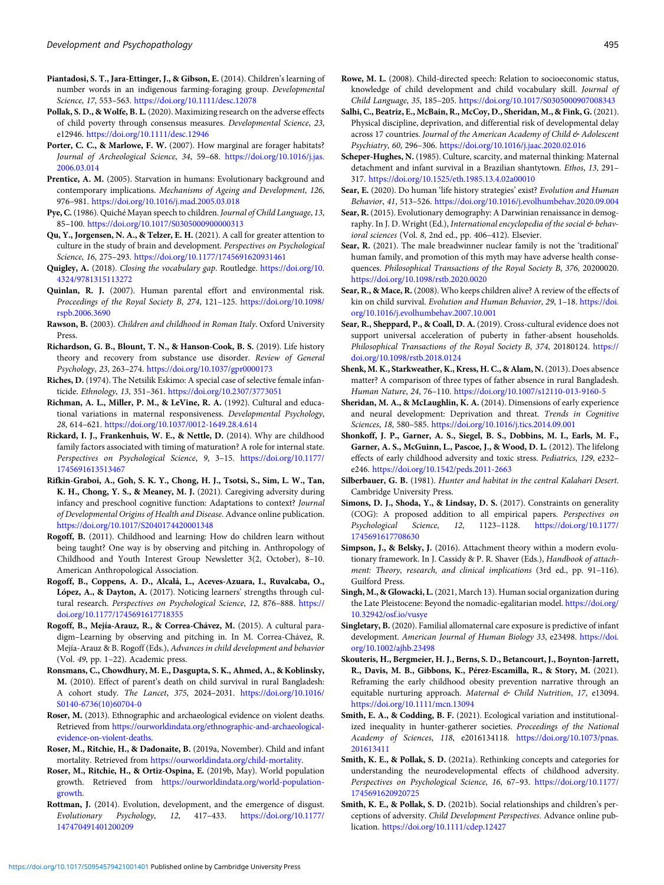**Piantadosi, S. T., Jara-Ettinger, J., & Gibson, E.** (2014). Children's learning of number words in an indigenous farming-foraging group. *Developmental Science*, *17*, 553–563. https://doi.org/10.1111/desc.12078

**Pollak, S. D., & Wolfe, B. L.** (2020). Maximizing research on the adverse effects of child poverty through consensus measures. *Developmental Science*, *23*, e12946. https://doi.org/10.1111/desc.12946

**Porter, C. C., & Marlowe, F. W.** (2007). How marginal are forager habitats? *Journal of Archeological Science*, *34*, 59–68. https://doi.org/10.1016/j.jas.2006.03.014

**Prentice, A. M.** (2005). Starvation in humans: Evolutionary background and contemporary implications. *Mechanisms of Ageing and Development*, *126*, 976–981. https://doi.org/10.1016/j.mad.2005.03.018

**Pye, C.** (1986). Quiché Mayan speech to children. *Journal of Child Language*, *13*, 85–100. https://doi.org/10.1017/S0305000900000313

**Qu, Y., Jorgensen, N. A., & Telzer, E. H.** (2021). A call for greater attention to culture in the study of brain and development. *Perspectives on Psychological Science*, *16*, 275–293. https://doi.org/10.1177/1745691620931461

**Quigley, A.** (2018). *Closing the vocabulary gap*. Routledge. https://doi.org/10.4324/9781315113272

**Quinlan, R. J.** (2007). Human parental effort and environmental risk. *Proceedings of the Royal Society B*, *274*, 121–125. https://doi.org/10.1098/rspb.2006.3690

**Rawson, B.** (2003). *Children and childhood in Roman Italy*. Oxford University Press.

**Richardson, G. B., Blount, T. N., & Hanson-Cook, B. S.** (2019). Life history theory and recovery from substance use disorder. *Review of General Psychology*, *23*, 263–274. https://doi.org/10.1037/gpr0000173

**Riches, D.** (1974). The Netsilik Eskimo: A special case of selective female infanticide. *Ethnology*, *13*, 351–361. https://doi.org/10.2307/3773051

**Richman, A. L., Miller, P. M., & LeVine, R. A.** (1992). Cultural and educational variations in maternal responsiveness. *Developmental Psychology*, *28*, 614–621. https://doi.org/10.1037/0012-1649.28.4.614

**Rickard, I. J., Frankenhuis, W. E., & Nettle, D.** (2014). Why are childhood family factors associated with timing of maturation? A role for internal state. *Perspectives on Psychological Science*, *9*, 3–15. https://doi.org/10.1177/1745691613513467

**Rifkin-Graboi, A., Goh, S. K. Y., Chong, H. J., Tsotsi, S., Sim, L. W., Tan, K. H., Chong, Y. S., & Meaney, M. J.** (2021). Caregiving adversity during infancy and preschool cognitive function: Adaptations to context? *Journal of Developmental Origins of Health and Disease*. Advance online publication. https://doi.org/10.1017/S2040174420001348

**Rogoff, B.** (2011). Childhood and learning: How do children learn without being taught? One way is by observing and pitching in. Anthropology of Childhood and Youth Interest Group Newsletter 3(2, October), 8–10. American Anthropological Association.

**Rogoff, B., Coppens, A. D., Alcalá, L., Aceves-Azuara, I., Ruvalcaba, O., López, A., & Dayton, A.** (2017). Noticing learners' strengths through cultural research. *Perspectives on Psychological Science*, *12*, 876–888. https://doi.org/10.1177/1745691617718355

**Rogoff, B., Mejía-Arauz, R., & Correa-Chávez, M.** (2015). A cultural paradigm–Learning by observing and pitching in. In M. Correa-Chávez, R. Mejía-Arauz & B. Rogoff (Eds.), *Advances in child development and behavior* (Vol. *49*, pp. 1–22). Academic press.

**Ronsmans, C., Chowdhury, M. E., Dasgupta, S. K., Ahmed, A., & Koblinsky, M.** (2010). Effect of parent's death on child survival in rural Bangladesh: A cohort study. *The Lancet*, *375*, 2024–2031. https://doi.org/10.1016/S0140-6736(10)60704-0

**Roser, M.** (2013). Ethnographic and archaeological evidence on violent deaths. Retrieved from https://ourworldindata.org/ethnographic-and-archaeological-evidence-on-violent-deaths.

**Roser, M., Ritchie, H., & Dadonaite, B.** (2019a, November). Child and infant mortality. Retrieved from https://ourworldindata.org/child-mortality.

**Roser, M., Ritchie, H., & Ortiz-Ospina, E.** (2019b, May). World population growth. Retrieved from https://ourworldindata.org/world-population-growth.

**Rottman, J.** (2014). Evolution, development, and the emergence of disgust. *Evolutionary Psychology*, *12*, 417–433. https://doi.org/10.1177/147470491401200209

**Rowe, M. L.** (2008). Child-directed speech: Relation to socioeconomic status, knowledge of child development and child vocabulary skill. *Journal of Child Language*, *35*, 185–205. https://doi.org/10.1017/S0305000907008343

**Salhi, C., Beatriz, E., McBain, R., McCoy, D., Sheridan, M., & Fink, G.** (2021). Physical discipline, deprivation, and differential risk of developmental delay across 17 countries. *Journal of the American Academy of Child & Adolescent Psychiatry*, *60*, 296–306. https://doi.org/10.1016/j.jaac.2020.02.016

**Scheper-Hughes, N.** (1985). Culture, scarcity, and maternal thinking: Maternal detachment and infant survival in a Brazilian shantytown. *Ethos*, *13*, 291–317. https://doi.org/10.1525/eth.1985.13.4.02a00010

**Sear, E.** (2020). Do human 'life history strategies' exist? *Evolution and Human Behavior*, *41*, 513–526. https://doi.org/10.1016/j.evolhumbehav.2020.09.004

**Sear, R.** (2015). Evolutionary demography: A Darwinian renaissance in demography. In J. D. Wright (Ed.), *International encyclopedia of the social & behavioral sciences* (Vol. *8*, 2nd ed., pp. 406–412). Elsevier.

**Sear, R.** (2021). The male breadwinner nuclear family is not the 'traditional' human family, and promotion of this myth may have adverse health consequences. *Philosophical Transactions of the Royal Society B*, *376*, 20200020. https://doi.org/10.1098/rstb.2020.0020

**Sear, R., & Mace, R.** (2008). Who keeps children alive? A review of the effects of kin on child survival. *Evolution and Human Behavior*, *29*, 1–18. https://doi.org/10.1016/j.evolhumbehav.2007.10.001

**Sear, R., Sheppard, P., & Coall, D. A.** (2019). Cross-cultural evidence does not support universal acceleration of puberty in father-absent households. *Philosophical Transactions of the Royal Society B*, *374*, 20180124. https://doi.org/10.1098/rstb.2018.0124

**Shenk, M. K., Starkweather, K., Kress, H. C., & Alam, N.** (2013). Does absence matter? A comparison of three types of father absence in rural Bangladesh. *Human Nature*, *24*, 76–110. https://doi.org/10.1007/s12110-013-9160-5

**Sheridan, M. A., & McLaughlin, K. A.** (2014). Dimensions of early experience and neural development: Deprivation and threat. *Trends in Cognitive Sciences*, *18*, 580–585. https://doi.org/10.1016/j.tics.2014.09.001

**Shonkoff, J. P., Garner, A. S., Siegel, B. S., Dobbins, M. I., Earls, M. F., Garner, A. S., McGuinn, L., Pascoe, J., & Wood, D. L.** (2012). The lifelong effects of early childhood adversity and toxic stress. *Pediatrics*, *129*, e232–e246. https://doi.org/10.1542/peds.2011-2663

**Silberbauer, G. B.** (1981). *Hunter and habitat in the central Kalahari Desert*. Cambridge University Press.

**Simons, D. J., Shoda, Y., & Lindsay, D. S.** (2017). Constraints on generality (COG): A proposed addition to all empirical papers. *Perspectives on Psychological Science*, *12*, 1123–1128. https://doi.org/10.1177/1745691617708630

**Simpson, J., & Belsky, J.** (2016). Attachment theory within a modern evolutionary framework. In J. Cassidy & P. R. Shaver (Eds.), *Handbook of attachment: Theory, research, and clinical implications* (3rd ed., pp. 91–116). Guilford Press.

**Singh, M., & Glowacki, L.** (2021, March 13). Human social organization during the Late Pleistocene: Beyond the nomadic-egalitarian model. https://doi.org/10.32942/osf.io/vusye

**Singletary, B.** (2020). Familial allomaternal care exposure is predictive of infant development. *American Journal of Human Biology 33*, e23498. https://doi.org/10.1002/ajhb.23498

**Skouteris, H., Bergmeier, H. J., Berns, S. D., Betancourt, J., Boynton-Jarrett, R., Davis, M. B., Gibbons, K., Pérez-Escamilla, R., & Story, M.** (2021). Reframing the early childhood obesity prevention narrative through an equitable nurturing approach. *Maternal & Child Nutrition*, *17*, e13094. https://doi.org/10.1111/mcn.13094

**Smith, E. A., & Codding, B. F.** (2021). Ecological variation and institutionalized inequality in hunter-gatherer societies. *Proceedings of the National Academy of Sciences*, *118*, e2016134118. https://doi.org/10.1073/pnas.201613411

**Smith, K. E., & Pollak, S. D.** (2021a). Rethinking concepts and categories for understanding the neurodevelopmental effects of childhood adversity. *Perspectives on Psychological Science*, *16*, 67–93. https://doi.org/10.1177/1745691620920725

**Smith, K. E., & Pollak, S. D.** (2021b). Social relationships and children's perceptions of adversity. *Child Development Perspectives*. Advance online publication. https://doi.org/10.1111/cdep.12427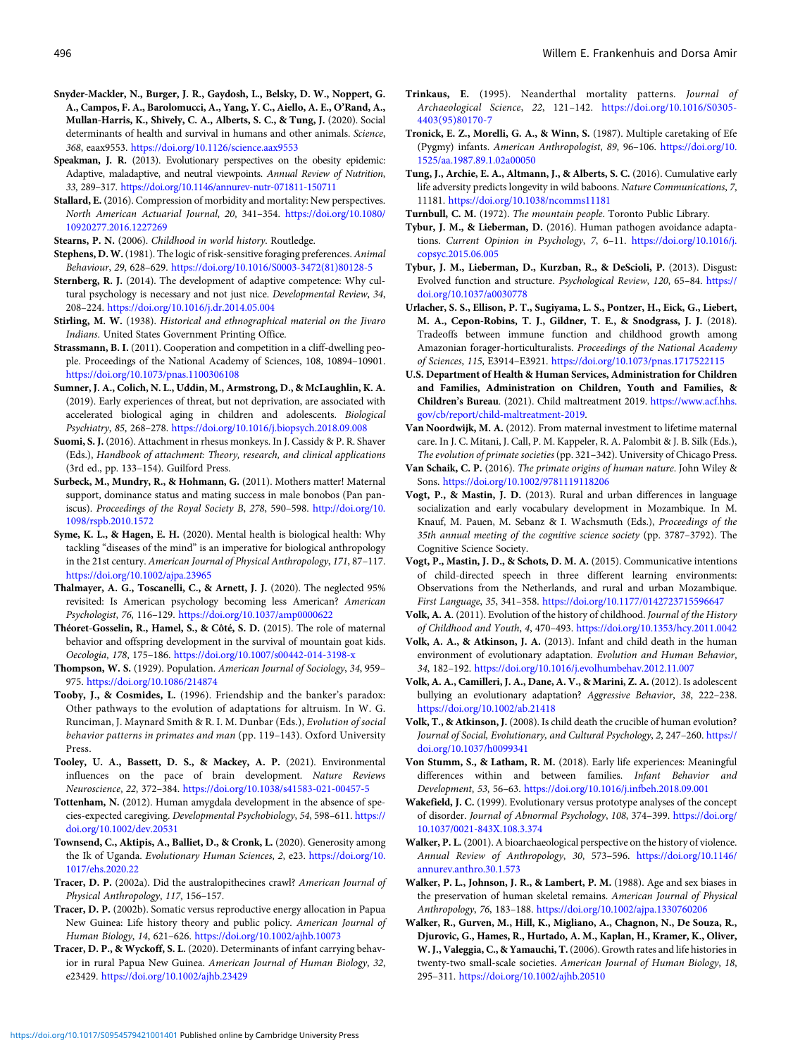**Snyder-Mackler, N., Burger, J. R., Gaydosh, L., Belsky, D. W., Noppert, G. A., Campos, F. A., Barolomucci, A., Yang, Y. C., Aiello, A. E., O'Rand, A., Mullan-Harris, K., Shively, C. A., Alberts, S. C., & Tung, J.** (2020). Social determinants of health and survival in humans and other animals. *Science*, *368*, eaax9553. https://doi.org/10.1126/science.aax9553

**Speakman, J. R.** (2013). Evolutionary perspectives on the obesity epidemic: Adaptive, maladaptive, and neutral viewpoints. *Annual Review of Nutrition*, *33*, 289–317. https://doi.org/10.1146/annurev-nutr-071811-150711

**Stallard, E.** (2016). Compression of morbidity and mortality: New perspectives. *North American Actuarial Journal*, *20*, 341–354. https://doi.org/10.1080/10920277.2016.1227269

**Stearns, P. N.** (2006). *Childhood in world history*. Routledge.

**Stephens, D. W.** (1981). The logic of risk-sensitive foraging preferences. *Animal Behaviour*, *29*, 628–629. https://doi.org/10.1016/S0003-3472(81)80128-5

**Sternberg, R. J.** (2014). The development of adaptive competence: Why cultural psychology is necessary and not just nice. *Developmental Review*, *34*, 208–224. https://doi.org/10.1016/j.dr.2014.05.004

**Stirling, M. W.** (1938). *Historical and ethnographical material on the Jivaro Indians*. United States Government Printing Office.

**Strassmann, B. I.** (2011). Cooperation and competition in a cliff-dwelling people. Proceedings of the National Academy of Sciences, 108, 10894–10901. https://doi.org/10.1073/pnas.1100306108

**Sumner, J. A., Colich, N. L., Uddin, M., Armstrong, D., & McLaughlin, K. A.** (2019). Early experiences of threat, but not deprivation, are associated with accelerated biological aging in children and adolescents. *Biological Psychiatry*, *85*, 268–278. https://doi.org/10.1016/j.biopsych.2018.09.008

**Suomi, S. J.** (2016). Attachment in rhesus monkeys. In J. Cassidy & P. R. Shaver (Eds.), *Handbook of attachment: Theory, research, and clinical applications* (3rd ed., pp. 133–154). Guilford Press.

**Surbeck, M., Mundry, R., & Hohmann, G.** (2011). Mothers matter! Maternal support, dominance status and mating success in male bonobos (Pan paniscus). *Proceedings of the Royal Society B*, *278*, 590–598. http://doi.org/10.1098/rspb.2010.1572

**Syme, K. L., & Hagen, E. H.** (2020). Mental health is biological health: Why tackling "diseases of the mind" is an imperative for biological anthropology in the 21st century. *American Journal of Physical Anthropology*, *171*, 87–117. https://doi.org/10.1002/ajpa.23965

**Thalmayer, A. G., Toscanelli, C., & Arnett, J. J.** (2020). The neglected 95% revisited: Is American psychology becoming less American? *American Psychologist*, *76*, 116–129. https://doi.org/10.1037/amp0000622

**Théoret-Gosselin, R., Hamel, S., & Côté, S. D.** (2015). The role of maternal behavior and offspring development in the survival of mountain goat kids. *Oecologia*, *178*, 175–186. https://doi.org/10.1007/s00442-014-3198-x

**Thompson, W. S.** (1929). Population. *American Journal of Sociology*, *34*, 959–975. https://doi.org/10.1086/214874

**Tooby, J., & Cosmides, L.** (1996). Friendship and the banker's paradox: Other pathways to the evolution of adaptations for altruism. In W. G. Runciman, J. Maynard Smith & R. I. M. Dunbar (Eds.), *Evolution of social behavior patterns in primates and man* (pp. 119–143). Oxford University Press.

**Tooley, U. A., Bassett, D. S., & Mackey, A. P.** (2021). Environmental influences on the pace of brain development. *Nature Reviews Neuroscience*, *22*, 372–384. https://doi.org/10.1038/s41583-021-00457-5

**Tottenham, N.** (2012). Human amygdala development in the absence of species-expected caregiving. *Developmental Psychobiology*, *54*, 598–611. https://doi.org/10.1002/dev.20531

**Townsend, C., Aktipis, A., Balliet, D., & Cronk, L.** (2020). Generosity among the Ik of Uganda. *Evolutionary Human Sciences*, *2*, e23. https://doi.org/10.1017/ehs.2020.22

**Tracer, D. P.** (2002a). Did the australopithecines crawl? *American Journal of Physical Anthropology*, *117*, 156–157.

**Tracer, D. P.** (2002b). Somatic versus reproductive energy allocation in Papua New Guinea: Life history theory and public policy. *American Journal of Human Biology*, *14*, 621–626. https://doi.org/10.1002/ajhb.10073

**Tracer, D. P., & Wyckoff, S. L.** (2020). Determinants of infant carrying behavior in rural Papua New Guinea. *American Journal of Human Biology*, *32*, e23429. https://doi.org/10.1002/ajhb.23429

**Trinkaus, E.** (1995). Neanderthal mortality patterns. *Journal of Archaeological Science*, *22*, 121–142. https://doi.org/10.1016/S0305-4403(95)80170-7

**Tronick, E. Z., Morelli, G. A., & Winn, S.** (1987). Multiple caretaking of Efe (Pygmy) infants. *American Anthropologist*, *89*, 96–106. https://doi.org/10.1525/aa.1987.89.1.02a00050

**Tung, J., Archie, E. A., Altmann, J., & Alberts, S. C.** (2016). Cumulative early life adversity predicts longevity in wild baboons. *Nature Communications*, *7*, 11181. https://doi.org/10.1038/ncomms11181

**Turnbull, C. M.** (1972). *The mountain people*. Toronto Public Library.

**Tybur, J. M., & Lieberman, D.** (2016). Human pathogen avoidance adaptations. *Current Opinion in Psychology*, *7*, 6–11. https://doi.org/10.1016/j.copsyc.2015.06.005

**Tybur, J. M., Lieberman, D., Kurzban, R., & DeScioli, P.** (2013). Disgust: Evolved function and structure. *Psychological Review*, *120*, 65–84. https://doi.org/10.1037/a0030778

**Urlacher, S. S., Ellison, P. T., Sugiyama, L. S., Pontzer, H., Eick, G., Liebert, M. A., Cepon-Robins, T. J., Gildner, T. E., & Snodgrass, J. J.** (2018). Tradeoffs between immune function and childhood growth among Amazonian forager-horticulturalists. *Proceedings of the National Academy of Sciences*, *115*, E3914–E3921. https://doi.org/10.1073/pnas.1717522115

**U.S. Department of Health & Human Services, Administration for Children and Families, Administration on Children, Youth and Families, & Children's Bureau.** (2021). Child maltreatment 2019. https://www.acf.hhs.gov/cb/report/child-maltreatment-2019.

**Van Noordwijk, M. A.** (2012). From maternal investment to lifetime maternal care. In J. C. Mitani, J. Call, P. M. Kappeler, R. A. Palombit & J. B. Silk (Eds.), *The evolution of primate societies* (pp. 321–342). University of Chicago Press.

**Van Schaik, C. P.** (2016). *The primate origins of human nature*. John Wiley & Sons. https://doi.org/10.1002/9781119118206

**Vogt, P., & Mastin, J. D.** (2013). Rural and urban differences in language socialization and early vocabulary development in Mozambique. In M. Knauf, M. Pauen, M. Sebanz & I. Wachsmuth (Eds.), *Proceedings of the 35th annual meeting of the cognitive science society* (pp. 3787–3792). The Cognitive Science Society.

**Vogt, P., Mastin, J. D., & Schots, D. M. A.** (2015). Communicative intentions of child-directed speech in three different learning environments: Observations from the Netherlands, and rural and urban Mozambique. *First Language*, *35*, 341–358. https://doi.org/10.1177/0142723715596647

**Volk, A. A.** (2011). Evolution of the history of childhood. *Journal of the History of Childhood and Youth*, *4*, 470–493. https://doi.org/10.1353/hcy.2011.0042

**Volk, A. A., & Atkinson, J. A.** (2013). Infant and child death in the human environment of evolutionary adaptation. *Evolution and Human Behavior*, *34*, 182–192. https://doi.org/10.1016/j.evolhumbehav.2012.11.007

**Volk, A. A., Camilleri, J. A., Dane, A. V., & Marini, Z. A.** (2012). Is adolescent bullying an evolutionary adaptation? *Aggressive Behavior*, *38*, 222–238. https://doi.org/10.1002/ab.21418

**Volk, T., & Atkinson, J.** (2008). Is child death the crucible of human evolution? *Journal of Social, Evolutionary, and Cultural Psychology*, *2*, 247–260. https://doi.org/10.1037/h0099341

**Von Stumm, S., & Latham, R. M.** (2018). Early life experiences: Meaningful differences within and between families. *Infant Behavior and Development*, *53*, 56–63. https://doi.org/10.1016/j.infbeh.2018.09.001

**Wakefield, J. C.** (1999). Evolutionary versus prototype analyses of the concept of disorder. *Journal of Abnormal Psychology*, *108*, 374–399. https://doi.org/10.1037/0021-843X.108.3.374

**Walker, P. L.** (2001). A bioarchaeological perspective on the history of violence. *Annual Review of Anthropology*, *30*, 573–596. https://doi.org/10.1146/annurev.anthro.30.1.573

**Walker, P. L., Johnson, J. R., & Lambert, P. M.** (1988). Age and sex biases in the preservation of human skeletal remains. *American Journal of Physical Anthropology*, *76*, 183–188. https://doi.org/10.1002/ajpa.1330760206

**Walker, R., Gurven, M., Hill, K., Migliano, A., Chagnon, N., De Souza, R., Djurovic, G., Hames, R., Hurtado, A. M., Kaplan, H., Kramer, K., Oliver, W. J., Valeggia, C., & Yamauchi, T.** (2006). Growth rates and life histories in twenty-two small-scale societies. *American Journal of Human Biology*, *18*, 295–311. https://doi.org/10.1002/ajhb.20510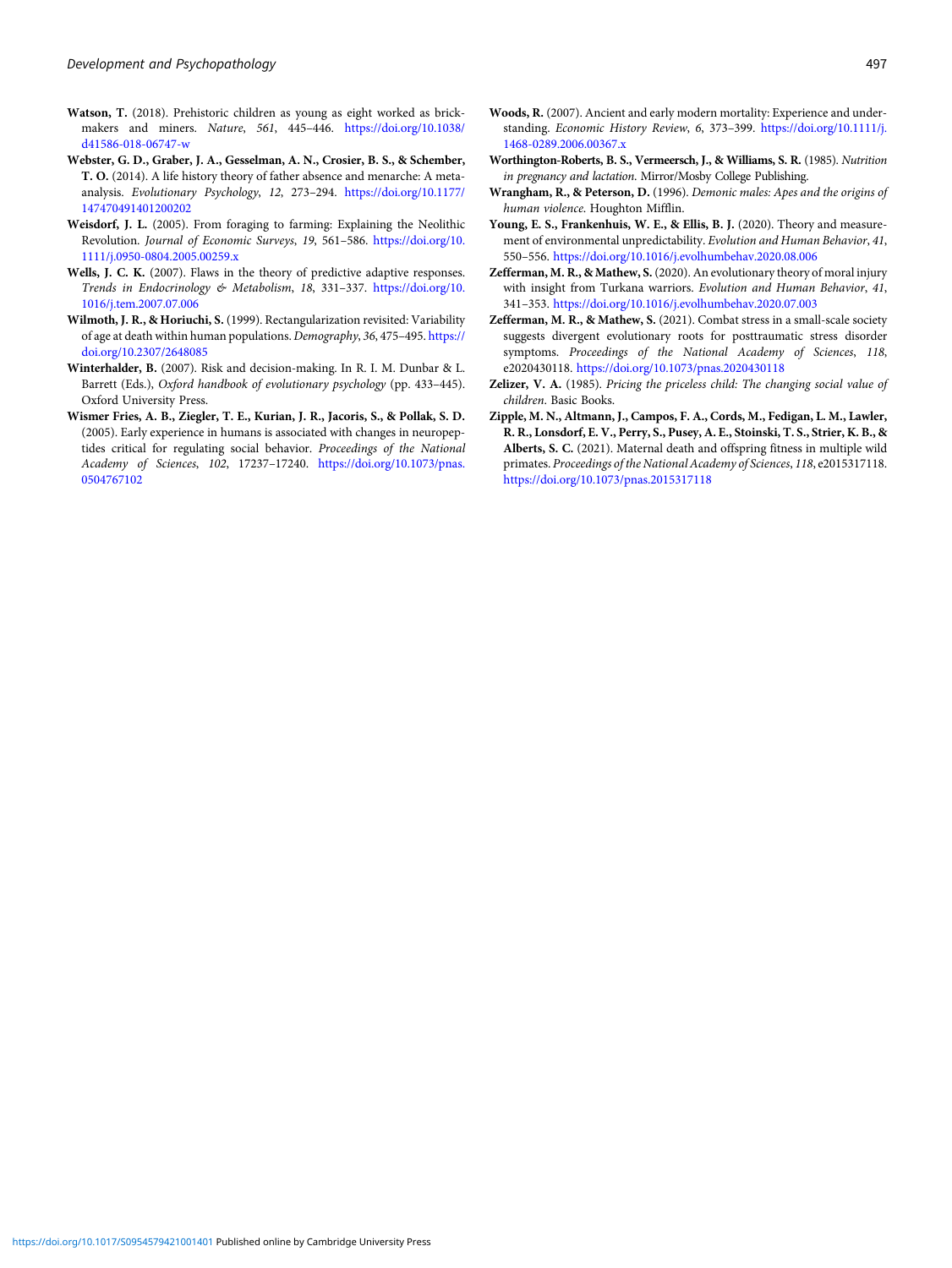**Watson, T.** (2018). Prehistoric children as young as eight worked as brick-makers and miners. *Nature*, *561*, 445–446. https://doi.org/10.1038/d41586-018-06747-w

**Webster, G. D., Graber, J. A., Gesselman, A. N., Crosier, B. S., & Schember, T. O.** (2014). A life history theory of father absence and menarche: A meta-analysis. *Evolutionary Psychology*, *12*, 273–294. https://doi.org/10.1177/147470491401200202

**Weisdorf, J. L.** (2005). From foraging to farming: Explaining the Neolithic Revolution. *Journal of Economic Surveys*, *19*, 561–586. https://doi.org/10.1111/j.0950-0804.2005.00259.x

**Wells, J. C. K.** (2007). Flaws in the theory of predictive adaptive responses. *Trends in Endocrinology & Metabolism*, *18*, 331–337. https://doi.org/10.1016/j.tem.2007.07.006

**Wilmoth, J. R., & Horiuchi, S.** (1999). Rectangularization revisited: Variability of age at death within human populations. *Demography*, *36*, 475–495. https://doi.org/10.2307/2648085

**Winterhalder, B.** (2007). Risk and decision-making. In R. I. M. Dunbar & L. Barrett (Eds.), *Oxford handbook of evolutionary psychology* (pp. 433–445). Oxford University Press.

**Wismer Fries, A. B., Ziegler, T. E., Kurian, J. R., Jacoris, S., & Pollak, S. D.** (2005). Early experience in humans is associated with changes in neuropeptides critical for regulating social behavior. *Proceedings of the National Academy of Sciences*, *102*, 17237–17240. https://doi.org/10.1073/pnas.0504767102

**Woods, R.** (2007). Ancient and early modern mortality: Experience and understanding. *Economic History Review*, *6*, 373–399. https://doi.org/10.1111/j.1468-0289.2006.00367.x

**Worthington-Roberts, B. S., Vermeersch, J., & Williams, S. R.** (1985). *Nutrition in pregnancy and lactation*. Mirror/Mosby College Publishing.

**Wrangham, R., & Peterson, D.** (1996). *Demonic males: Apes and the origins of human violence*. Houghton Mifflin.

**Young, E. S., Frankenhuis, W. E., & Ellis, B. J.** (2020). Theory and measurement of environmental unpredictability. *Evolution and Human Behavior*, *41*, 550–556. https://doi.org/10.1016/j.evolhumbehav.2020.08.006

**Zefferman, M. R., & Mathew, S.** (2020). An evolutionary theory of moral injury with insight from Turkana warriors. *Evolution and Human Behavior*, *41*, 341–353. https://doi.org/10.1016/j.evolhumbehav.2020.07.003

**Zefferman, M. R., & Mathew, S.** (2021). Combat stress in a small-scale society suggests divergent evolutionary roots for posttraumatic stress disorder symptoms. *Proceedings of the National Academy of Sciences*, *118*, e2020430118. https://doi.org/10.1073/pnas.2020430118

**Zelizer, V. A.** (1985). *Pricing the priceless child: The changing social value of children*. Basic Books.

**Zipple, M. N., Altmann, J., Campos, F. A., Cords, M., Fedigan, L. M., Lawler, R. R., Lonsdorf, E. V., Perry, S., Pusey, A. E., Stoinski, T. S., Strier, K. B., & Alberts, S. C.** (2021). Maternal death and offspring fitness in multiple wild primates. *Proceedings of the National Academy of Sciences*, *118*, e2015317118. https://doi.org/10.1073/pnas.2015317118